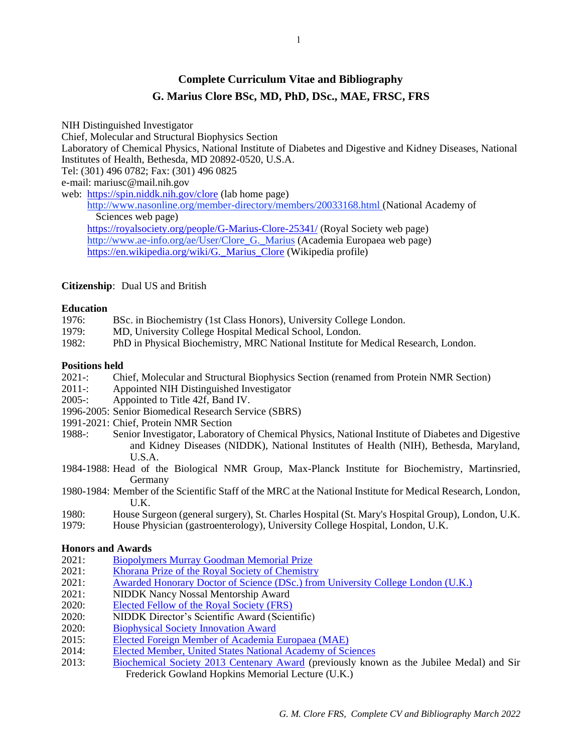# Complete Curriculum Vitae and Bibliography
## G. Marius Clore BSc, MD, PhD, DSc., MAE, FRSC, FRS

NIH Distinguished Investigator
Chief, Molecular and Structural Biophysics Section
Laboratory of Chemical Physics, National Institute of Diabetes and Digestive and Kidney Diseases, National Institutes of Health, Bethesda, MD 20892-0520, U.S.A.
Tel: (301) 496 0782; Fax: (301) 496 0825
e-mail: mariusc@mail.nih.gov
web: https://spin.niddk.nih.gov/clore (lab home page)
http://www.nasonline.org/member-directory/members/20033168.html (National Academy of Sciences web page)
https://royalsociety.org/people/G-Marius-Clore-25341/ (Royal Society web page)
http://www.ae-info.org/ae/User/Clore_G._Marius (Academia Europaea web page)
https://en.wikipedia.org/wiki/G._Marius_Clore (Wikipedia profile)

**Citizenship**: Dual US and British

**Education**

1976: BSc. in Biochemistry (1st Class Honors), University College London.
1979: MD, University College Hospital Medical School, London.
1982: PhD in Physical Biochemistry, MRC National Institute for Medical Research, London.

**Positions held**

2021-: Chief, Molecular and Structural Biophysics Section (renamed from Protein NMR Section)
2011-: Appointed NIH Distinguished Investigator
2005-: Appointed to Title 42f, Band IV.
1996-2005: Senior Biomedical Research Service (SBRS)
1991-2021: Chief, Protein NMR Section
1988-: Senior Investigator, Laboratory of Chemical Physics, National Institute of Diabetes and Digestive and Kidney Diseases (NIDDK), National Institutes of Health (NIH), Bethesda, Maryland, U.S.A.
1984-1988: Head of the Biological NMR Group, Max-Planck Institute for Biochemistry, Martinsried, Germany
1980-1984: Member of the Scientific Staff of the MRC at the National Institute for Medical Research, London, U.K.
1980: House Surgeon (general surgery), St. Charles Hospital (St. Mary's Hospital Group), London, U.K.
1979: House Physician (gastroenterology), University College Hospital, London, U.K.

**Honors and Awards**

2021: Biopolymers Murray Goodman Memorial Prize
2021: Khorana Prize of the Royal Society of Chemistry
2021: Awarded Honorary Doctor of Science (DSc.) from University College London (U.K.)
2021: NIDDK Nancy Nossal Mentorship Award
2020: Elected Fellow of the Royal Society (FRS)
2020: NIDDK Director's Scientific Award (Scientific)
2020: Biophysical Society Innovation Award
2015: Elected Foreign Member of Academia Europaea (MAE)
2014: Elected Member, United States National Academy of Sciences
2013: Biochemical Society 2013 Centenary Award (previously known as the Jubilee Medal) and Sir Frederick Gowland Hopkins Memorial Lecture (U.K.)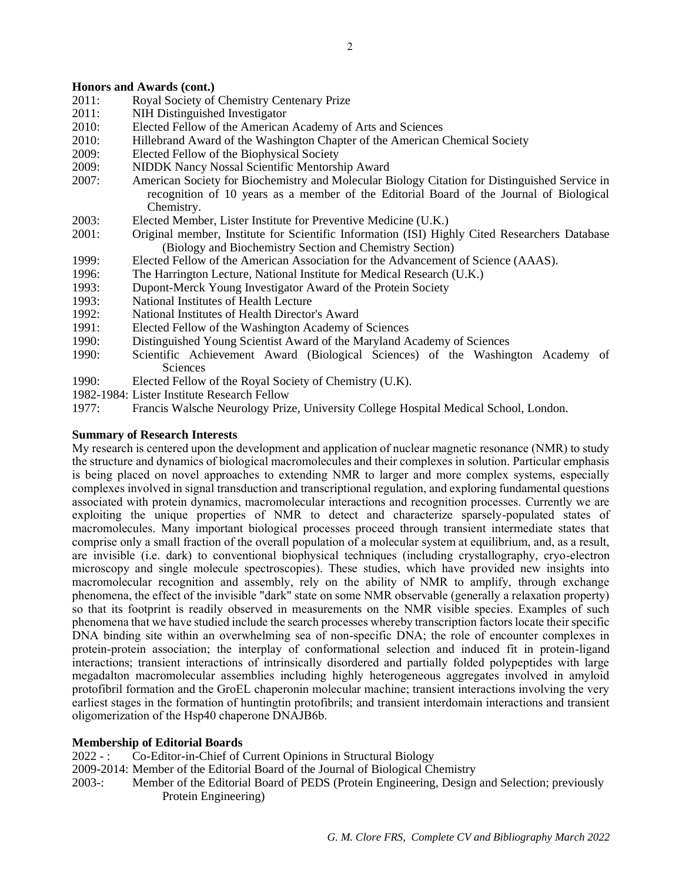**Honors and Awards (cont.)**

2011: Royal Society of Chemistry Centenary Prize
2011: NIH Distinguished Investigator
2010: Elected Fellow of the American Academy of Arts and Sciences
2010: Hillebrand Award of the Washington Chapter of the American Chemical Society
2009: Elected Fellow of the Biophysical Society
2009: NIDDK Nancy Nossal Scientific Mentorship Award
2007: American Society for Biochemistry and Molecular Biology Citation for Distinguished Service in recognition of 10 years as a member of the Editorial Board of the Journal of Biological Chemistry.
2003: Elected Member, Lister Institute for Preventive Medicine (U.K.)
2001: Original member, Institute for Scientific Information (ISI) Highly Cited Researchers Database (Biology and Biochemistry Section and Chemistry Section)
1999: Elected Fellow of the American Association for the Advancement of Science (AAAS).
1996: The Harrington Lecture, National Institute for Medical Research (U.K.)
1993: Dupont-Merck Young Investigator Award of the Protein Society
1993: National Institutes of Health Lecture
1992: National Institutes of Health Director's Award
1991: Elected Fellow of the Washington Academy of Sciences
1990: Distinguished Young Scientist Award of the Maryland Academy of Sciences
1990: Scientific Achievement Award (Biological Sciences) of the Washington Academy of Sciences
1990: Elected Fellow of the Royal Society of Chemistry (U.K).
1982-1984: Lister Institute Research Fellow
1977: Francis Walsche Neurology Prize, University College Hospital Medical School, London.

**Summary of Research Interests**

My research is centered upon the development and application of nuclear magnetic resonance (NMR) to study the structure and dynamics of biological macromolecules and their complexes in solution. Particular emphasis is being placed on novel approaches to extending NMR to larger and more complex systems, especially complexes involved in signal transduction and transcriptional regulation, and exploring fundamental questions associated with protein dynamics, macromolecular interactions and recognition processes. Currently we are exploiting the unique properties of NMR to detect and characterize sparsely-populated states of macromolecules. Many important biological processes proceed through transient intermediate states that comprise only a small fraction of the overall population of a molecular system at equilibrium, and, as a result, are invisible (i.e. dark) to conventional biophysical techniques (including crystallography, cryo-electron microscopy and single molecule spectroscopies). These studies, which have provided new insights into macromolecular recognition and assembly, rely on the ability of NMR to amplify, through exchange phenomena, the effect of the invisible "dark" state on some NMR observable (generally a relaxation property) so that its footprint is readily observed in measurements on the NMR visible species. Examples of such phenomena that we have studied include the search processes whereby transcription factors locate their specific DNA binding site within an overwhelming sea of non-specific DNA; the role of encounter complexes in protein-protein association; the interplay of conformational selection and induced fit in protein-ligand interactions; transient interactions of intrinsically disordered and partially folded polypeptides with large megadalton macromolecular assemblies including highly heterogeneous aggregates involved in amyloid protofibril formation and the GroEL chaperonin molecular machine; transient interactions involving the very earliest stages in the formation of huntingtin protofibrils; and transient interdomain interactions and transient oligomerization of the Hsp40 chaperone DNAJB6b.

**Membership of Editorial Boards**

2022 - : Co-Editor-in-Chief of Current Opinions in Structural Biology
2009-2014: Member of the Editorial Board of the Journal of Biological Chemistry
2003-: Member of the Editorial Board of PEDS (Protein Engineering, Design and Selection; previously Protein Engineering)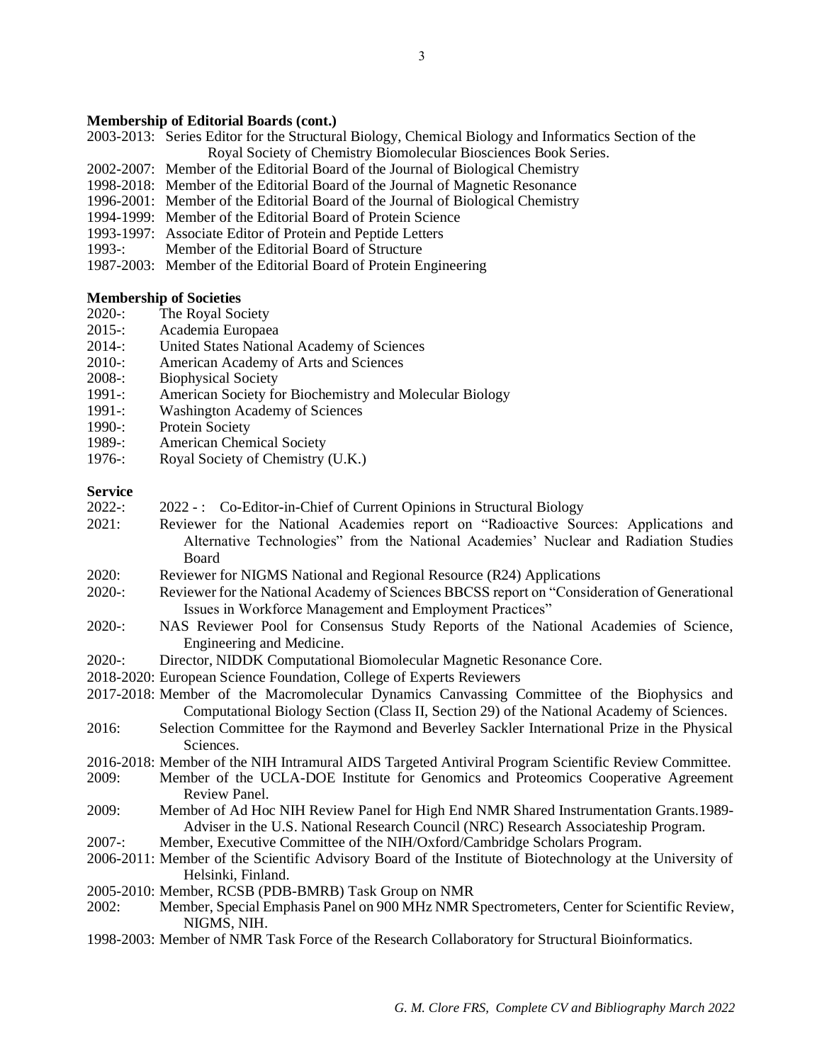**Membership of Editorial Boards (cont.)**

2003-2013: Series Editor for the Structural Biology, Chemical Biology and Informatics Section of the Royal Society of Chemistry Biomolecular Biosciences Book Series.
2002-2007: Member of the Editorial Board of the Journal of Biological Chemistry
1998-2018: Member of the Editorial Board of the Journal of Magnetic Resonance
1996-2001: Member of the Editorial Board of the Journal of Biological Chemistry
1994-1999: Member of the Editorial Board of Protein Science
1993-1997: Associate Editor of Protein and Peptide Letters
1993-: Member of the Editorial Board of Structure
1987-2003: Member of the Editorial Board of Protein Engineering

**Membership of Societies**

2020-: The Royal Society
2015-: Academia Europaea
2014-: United States National Academy of Sciences
2010-: American Academy of Arts and Sciences
2008-: Biophysical Society
1991-: American Society for Biochemistry and Molecular Biology
1991-: Washington Academy of Sciences
1990-: Protein Society
1989-: American Chemical Society
1976-: Royal Society of Chemistry (U.K.)

**Service**

2022-: 2022 - : Co-Editor-in-Chief of Current Opinions in Structural Biology
2021: Reviewer for the National Academies report on "Radioactive Sources: Applications and Alternative Technologies" from the National Academies' Nuclear and Radiation Studies Board
2020: Reviewer for NIGMS National and Regional Resource (R24) Applications
2020-: Reviewer for the National Academy of Sciences BBCSS report on "Consideration of Generational Issues in Workforce Management and Employment Practices"
2020-: NAS Reviewer Pool for Consensus Study Reports of the National Academies of Science, Engineering and Medicine.
2020-: Director, NIDDK Computational Biomolecular Magnetic Resonance Core.
2018-2020: European Science Foundation, College of Experts Reviewers
2017-2018: Member of the Macromolecular Dynamics Canvassing Committee of the Biophysics and Computational Biology Section (Class II, Section 29) of the National Academy of Sciences.
2016: Selection Committee for the Raymond and Beverley Sackler International Prize in the Physical Sciences.
2016-2018: Member of the NIH Intramural AIDS Targeted Antiviral Program Scientific Review Committee.
2009: Member of the UCLA-DOE Institute for Genomics and Proteomics Cooperative Agreement Review Panel.
2009: Member of Ad Hoc NIH Review Panel for High End NMR Shared Instrumentation Grants.1989- Adviser in the U.S. National Research Council (NRC) Research Associateship Program.
2007-: Member, Executive Committee of the NIH/Oxford/Cambridge Scholars Program.
2006-2011: Member of the Scientific Advisory Board of the Institute of Biotechnology at the University of Helsinki, Finland.
2005-2010: Member, RCSB (PDB-BMRB) Task Group on NMR
2002: Member, Special Emphasis Panel on 900 MHz NMR Spectrometers, Center for Scientific Review, NIGMS, NIH.
1998-2003: Member of NMR Task Force of the Research Collaboratory for Structural Bioinformatics.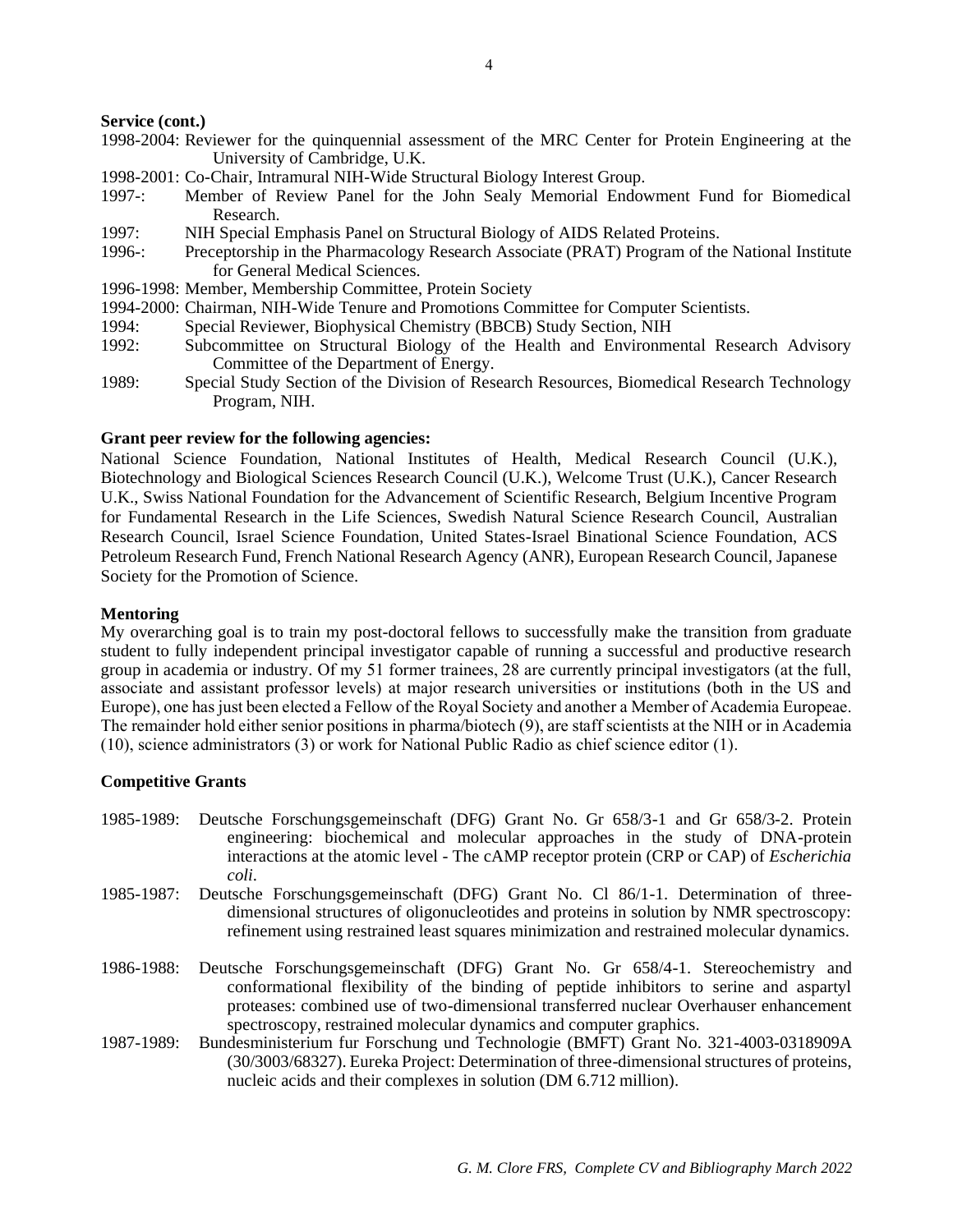**Service (cont.)**

1998-2004: Reviewer for the quinquennial assessment of the MRC Center for Protein Engineering at the University of Cambridge, U.K.

1998-2001: Co-Chair, Intramural NIH-Wide Structural Biology Interest Group.

1997-: Member of Review Panel for the John Sealy Memorial Endowment Fund for Biomedical Research.

1997: NIH Special Emphasis Panel on Structural Biology of AIDS Related Proteins.

1996-: Preceptorship in the Pharmacology Research Associate (PRAT) Program of the National Institute for General Medical Sciences.

1996-1998: Member, Membership Committee, Protein Society

1994-2000: Chairman, NIH-Wide Tenure and Promotions Committee for Computer Scientists.

1994: Special Reviewer, Biophysical Chemistry (BBCB) Study Section, NIH

1992: Subcommittee on Structural Biology of the Health and Environmental Research Advisory Committee of the Department of Energy.

1989: Special Study Section of the Division of Research Resources, Biomedical Research Technology Program, NIH.

**Grant peer review for the following agencies:**

National Science Foundation, National Institutes of Health, Medical Research Council (U.K.), Biotechnology and Biological Sciences Research Council (U.K.), Welcome Trust (U.K.), Cancer Research U.K., Swiss National Foundation for the Advancement of Scientific Research, Belgium Incentive Program for Fundamental Research in the Life Sciences, Swedish Natural Science Research Council, Australian Research Council, Israel Science Foundation, United States-Israel Binational Science Foundation, ACS Petroleum Research Fund, French National Research Agency (ANR), European Research Council, Japanese Society for the Promotion of Science.

**Mentoring**

My overarching goal is to train my post-doctoral fellows to successfully make the transition from graduate student to fully independent principal investigator capable of running a successful and productive research group in academia or industry. Of my 51 former trainees, 28 are currently principal investigators (at the full, associate and assistant professor levels) at major research universities or institutions (both in the US and Europe), one has just been elected a Fellow of the Royal Society and another a Member of Academia Europeae. The remainder hold either senior positions in pharma/biotech (9), are staff scientists at the NIH or in Academia (10), science administrators (3) or work for National Public Radio as chief science editor (1).

**Competitive Grants**

1985-1989: Deutsche Forschungsgemeinschaft (DFG) Grant No. Gr 658/3-1 and Gr 658/3-2. Protein engineering: biochemical and molecular approaches in the study of DNA-protein interactions at the atomic level - The cAMP receptor protein (CRP or CAP) of *Escherichia coli*.

1985-1987: Deutsche Forschungsgemeinschaft (DFG) Grant No. Cl 86/1-1. Determination of three-dimensional structures of oligonucleotides and proteins in solution by NMR spectroscopy: refinement using restrained least squares minimization and restrained molecular dynamics.

1986-1988: Deutsche Forschungsgemeinschaft (DFG) Grant No. Gr 658/4-1. Stereochemistry and conformational flexibility of the binding of peptide inhibitors to serine and aspartyl proteases: combined use of two-dimensional transferred nuclear Overhauser enhancement spectroscopy, restrained molecular dynamics and computer graphics.

1987-1989: Bundesministerium fur Forschung und Technologie (BMFT) Grant No. 321-4003-0318909A (30/3003/68327). Eureka Project: Determination of three-dimensional structures of proteins, nucleic acids and their complexes in solution (DM 6.712 million).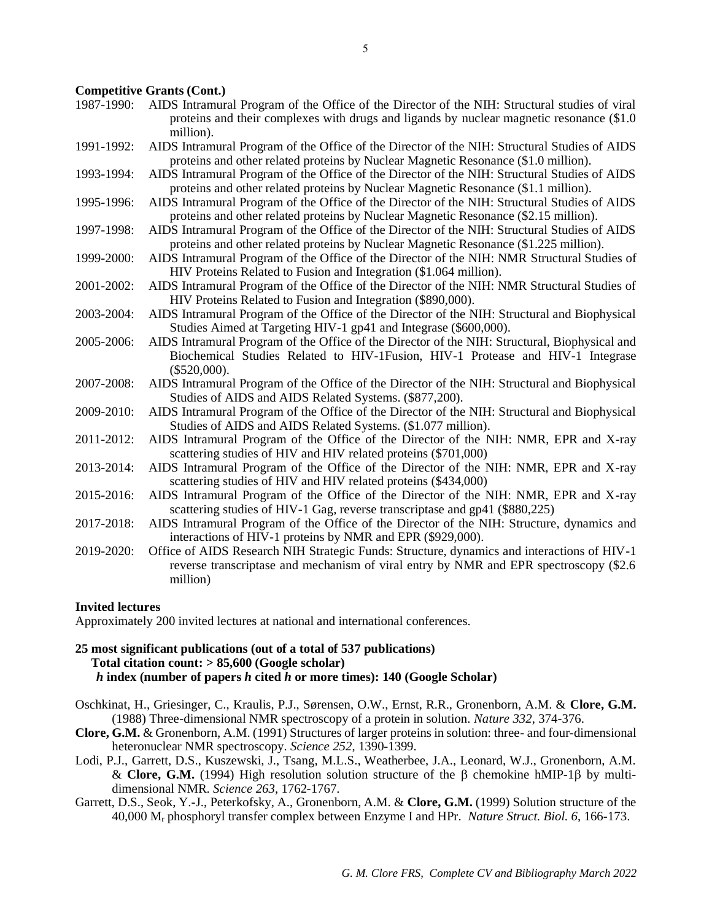**Competitive Grants (Cont.)**

1987-1990: AIDS Intramural Program of the Office of the Director of the NIH: Structural studies of viral proteins and their complexes with drugs and ligands by nuclear magnetic resonance ($1.0 million).

1991-1992: AIDS Intramural Program of the Office of the Director of the NIH: Structural Studies of AIDS proteins and other related proteins by Nuclear Magnetic Resonance ($1.0 million).

1993-1994: AIDS Intramural Program of the Office of the Director of the NIH: Structural Studies of AIDS proteins and other related proteins by Nuclear Magnetic Resonance ($1.1 million).

1995-1996: AIDS Intramural Program of the Office of the Director of the NIH: Structural Studies of AIDS proteins and other related proteins by Nuclear Magnetic Resonance ($2.15 million).

1997-1998: AIDS Intramural Program of the Office of the Director of the NIH: Structural Studies of AIDS proteins and other related proteins by Nuclear Magnetic Resonance ($1.225 million).

1999-2000: AIDS Intramural Program of the Office of the Director of the NIH: NMR Structural Studies of HIV Proteins Related to Fusion and Integration ($1.064 million).

2001-2002: AIDS Intramural Program of the Office of the Director of the NIH: NMR Structural Studies of HIV Proteins Related to Fusion and Integration ($890,000).

2003-2004: AIDS Intramural Program of the Office of the Director of the NIH: Structural and Biophysical Studies Aimed at Targeting HIV-1 gp41 and Integrase ($600,000).

2005-2006: AIDS Intramural Program of the Office of the Director of the NIH: Structural, Biophysical and Biochemical Studies Related to HIV-1Fusion, HIV-1 Protease and HIV-1 Integrase ($520,000).

2007-2008: AIDS Intramural Program of the Office of the Director of the NIH: Structural and Biophysical Studies of AIDS and AIDS Related Systems. ($877,200).

2009-2010: AIDS Intramural Program of the Office of the Director of the NIH: Structural and Biophysical Studies of AIDS and AIDS Related Systems. ($1.077 million).

2011-2012: AIDS Intramural Program of the Office of the Director of the NIH: NMR, EPR and X-ray scattering studies of HIV and HIV related proteins ($701,000)

2013-2014: AIDS Intramural Program of the Office of the Director of the NIH: NMR, EPR and X-ray scattering studies of HIV and HIV related proteins ($434,000)

2015-2016: AIDS Intramural Program of the Office of the Director of the NIH: NMR, EPR and X-ray scattering studies of HIV-1 Gag, reverse transcriptase and gp41 ($880,225)

2017-2018: AIDS Intramural Program of the Office of the Director of the NIH: Structure, dynamics and interactions of HIV-1 proteins by NMR and EPR ($929,000).

2019-2020: Office of AIDS Research NIH Strategic Funds: Structure, dynamics and interactions of HIV-1 reverse transcriptase and mechanism of viral entry by NMR and EPR spectroscopy ($2.6 million)

**Invited lectures**

Approximately 200 invited lectures at national and international conferences.

**25 most significant publications (out of a total of 537 publications)**
**Total citation count: > 85,600 (Google scholar)**
***h* index (number of papers *h* cited *h* or more times): 140 (Google Scholar)**

Oschkinat, H., Griesinger, C., Kraulis, P.J., Sørensen, O.W., Ernst, R.R., Gronenborn, A.M. & **Clore, G.M.** (1988) Three-dimensional NMR spectroscopy of a protein in solution. *Nature 332*, 374-376.

**Clore, G.M.** & Gronenborn, A.M. (1991) Structures of larger proteins in solution: three- and four-dimensional heteronuclear NMR spectroscopy. *Science 252*, 1390-1399.

Lodi, P.J., Garrett, D.S., Kuszewski, J., Tsang, M.L.S., Weatherbee, J.A., Leonard, W.J., Gronenborn, A.M. & **Clore, G.M.** (1994) High resolution solution structure of the β chemokine hMIP-1β by multi-dimensional NMR. *Science 263*, 1762-1767.

Garrett, D.S., Seok, Y.-J., Peterkofsky, A., Gronenborn, A.M. & **Clore, G.M.** (1999) Solution structure of the 40,000 $M_r$ phosphoryl transfer complex between Enzyme I and HPr. *Nature Struct. Biol. 6*, 166-173.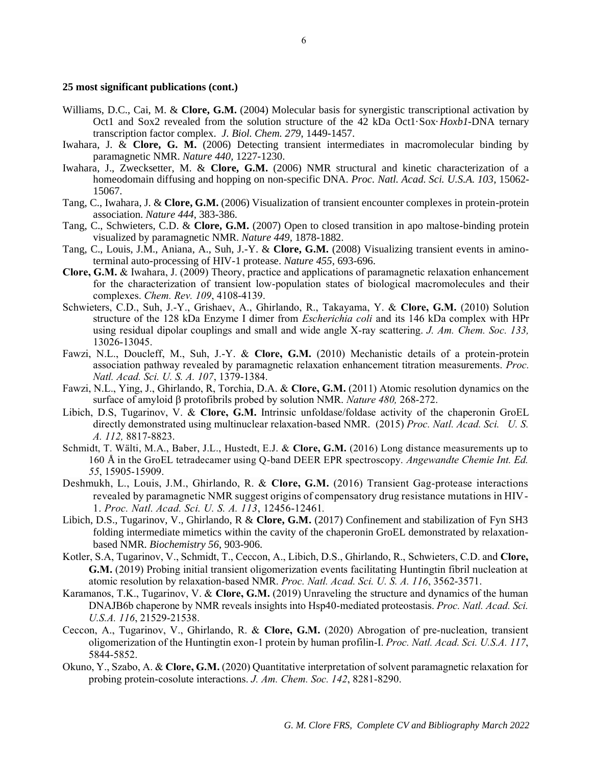**25 most significant publications (cont.)**

Williams, D.C., Cai, M. & **Clore, G.M.** (2004) Molecular basis for synergistic transcriptional activation by Oct1 and Sox2 revealed from the solution structure of the 42 kDa Oct1·Sox·*Hoxb1*-DNA ternary transcription factor complex. *J. Biol. Chem. 279*, 1449-1457.

Iwahara, J. & **Clore, G. M.** (2006) Detecting transient intermediates in macromolecular binding by paramagnetic NMR. *Nature 440,* 1227-1230.

Iwahara, J., Zwecksetter, M. & **Clore, G.M.** (2006) NMR structural and kinetic characterization of a homeodomain diffusing and hopping on non-specific DNA. *Proc. Natl. Acad. Sci. U.S.A. 103*, 15062-15067.

Tang, C., Iwahara, J. & **Clore, G.M.** (2006) Visualization of transient encounter complexes in protein-protein association. *Nature 444*, 383-386.

Tang, C., Schwieters, C.D. & **Clore, G.M.** (2007) Open to closed transition in apo maltose-binding protein visualized by paramagnetic NMR. *Nature 449,* 1878-1882.

Tang, C., Louis, J.M., Aniana, A., Suh, J.-Y. & **Clore, G.M.** (2008) Visualizing transient events in amino-terminal auto-processing of HIV-1 protease. *Nature 455,* 693-696.

**Clore, G.M.** & Iwahara, J. (2009) Theory, practice and applications of paramagnetic relaxation enhancement for the characterization of transient low-population states of biological macromolecules and their complexes. *Chem. Rev. 109*, 4108-4139.

Schwieters, C.D., Suh, J.-Y., Grishaev, A., Ghirlando, R., Takayama, Y. & **Clore, G.M.** (2010) Solution structure of the 128 kDa Enzyme I dimer from *Escherichia coli* and its 146 kDa complex with HPr using residual dipolar couplings and small and wide angle X-ray scattering. *J. Am. Chem. Soc. 133,* 13026-13045.

Fawzi, N.L., Doucleff, M., Suh, J.-Y. & **Clore, G.M.** (2010) Mechanistic details of a protein-protein association pathway revealed by paramagnetic relaxation enhancement titration measurements. *Proc. Natl. Acad. Sci. U. S. A. 107*, 1379-1384.

Fawzi, N.L., Ying, J., Ghirlando, R, Torchia, D.A. & **Clore, G.M.** (2011) Atomic resolution dynamics on the surface of amyloid β protofibrils probed by solution NMR. *Nature 480,* 268-272.

Libich, D.S, Tugarinov, V. & **Clore, G.M.** Intrinsic unfoldase/foldase activity of the chaperonin GroEL directly demonstrated using multinuclear relaxation-based NMR. (2015) *Proc. Natl. Acad. Sci. U. S. A. 112,* 8817-8823.

Schmidt, T. Wälti, M.A., Baber, J.L., Hustedt, E.J. & **Clore, G.M.** (2016) Long distance measurements up to 160 Å in the GroEL tetradecamer using Q-band DEER EPR spectroscopy. *Angewandte Chemie Int. Ed. 55*, 15905-15909.

Deshmukh, L., Louis, J.M., Ghirlando, R. & **Clore, G.M.** (2016) Transient Gag-protease interactions revealed by paramagnetic NMR suggest origins of compensatory drug resistance mutations in HIV-1. *Proc. Natl. Acad. Sci. U. S. A. 113*, 12456-12461.

Libich, D.S., Tugarinov, V., Ghirlando, R & **Clore, G.M.** (2017) Confinement and stabilization of Fyn SH3 folding intermediate mimetics within the cavity of the chaperonin GroEL demonstrated by relaxation-based NMR. *Biochemistry 56,* 903-906.

Kotler, S.A, Tugarinov, V., Schmidt, T., Ceccon, A., Libich, D.S., Ghirlando, R., Schwieters, C.D. and **Clore, G.M.** (2019) Probing initial transient oligomerization events facilitating Huntingtin fibril nucleation at atomic resolution by relaxation-based NMR. *Proc. Natl. Acad. Sci. U. S. A. 116*, 3562-3571.

Karamanos, T.K., Tugarinov, V. & **Clore, G.M.** (2019) Unraveling the structure and dynamics of the human DNAJB6b chaperone by NMR reveals insights into Hsp40-mediated proteostasis. *Proc. Natl. Acad. Sci. U.S.A. 116*, 21529-21538.

Ceccon, A., Tugarinov, V., Ghirlando, R. & **Clore, G.M.** (2020) Abrogation of pre-nucleation, transient oligomerization of the Huntingtin exon-1 protein by human profilin-I. *Proc. Natl. Acad. Sci. U.S.A. 117*, 5844-5852.

Okuno, Y., Szabo, A. & **Clore, G.M.** (2020) Quantitative interpretation of solvent paramagnetic relaxation for probing protein-cosolute interactions. *J. Am. Chem. Soc. 142*, 8281-8290.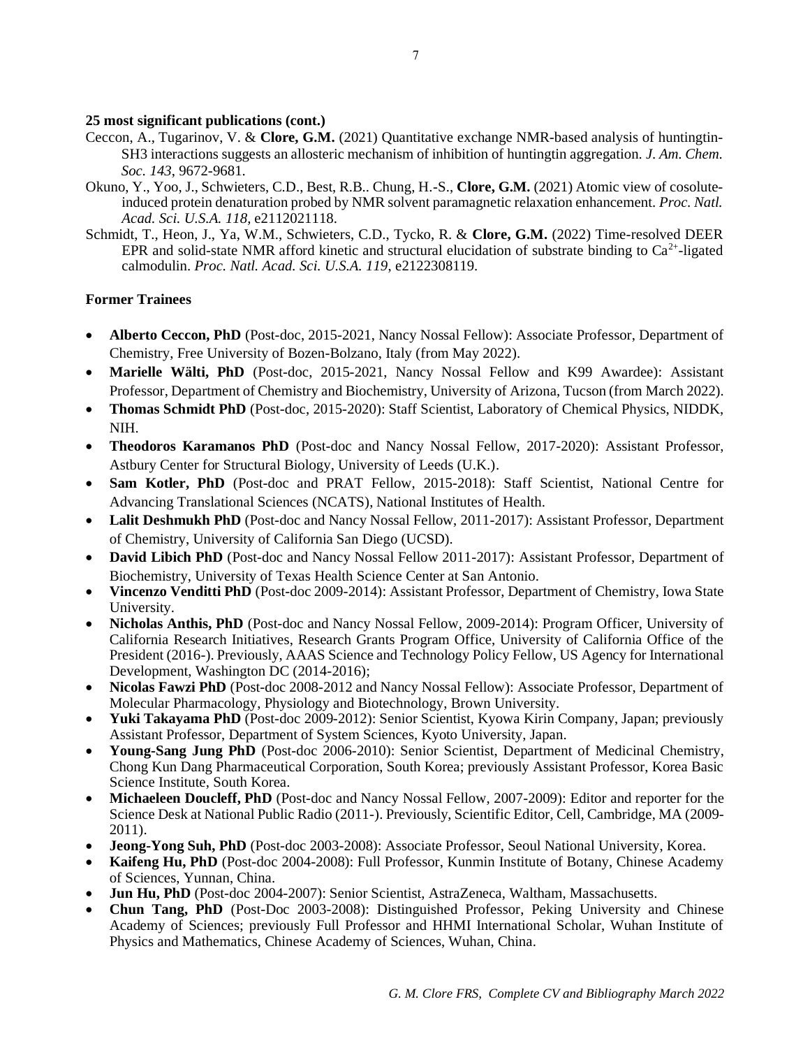**25 most significant publications (cont.)**

Ceccon, A., Tugarinov, V. & **Clore, G.M.** (2021) Quantitative exchange NMR-based analysis of huntingtin-SH3 interactions suggests an allosteric mechanism of inhibition of huntingtin aggregation. *J. Am. Chem. Soc. 143*, 9672-9681.

Okuno, Y., Yoo, J., Schwieters, C.D., Best, R.B.. Chung, H.-S., **Clore, G.M.** (2021) Atomic view of cosolute-induced protein denaturation probed by NMR solvent paramagnetic relaxation enhancement. *Proc. Natl. Acad. Sci. U.S.A. 118*, e2112021118.

Schmidt, T., Heon, J., Ya, W.M., Schwieters, C.D., Tycko, R. & **Clore, G.M.** (2022) Time-resolved DEER EPR and solid-state NMR afford kinetic and structural elucidation of substrate binding to $Ca^{2+}$-ligated calmodulin. *Proc. Natl. Acad. Sci. U.S.A. 119*, e2122308119.

**Former Trainees**

- **Alberto Ceccon, PhD** (Post-doc, 2015-2021, Nancy Nossal Fellow): Associate Professor, Department of Chemistry, Free University of Bozen-Bolzano, Italy (from May 2022).
- **Marielle Wälti, PhD** (Post-doc, 2015-2021, Nancy Nossal Fellow and K99 Awardee): Assistant Professor, Department of Chemistry and Biochemistry, University of Arizona, Tucson (from March 2022).
- **Thomas Schmidt PhD** (Post-doc, 2015-2020): Staff Scientist, Laboratory of Chemical Physics, NIDDK, NIH.
- **Theodoros Karamanos PhD** (Post-doc and Nancy Nossal Fellow, 2017-2020): Assistant Professor, Astbury Center for Structural Biology, University of Leeds (U.K.).
- **Sam Kotler, PhD** (Post-doc and PRAT Fellow, 2015-2018): Staff Scientist, National Centre for Advancing Translational Sciences (NCATS), National Institutes of Health.
- **Lalit Deshmukh PhD** (Post-doc and Nancy Nossal Fellow, 2011-2017): Assistant Professor, Department of Chemistry, University of California San Diego (UCSD).
- **David Libich PhD** (Post-doc and Nancy Nossal Fellow 2011-2017): Assistant Professor, Department of Biochemistry, University of Texas Health Science Center at San Antonio.
- **Vincenzo Venditti PhD** (Post-doc 2009-2014): Assistant Professor, Department of Chemistry, Iowa State University.
- **Nicholas Anthis, PhD** (Post-doc and Nancy Nossal Fellow, 2009-2014): Program Officer, University of California Research Initiatives, Research Grants Program Office, University of California Office of the President (2016-). Previously, AAAS Science and Technology Policy Fellow, US Agency for International Development, Washington DC (2014-2016);
- **Nicolas Fawzi PhD** (Post-doc 2008-2012 and Nancy Nossal Fellow): Associate Professor, Department of Molecular Pharmacology, Physiology and Biotechnology, Brown University.
- **Yuki Takayama PhD** (Post-doc 2009-2012): Senior Scientist, Kyowa Kirin Company, Japan; previously Assistant Professor, Department of System Sciences, Kyoto University, Japan.
- **Young-Sang Jung PhD** (Post-doc 2006-2010): Senior Scientist, Department of Medicinal Chemistry, Chong Kun Dang Pharmaceutical Corporation, South Korea; previously Assistant Professor, Korea Basic Science Institute, South Korea.
- **Michaeleen Doucleff, PhD** (Post-doc and Nancy Nossal Fellow, 2007-2009): Editor and reporter for the Science Desk at National Public Radio (2011-). Previously, Scientific Editor, Cell, Cambridge, MA (2009-2011).
- **Jeong-Yong Suh, PhD** (Post-doc 2003-2008): Associate Professor, Seoul National University, Korea.
- **Kaifeng Hu, PhD** (Post-doc 2004-2008): Full Professor, Kunmin Institute of Botany, Chinese Academy of Sciences, Yunnan, China.
- **Jun Hu, PhD** (Post-doc 2004-2007): Senior Scientist, AstraZeneca, Waltham, Massachusetts.
- **Chun Tang, PhD** (Post-Doc 2003-2008): Distinguished Professor, Peking University and Chinese Academy of Sciences; previously Full Professor and HHMI International Scholar, Wuhan Institute of Physics and Mathematics, Chinese Academy of Sciences, Wuhan, China.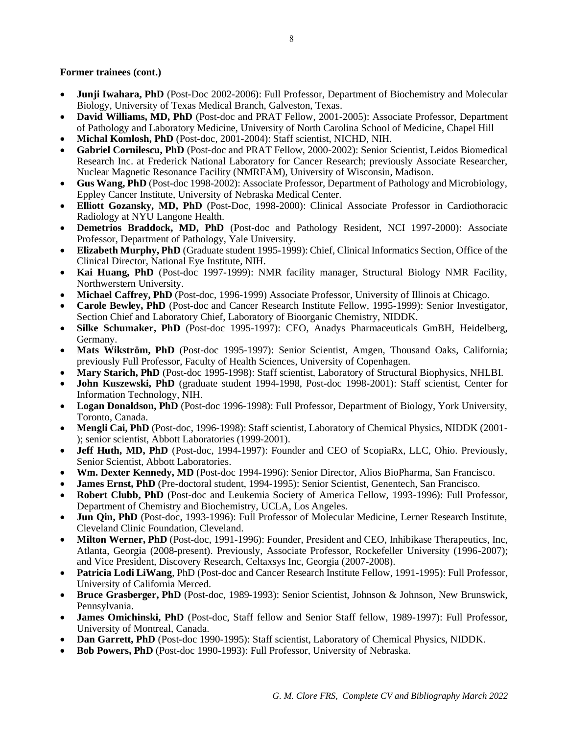**Former trainees (cont.)**

- **Junji Iwahara, PhD** (Post-Doc 2002-2006): Full Professor, Department of Biochemistry and Molecular Biology, University of Texas Medical Branch, Galveston, Texas.
- **David Williams, MD, PhD** (Post-doc and PRAT Fellow, 2001-2005): Associate Professor, Department of Pathology and Laboratory Medicine, University of North Carolina School of Medicine, Chapel Hill
- **Michal Komlosh, PhD** (Post-doc, 2001-2004): Staff scientist, NICHD, NIH.
- **Gabriel Cornilescu, PhD** (Post-doc and PRAT Fellow, 2000-2002): Senior Scientist, Leidos Biomedical Research Inc. at Frederick National Laboratory for Cancer Research; previously Associate Researcher, Nuclear Magnetic Resonance Facility (NMRFAM), University of Wisconsin, Madison.
- **Gus Wang, PhD** (Post-doc 1998-2002): Associate Professor, Department of Pathology and Microbiology, Eppley Cancer Institute, University of Nebraska Medical Center.
- **Elliott Gozansky, MD, PhD** (Post-Doc, 1998-2000): Clinical Associate Professor in Cardiothoracic Radiology at NYU Langone Health.
- **Demetrios Braddock, MD, PhD** (Post-doc and Pathology Resident, NCI 1997-2000): Associate Professor, Department of Pathology, Yale University.
- **Elizabeth Murphy, PhD** (Graduate student 1995-1999): Chief, Clinical Informatics Section, Office of the Clinical Director, National Eye Institute, NIH.
- **Kai Huang, PhD** (Post-doc 1997-1999): NMR facility manager, Structural Biology NMR Facility, Northwerstern University.
- **Michael Caffrey, PhD** (Post-doc, 1996-1999) Associate Professor, University of Illinois at Chicago.
- **Carole Bewley, PhD** (Post-doc and Cancer Research Institute Fellow, 1995-1999): Senior Investigator, Section Chief and Laboratory Chief, Laboratory of Bioorganic Chemistry, NIDDK.
- **Silke Schumaker, PhD** (Post-doc 1995-1997): CEO, Anadys Pharmaceuticals GmBH, Heidelberg, Germany.
- **Mats Wikström, PhD** (Post-doc 1995-1997): Senior Scientist, Amgen, Thousand Oaks, California; previously Full Professor, Faculty of Health Sciences, University of Copenhagen.
- **Mary Starich, PhD** (Post-doc 1995-1998): Staff scientist, Laboratory of Structural Biophysics, NHLBI.
- **John Kuszewski, PhD** (graduate student 1994-1998, Post-doc 1998-2001): Staff scientist, Center for Information Technology, NIH.
- **Logan Donaldson, PhD** (Post-doc 1996-1998): Full Professor, Department of Biology, York University, Toronto, Canada.
- **Mengli Cai, PhD** (Post-doc, 1996-1998): Staff scientist, Laboratory of Chemical Physics, NIDDK (2001-); senior scientist, Abbott Laboratories (1999-2001).
- **Jeff Huth, MD, PhD** (Post-doc, 1994-1997): Founder and CEO of ScopiaRx, LLC, Ohio. Previously, Senior Scientist, Abbott Laboratories.
- **Wm. Dexter Kennedy, MD** (Post-doc 1994-1996): Senior Director, Alios BioPharma, San Francisco.
- **James Ernst, PhD** (Pre-doctoral student, 1994-1995): Senior Scientist, Genentech, San Francisco.
- **Robert Clubb, PhD** (Post-doc and Leukemia Society of America Fellow, 1993-1996): Full Professor, Department of Chemistry and Biochemistry, UCLA, Los Angeles.
- **Jun Qin, PhD** (Post-doc, 1993-1996): Full Professor of Molecular Medicine, Lerner Research Institute, Cleveland Clinic Foundation, Cleveland.
- **Milton Werner, PhD** (Post-doc, 1991-1996): Founder, President and CEO, Inhibikase Therapeutics, Inc, Atlanta, Georgia (2008-present). Previously, Associate Professor, Rockefeller University (1996-2007); and Vice President, Discovery Research, Celtaxsys Inc, Georgia (2007-2008).
- **Patricia Lodi LiWang**, PhD (Post-doc and Cancer Research Institute Fellow, 1991-1995): Full Professor, University of California Merced.
- **Bruce Grasberger, PhD** (Post-doc, 1989-1993): Senior Scientist, Johnson & Johnson, New Brunswick, Pennsylvania.
- **James Omichinski, PhD** (Post-doc, Staff fellow and Senior Staff fellow, 1989-1997): Full Professor, University of Montreal, Canada.
- **Dan Garrett, PhD** (Post-doc 1990-1995): Staff scientist, Laboratory of Chemical Physics, NIDDK.
- **Bob Powers, PhD** (Post-doc 1990-1993): Full Professor, University of Nebraska.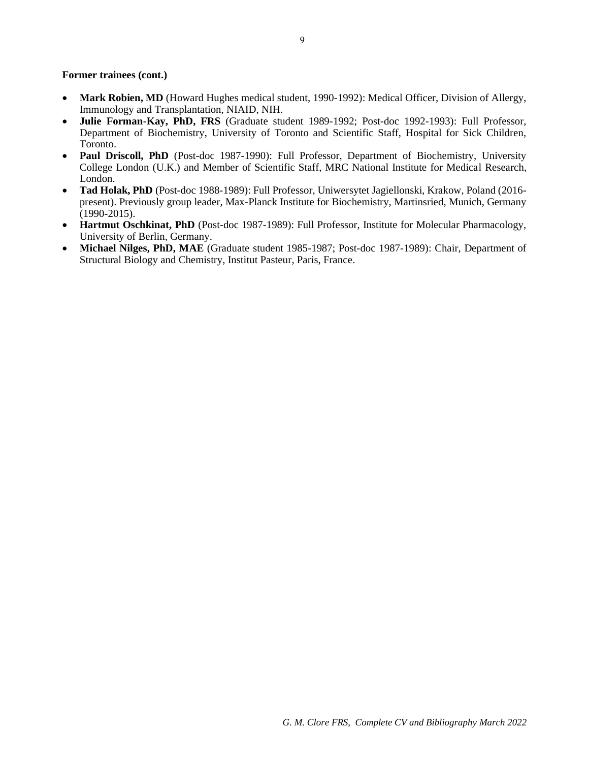**Former trainees (cont.)**

- **Mark Robien, MD** (Howard Hughes medical student, 1990-1992): Medical Officer, Division of Allergy, Immunology and Transplantation, NIAID, NIH.
- **Julie Forman-Kay, PhD, FRS** (Graduate student 1989-1992; Post-doc 1992-1993): Full Professor, Department of Biochemistry, University of Toronto and Scientific Staff, Hospital for Sick Children, Toronto.
- **Paul Driscoll, PhD** (Post-doc 1987-1990): Full Professor, Department of Biochemistry, University College London (U.K.) and Member of Scientific Staff, MRC National Institute for Medical Research, London.
- **Tad Holak, PhD** (Post-doc 1988-1989): Full Professor, Uniwersytet Jagiellonski, Krakow, Poland (2016-present). Previously group leader, Max-Planck Institute for Biochemistry, Martinsried, Munich, Germany (1990-2015).
- **Hartmut Oschkinat, PhD** (Post-doc 1987-1989): Full Professor, Institute for Molecular Pharmacology, University of Berlin, Germany.
- **Michael Nilges, PhD, MAE** (Graduate student 1985-1987; Post-doc 1987-1989): Chair, Department of Structural Biology and Chemistry, Institut Pasteur, Paris, France.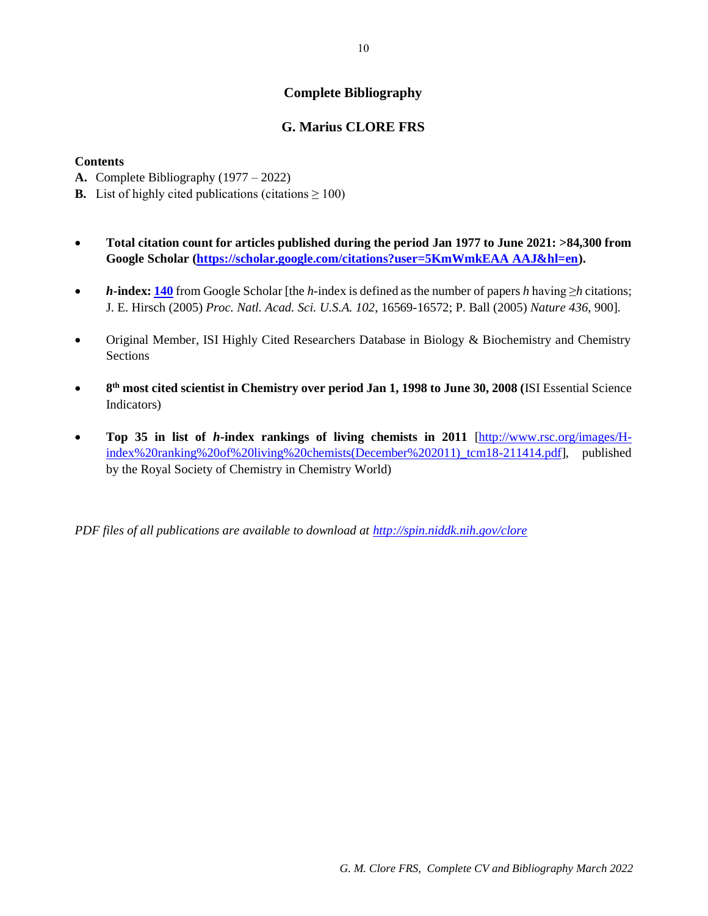## Complete Bibliography

## G. Marius CLORE FRS

**Contents**

**A.** Complete Bibliography (1977 – 2022)

**B.** List of highly cited publications (citations ≥ 100)

- **Total citation count for articles published during the period Jan 1977 to June 2021: >84,300 from Google Scholar ([https://scholar.google.com/citations?user=5KmWmkEAA AAJ&hl=en](https://scholar.google.com/citations?user=5KmWmkEAAAAJ&hl=en)).**

- ***h*-index: [140]** from Google Scholar [the *h*-index is defined as the number of papers *h* having ≥*h* citations; J. E. Hirsch (2005) *Proc. Natl. Acad. Sci. U.S.A. 102*, 16569-16572; P. Ball (2005) *Nature 436*, 900].

- Original Member, ISI Highly Cited Researchers Database in Biology & Biochemistry and Chemistry Sections

- **8th most cited scientist in Chemistry over period Jan 1, 1998 to June 30, 2008 (**ISI Essential Science Indicators)

- **Top 35 in list of *h*-index rankings of living chemists in 2011** [[http://www.rsc.org/images/H-index%20ranking%20of%20living%20chemists(December%202011)_tcm18-211414.pdf](http://www.rsc.org/images/H-index%20ranking%20of%20living%20chemists(December%202011)_tcm18-211414.pdf)], published by the Royal Society of Chemistry in Chemistry World)

*PDF files of all publications are available to download at [http://spin.niddk.nih.gov/clore](http://spin.niddk.nih.gov/clore)*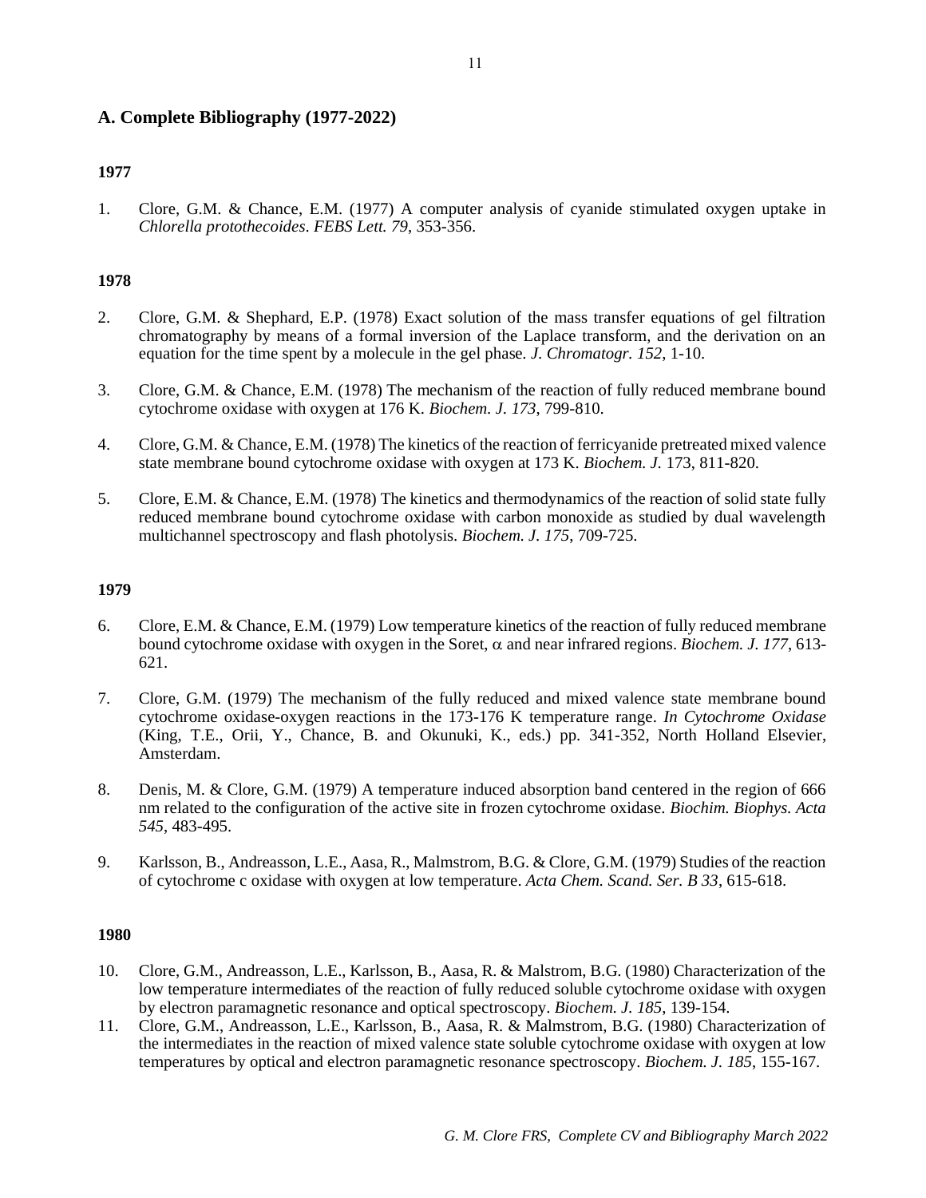## A. Complete Bibliography (1977-2022)

### 1977

1. Clore, G.M. & Chance, E.M. (1977) A computer analysis of cyanide stimulated oxygen uptake in *Chlorella protothecoides*. *FEBS Lett. 79*, 353-356.

### 1978

2. Clore, G.M. & Shephard, E.P. (1978) Exact solution of the mass transfer equations of gel filtration chromatography by means of a formal inversion of the Laplace transform, and the derivation on an equation for the time spent by a molecule in the gel phase. *J. Chromatogr. 152*, 1-10.

3. Clore, G.M. & Chance, E.M. (1978) The mechanism of the reaction of fully reduced membrane bound cytochrome oxidase with oxygen at 176 K. *Biochem. J. 173*, 799-810.

4. Clore, G.M. & Chance, E.M. (1978) The kinetics of the reaction of ferricyanide pretreated mixed valence state membrane bound cytochrome oxidase with oxygen at 173 K. *Biochem. J.* 173, 811-820.

5. Clore, E.M. & Chance, E.M. (1978) The kinetics and thermodynamics of the reaction of solid state fully reduced membrane bound cytochrome oxidase with carbon monoxide as studied by dual wavelength multichannel spectroscopy and flash photolysis. *Biochem. J. 175*, 709-725.

### 1979

6. Clore, E.M. & Chance, E.M. (1979) Low temperature kinetics of the reaction of fully reduced membrane bound cytochrome oxidase with oxygen in the Soret, $\alpha$ and near infrared regions. *Biochem. J. 177*, 613-621.

7. Clore, G.M. (1979) The mechanism of the fully reduced and mixed valence state membrane bound cytochrome oxidase-oxygen reactions in the 173-176 K temperature range. *In Cytochrome Oxidase* (King, T.E., Orii, Y., Chance, B. and Okunuki, K., eds.) pp. 341-352, North Holland Elsevier, Amsterdam.

8. Denis, M. & Clore, G.M. (1979) A temperature induced absorption band centered in the region of 666 nm related to the configuration of the active site in frozen cytochrome oxidase. *Biochim. Biophys. Acta 545*, 483-495.

9. Karlsson, B., Andreasson, L.E., Aasa, R., Malmstrom, B.G. & Clore, G.M. (1979) Studies of the reaction of cytochrome c oxidase with oxygen at low temperature. *Acta Chem. Scand. Ser. B 33*, 615-618.

### 1980

10. Clore, G.M., Andreasson, L.E., Karlsson, B., Aasa, R. & Malstrom, B.G. (1980) Characterization of the low temperature intermediates of the reaction of fully reduced soluble cytochrome oxidase with oxygen by electron paramagnetic resonance and optical spectroscopy. *Biochem. J. 185*, 139-154.
11. Clore, G.M., Andreasson, L.E., Karlsson, B., Aasa, R. & Malmstrom, B.G. (1980) Characterization of the intermediates in the reaction of mixed valence state soluble cytochrome oxidase with oxygen at low temperatures by optical and electron paramagnetic resonance spectroscopy. *Biochem. J. 185*, 155-167.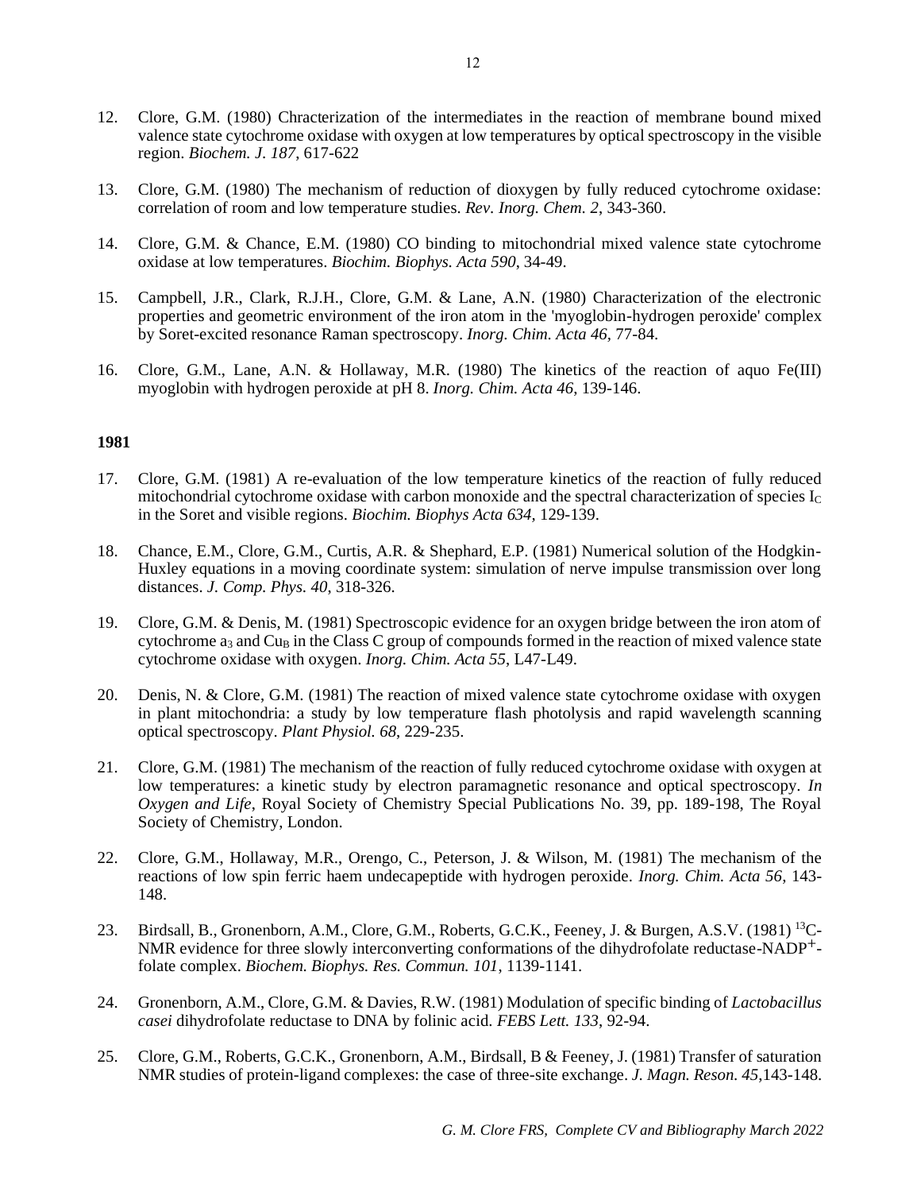12. Clore, G.M. (1980) Chracterization of the intermediates in the reaction of membrane bound mixed valence state cytochrome oxidase with oxygen at low temperatures by optical spectroscopy in the visible region. *Biochem. J. 187*, 617-622

13. Clore, G.M. (1980) The mechanism of reduction of dioxygen by fully reduced cytochrome oxidase: correlation of room and low temperature studies. *Rev. Inorg. Chem. 2*, 343-360.

14. Clore, G.M. & Chance, E.M. (1980) CO binding to mitochondrial mixed valence state cytochrome oxidase at low temperatures. *Biochim. Biophys. Acta 590*, 34-49.

15. Campbell, J.R., Clark, R.J.H., Clore, G.M. & Lane, A.N. (1980) Characterization of the electronic properties and geometric environment of the iron atom in the 'myoglobin-hydrogen peroxide' complex by Soret-excited resonance Raman spectroscopy. *Inorg. Chim. Acta 46*, 77-84.

16. Clore, G.M., Lane, A.N. & Hollaway, M.R. (1980) The kinetics of the reaction of aquo Fe(III) myoglobin with hydrogen peroxide at pH 8. *Inorg. Chim. Acta 46*, 139-146.

**1981**

17. Clore, G.M. (1981) A re-evaluation of the low temperature kinetics of the reaction of fully reduced mitochondrial cytochrome oxidase with carbon monoxide and the spectral characterization of species $I_C$ in the Soret and visible regions. *Biochim. Biophys Acta 634*, 129-139.

18. Chance, E.M., Clore, G.M., Curtis, A.R. & Shephard, E.P. (1981) Numerical solution of the Hodgkin-Huxley equations in a moving coordinate system: simulation of nerve impulse transmission over long distances. *J. Comp. Phys. 40*, 318-326.

19. Clore, G.M. & Denis, M. (1981) Spectroscopic evidence for an oxygen bridge between the iron atom of cytochrome $a_3$ and $Cu_B$ in the Class C group of compounds formed in the reaction of mixed valence state cytochrome oxidase with oxygen. *Inorg. Chim. Acta 55*, L47-L49.

20. Denis, N. & Clore, G.M. (1981) The reaction of mixed valence state cytochrome oxidase with oxygen in plant mitochondria: a study by low temperature flash photolysis and rapid wavelength scanning optical spectroscopy. *Plant Physiol. 68*, 229-235.

21. Clore, G.M. (1981) The mechanism of the reaction of fully reduced cytochrome oxidase with oxygen at low temperatures: a kinetic study by electron paramagnetic resonance and optical spectroscopy. *In Oxygen and Life*, Royal Society of Chemistry Special Publications No. 39, pp. 189-198, The Royal Society of Chemistry, London.

22. Clore, G.M., Hollaway, M.R., Orengo, C., Peterson, J. & Wilson, M. (1981) The mechanism of the reactions of low spin ferric haem undecapeptide with hydrogen peroxide. *Inorg. Chim. Acta 56*, 143-148.

23. Birdsall, B., Gronenborn, A.M., Clore, G.M., Roberts, G.C.K., Feeney, J. & Burgen, A.S.V. (1981) $^{13}C$-NMR evidence for three slowly interconverting conformations of the dihydrofolate reductase-$NADP^+$-folate complex. *Biochem. Biophys. Res. Commun. 101*, 1139-1141.

24. Gronenborn, A.M., Clore, G.M. & Davies, R.W. (1981) Modulation of specific binding of *Lactobacillus casei* dihydrofolate reductase to DNA by folinic acid. *FEBS Lett. 133*, 92-94.

25. Clore, G.M., Roberts, G.C.K., Gronenborn, A.M., Birdsall, B & Feeney, J. (1981) Transfer of saturation NMR studies of protein-ligand complexes: the case of three-site exchange. *J. Magn. Reson. 45*,143-148.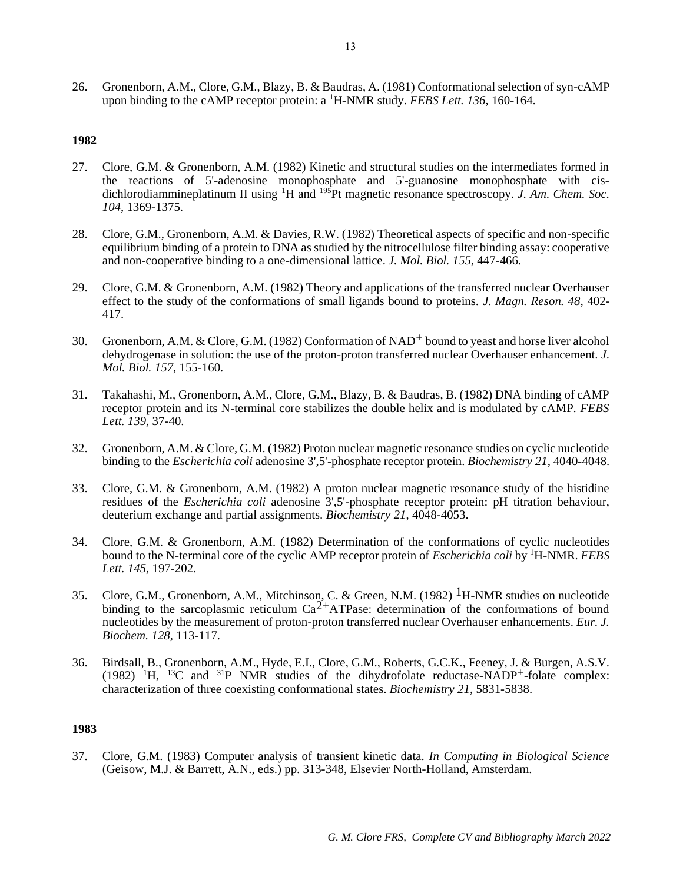26. Gronenborn, A.M., Clore, G.M., Blazy, B. & Baudras, A. (1981) Conformational selection of syn-cAMP upon binding to the cAMP receptor protein: a $^{1}$H-NMR study. *FEBS Lett. 136*, 160-164.

**1982**

27. Clore, G.M. & Gronenborn, A.M. (1982) Kinetic and structural studies on the intermediates formed in the reactions of 5'-adenosine monophosphate and 5'-guanosine monophosphate with cis-dichlorodiammineplatinum II using $^{1}$H and $^{195}$Pt magnetic resonance spectroscopy. *J. Am. Chem. Soc. 104*, 1369-1375.

28. Clore, G.M., Gronenborn, A.M. & Davies, R.W. (1982) Theoretical aspects of specific and non-specific equilibrium binding of a protein to DNA as studied by the nitrocellulose filter binding assay: cooperative and non-cooperative binding to a one-dimensional lattice. *J. Mol. Biol. 155*, 447-466.

29. Clore, G.M. & Gronenborn, A.M. (1982) Theory and applications of the transferred nuclear Overhauser effect to the study of the conformations of small ligands bound to proteins. *J. Magn. Reson. 48*, 402-417.

30. Gronenborn, A.M. & Clore, G.M. (1982) Conformation of $NAD^{+}$ bound to yeast and horse liver alcohol dehydrogenase in solution: the use of the proton-proton transferred nuclear Overhauser enhancement. *J. Mol. Biol. 157*, 155-160.

31. Takahashi, M., Gronenborn, A.M., Clore, G.M., Blazy, B. & Baudras, B. (1982) DNA binding of cAMP receptor protein and its N-terminal core stabilizes the double helix and is modulated by cAMP. *FEBS Lett. 139*, 37-40.

32. Gronenborn, A.M. & Clore, G.M. (1982) Proton nuclear magnetic resonance studies on cyclic nucleotide binding to the *Escherichia coli* adenosine 3',5'-phosphate receptor protein. *Biochemistry 21*, 4040-4048.

33. Clore, G.M. & Gronenborn, A.M. (1982) A proton nuclear magnetic resonance study of the histidine residues of the *Escherichia coli* adenosine 3',5'-phosphate receptor protein: pH titration behaviour, deuterium exchange and partial assignments. *Biochemistry 21*, 4048-4053.

34. Clore, G.M. & Gronenborn, A.M. (1982) Determination of the conformations of cyclic nucleotides bound to the N-terminal core of the cyclic AMP receptor protein of *Escherichia coli* by $^{1}$H-NMR. *FEBS Lett. 145*, 197-202.

35. Clore, G.M., Gronenborn, A.M., Mitchinson, C. & Green, N.M. (1982) $^{1}$H-NMR studies on nucleotide binding to the sarcoplasmic reticulum $Ca^{2+}$ATPase: determination of the conformations of bound nucleotides by the measurement of proton-proton transferred nuclear Overhauser enhancements. *Eur. J. Biochem. 128*, 113-117.

36. Birdsall, B., Gronenborn, A.M., Hyde, E.I., Clore, G.M., Roberts, G.C.K., Feeney, J. & Burgen, A.S.V. (1982) $^{1}$H, $^{13}$C and $^{31}$P NMR studies of the dihydrofolate reductase-$NADP^{+}$-folate complex: characterization of three coexisting conformational states. *Biochemistry 21*, 5831-5838.

**1983**

37. Clore, G.M. (1983) Computer analysis of transient kinetic data. *In Computing in Biological Science* (Geisow, M.J. & Barrett, A.N., eds.) pp. 313-348, Elsevier North-Holland, Amsterdam.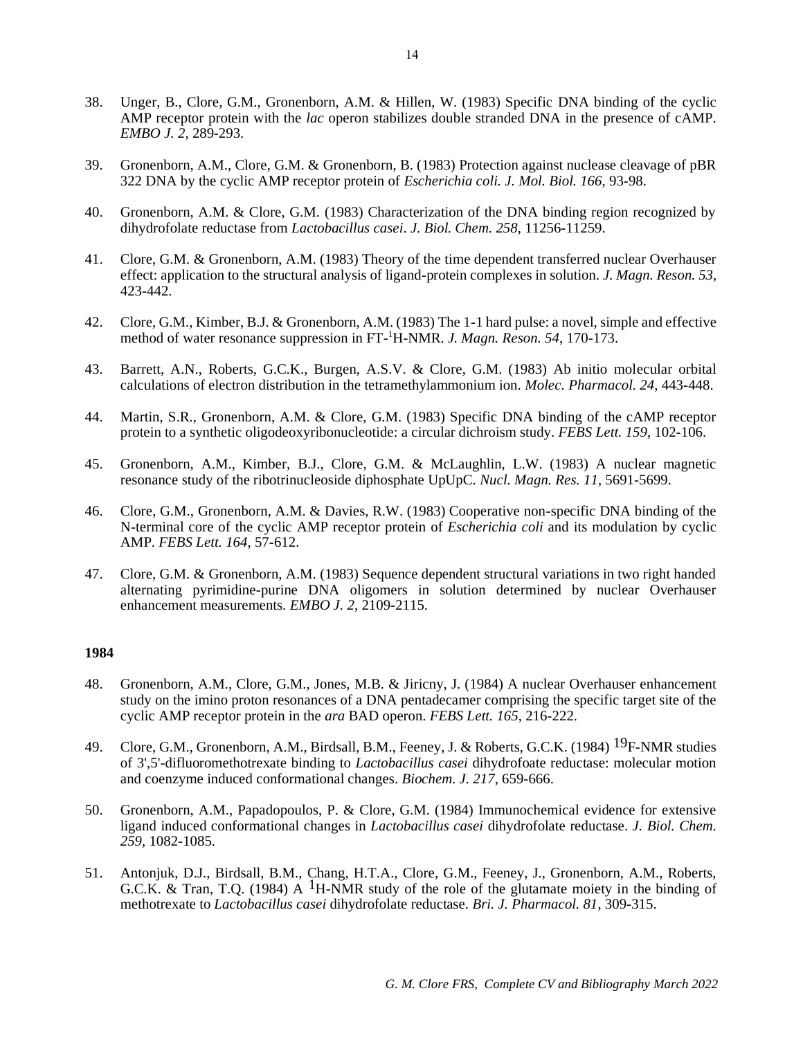38. Unger, B., Clore, G.M., Gronenborn, A.M. & Hillen, W. (1983) Specific DNA binding of the cyclic AMP receptor protein with the *lac* operon stabilizes double stranded DNA in the presence of cAMP. *EMBO J. 2*, 289-293.

39. Gronenborn, A.M., Clore, G.M. & Gronenborn, B. (1983) Protection against nuclease cleavage of pBR 322 DNA by the cyclic AMP receptor protein of *Escherichia coli. J. Mol. Biol. 166*, 93-98.

40. Gronenborn, A.M. & Clore, G.M. (1983) Characterization of the DNA binding region recognized by dihydrofolate reductase from *Lactobacillus casei*. *J. Biol. Chem. 258*, 11256-11259.

41. Clore, G.M. & Gronenborn, A.M. (1983) Theory of the time dependent transferred nuclear Overhauser effect: application to the structural analysis of ligand-protein complexes in solution. *J. Magn. Reson. 53*, 423-442.

42. Clore, G.M., Kimber, B.J. & Gronenborn, A.M. (1983) The 1-1 hard pulse: a novel, simple and effective method of water resonance suppression in FT-$^{1}$H-NMR. *J. Magn. Reson. 54*, 170-173.

43. Barrett, A.N., Roberts, G.C.K., Burgen, A.S.V. & Clore, G.M. (1983) Ab initio molecular orbital calculations of electron distribution in the tetramethylammonium ion. *Molec. Pharmacol. 24*, 443-448.

44. Martin, S.R., Gronenborn, A.M. & Clore, G.M. (1983) Specific DNA binding of the cAMP receptor protein to a synthetic oligodeoxyribonucleotide: a circular dichroism study. *FEBS Lett. 159*, 102-106.

45. Gronenborn, A.M., Kimber, B.J., Clore, G.M. & McLaughlin, L.W. (1983) A nuclear magnetic resonance study of the ribotrinucleoside diphosphate UpUpC. *Nucl. Magn. Res. 11*, 5691-5699.

46. Clore, G.M., Gronenborn, A.M. & Davies, R.W. (1983) Cooperative non-specific DNA binding of the N-terminal core of the cyclic AMP receptor protein of *Escherichia coli* and its modulation by cyclic AMP. *FEBS Lett. 164*, 57-612.

47. Clore, G.M. & Gronenborn, A.M. (1983) Sequence dependent structural variations in two right handed alternating pyrimidine-purine DNA oligomers in solution determined by nuclear Overhauser enhancement measurements. *EMBO J. 2*, 2109-2115.

**1984**

48. Gronenborn, A.M., Clore, G.M., Jones, M.B. & Jiricny, J. (1984) A nuclear Overhauser enhancement study on the imino proton resonances of a DNA pentadecamer comprising the specific target site of the cyclic AMP receptor protein in the *ara* BAD operon. *FEBS Lett. 165*, 216-222.

49. Clore, G.M., Gronenborn, A.M., Birdsall, B.M., Feeney, J. & Roberts, G.C.K. (1984) $^{19}$F-NMR studies of 3',5'-difluoromethotrexate binding to *Lactobacillus casei* dihydrofoate reductase: molecular motion and coenzyme induced conformational changes. *Biochem. J. 217*, 659-666.

50. Gronenborn, A.M., Papadopoulos, P. & Clore, G.M. (1984) Immunochemical evidence for extensive ligand induced conformational changes in *Lactobacillus casei* dihydrofolate reductase. *J. Biol. Chem. 259*, 1082-1085.

51. Antonjuk, D.J., Birdsall, B.M., Chang, H.T.A., Clore, G.M., Feeney, J., Gronenborn, A.M., Roberts, G.C.K. & Tran, T.Q. (1984) A $^{1}$H-NMR study of the role of the glutamate moiety in the binding of methotrexate to *Lactobacillus casei* dihydrofolate reductase. *Bri. J. Pharmacol. 81*, 309-315.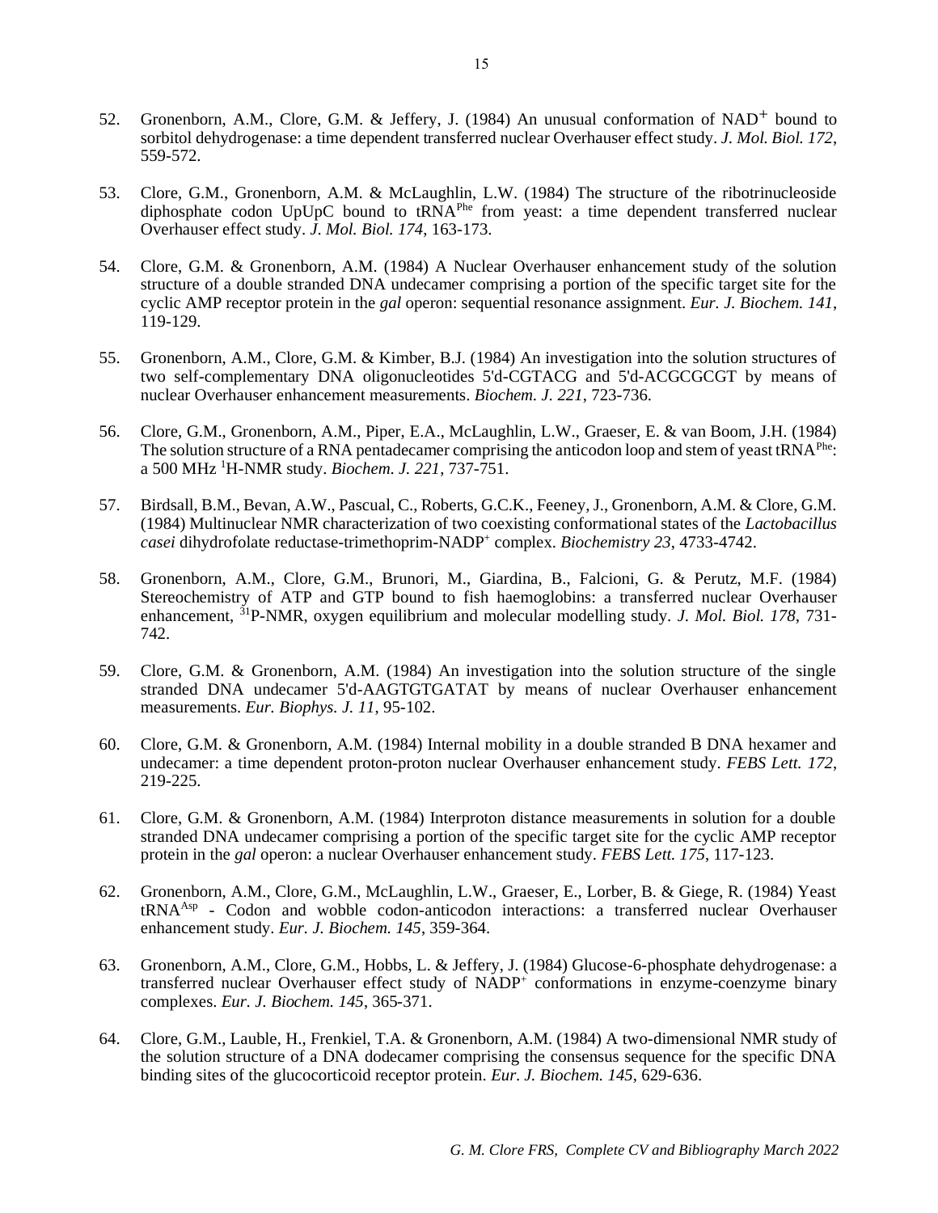52. Gronenborn, A.M., Clore, G.M. & Jeffery, J. (1984) An unusual conformation of $NAD^+$ bound to sorbitol dehydrogenase: a time dependent transferred nuclear Overhauser effect study. *J. Mol. Biol. 172*, 559-572.

53. Clore, G.M., Gronenborn, A.M. & McLaughlin, L.W. (1984) The structure of the ribotrinucleoside diphosphate codon UpUpC bound to $tRNA^{Phe}$ from yeast: a time dependent transferred nuclear Overhauser effect study. *J. Mol. Biol. 174*, 163-173.

54. Clore, G.M. & Gronenborn, A.M. (1984) A Nuclear Overhauser enhancement study of the solution structure of a double stranded DNA undecamer comprising a portion of the specific target site for the cyclic AMP receptor protein in the *gal* operon: sequential resonance assignment. *Eur. J. Biochem. 141*, 119-129.

55. Gronenborn, A.M., Clore, G.M. & Kimber, B.J. (1984) An investigation into the solution structures of two self-complementary DNA oligonucleotides 5'd-CGTACG and 5'd-ACGCGCGT by means of nuclear Overhauser enhancement measurements. *Biochem. J. 221*, 723-736.

56. Clore, G.M., Gronenborn, A.M., Piper, E.A., McLaughlin, L.W., Graeser, E. & van Boom, J.H. (1984) The solution structure of a RNA pentadecamer comprising the anticodon loop and stem of yeast $tRNA^{Phe}$: a 500 MHz $^1H$-NMR study. *Biochem. J. 221*, 737-751.

57. Birdsall, B.M., Bevan, A.W., Pascual, C., Roberts, G.C.K., Feeney, J., Gronenborn, A.M. & Clore, G.M. (1984) Multinuclear NMR characterization of two coexisting conformational states of the *Lactobacillus casei* dihydrofolate reductase-trimethoprim-$NADP^+$ complex. *Biochemistry 23*, 4733-4742.

58. Gronenborn, A.M., Clore, G.M., Brunori, M., Giardina, B., Falcioni, G. & Perutz, M.F. (1984) Stereochemistry of ATP and GTP bound to fish haemoglobins: a transferred nuclear Overhauser enhancement, $^{31}P$-NMR, oxygen equilibrium and molecular modelling study. *J. Mol. Biol. 178*, 731-742.

59. Clore, G.M. & Gronenborn, A.M. (1984) An investigation into the solution structure of the single stranded DNA undecamer 5'd-AAGTGTGATAT by means of nuclear Overhauser enhancement measurements. *Eur. Biophys. J. 11*, 95-102.

60. Clore, G.M. & Gronenborn, A.M. (1984) Internal mobility in a double stranded B DNA hexamer and undecamer: a time dependent proton-proton nuclear Overhauser enhancement study. *FEBS Lett. 172*, 219-225.

61. Clore, G.M. & Gronenborn, A.M. (1984) Interproton distance measurements in solution for a double stranded DNA undecamer comprising a portion of the specific target site for the cyclic AMP receptor protein in the *gal* operon: a nuclear Overhauser enhancement study. *FEBS Lett. 175*, 117-123.

62. Gronenborn, A.M., Clore, G.M., McLaughlin, L.W., Graeser, E., Lorber, B. & Giege, R. (1984) Yeast $tRNA^{Asp}$ - Codon and wobble codon-anticodon interactions: a transferred nuclear Overhauser enhancement study. *Eur. J. Biochem. 145*, 359-364.

63. Gronenborn, A.M., Clore, G.M., Hobbs, L. & Jeffery, J. (1984) Glucose-6-phosphate dehydrogenase: a transferred nuclear Overhauser effect study of $NADP^+$ conformations in enzyme-coenzyme binary complexes. *Eur. J. Biochem. 145*, 365-371.

64. Clore, G.M., Lauble, H., Frenkiel, T.A. & Gronenborn, A.M. (1984) A two-dimensional NMR study of the solution structure of a DNA dodecamer comprising the consensus sequence for the specific DNA binding sites of the glucocorticoid receptor protein. *Eur. J. Biochem. 145*, 629-636.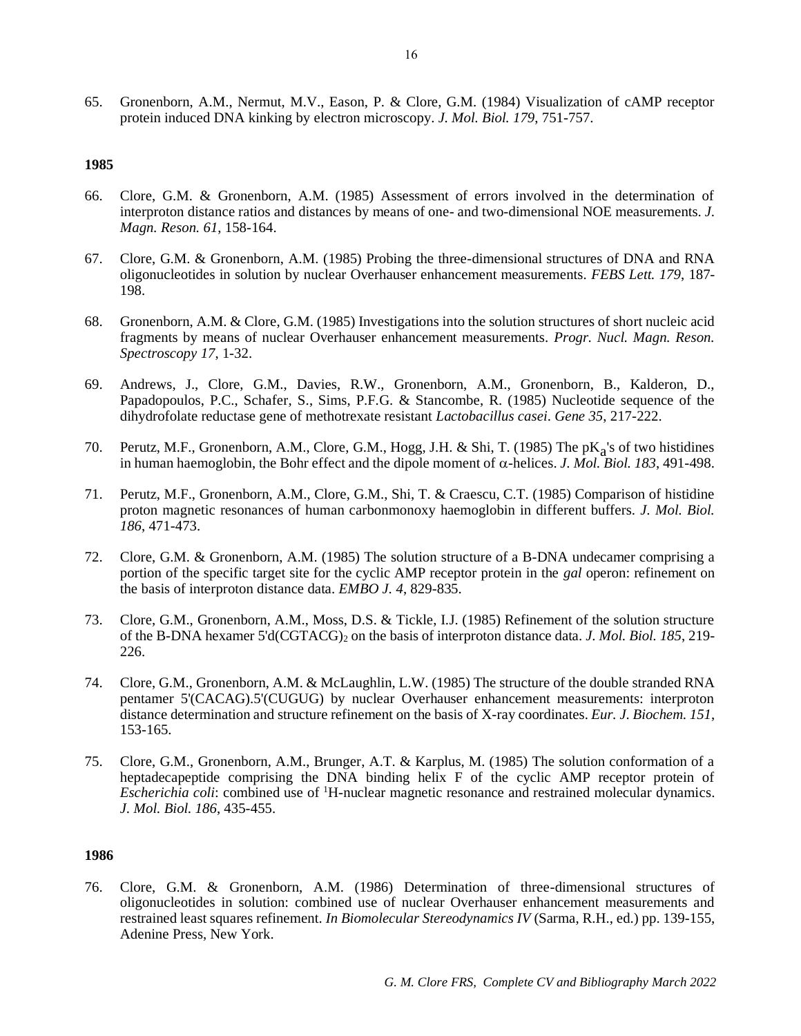65. Gronenborn, A.M., Nermut, M.V., Eason, P. & Clore, G.M. (1984) Visualization of cAMP receptor protein induced DNA kinking by electron microscopy. *J. Mol. Biol. 179*, 751-757.

**1985**

66. Clore, G.M. & Gronenborn, A.M. (1985) Assessment of errors involved in the determination of interproton distance ratios and distances by means of one- and two-dimensional NOE measurements. *J. Magn. Reson. 61*, 158-164.

67. Clore, G.M. & Gronenborn, A.M. (1985) Probing the three-dimensional structures of DNA and RNA oligonucleotides in solution by nuclear Overhauser enhancement measurements. *FEBS Lett. 179*, 187-198.

68. Gronenborn, A.M. & Clore, G.M. (1985) Investigations into the solution structures of short nucleic acid fragments by means of nuclear Overhauser enhancement measurements. *Progr. Nucl. Magn. Reson. Spectroscopy 17*, 1-32.

69. Andrews, J., Clore, G.M., Davies, R.W., Gronenborn, A.M., Gronenborn, B., Kalderon, D., Papadopoulos, P.C., Schafer, S., Sims, P.F.G. & Stancombe, R. (1985) Nucleotide sequence of the dihydrofolate reductase gene of methotrexate resistant *Lactobacillus casei*. *Gene 35*, 217-222.

70. Perutz, M.F., Gronenborn, A.M., Clore, G.M., Hogg, J.H. & Shi, T. (1985) The $pK_a$'s of two histidines in human haemoglobin, the Bohr effect and the dipole moment of $\alpha$-helices. *J. Mol. Biol. 183*, 491-498.

71. Perutz, M.F., Gronenborn, A.M., Clore, G.M., Shi, T. & Craescu, C.T. (1985) Comparison of histidine proton magnetic resonances of human carbonmonoxy haemoglobin in different buffers. *J. Mol. Biol. 186*, 471-473.

72. Clore, G.M. & Gronenborn, A.M. (1985) The solution structure of a B-DNA undecamer comprising a portion of the specific target site for the cyclic AMP receptor protein in the *gal* operon: refinement on the basis of interproton distance data. *EMBO J. 4*, 829-835.

73. Clore, G.M., Gronenborn, A.M., Moss, D.S. & Tickle, I.J. (1985) Refinement of the solution structure of the B-DNA hexamer 5'd$(CGTACG)_2$ on the basis of interproton distance data. *J. Mol. Biol. 185*, 219-226.

74. Clore, G.M., Gronenborn, A.M. & McLaughlin, L.W. (1985) The structure of the double stranded RNA pentamer 5'(CACAG).5'(CUGUG) by nuclear Overhauser enhancement measurements: interproton distance determination and structure refinement on the basis of X-ray coordinates. *Eur. J. Biochem. 151*, 153-165.

75. Clore, G.M., Gronenborn, A.M., Brunger, A.T. & Karplus, M. (1985) The solution conformation of a heptadecapeptide comprising the DNA binding helix F of the cyclic AMP receptor protein of *Escherichia coli*: combined use of $^1$H-nuclear magnetic resonance and restrained molecular dynamics. *J. Mol. Biol. 186*, 435-455.

**1986**

76. Clore, G.M. & Gronenborn, A.M. (1986) Determination of three-dimensional structures of oligonucleotides in solution: combined use of nuclear Overhauser enhancement measurements and restrained least squares refinement. *In Biomolecular Stereodynamics IV* (Sarma, R.H., ed.) pp. 139-155, Adenine Press, New York.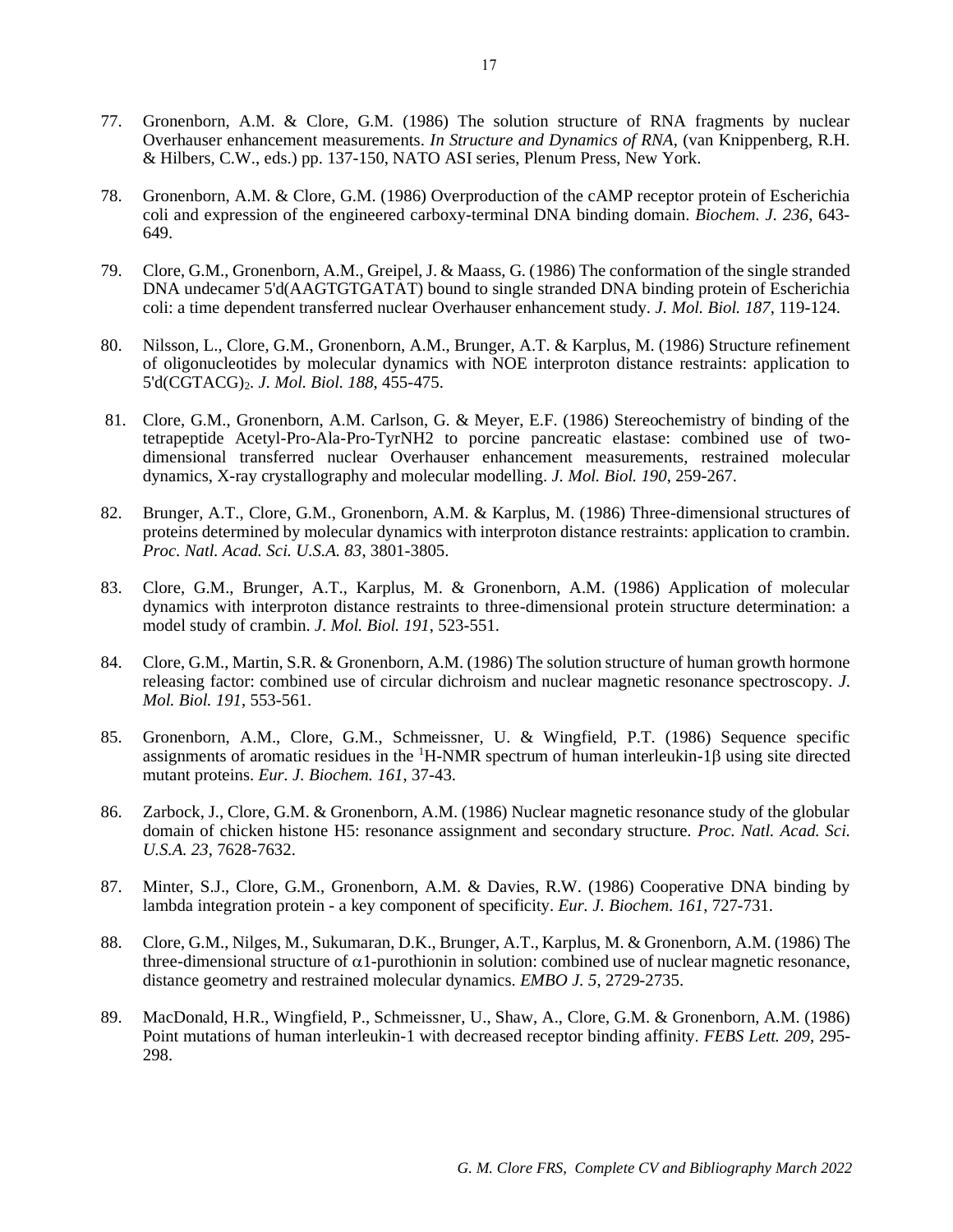77. Gronenborn, A.M. & Clore, G.M. (1986) The solution structure of RNA fragments by nuclear Overhauser enhancement measurements. *In Structure and Dynamics of RNA*, (van Knippenberg, R.H. & Hilbers, C.W., eds.) pp. 137-150, NATO ASI series, Plenum Press, New York.

78. Gronenborn, A.M. & Clore, G.M. (1986) Overproduction of the cAMP receptor protein of Escherichia coli and expression of the engineered carboxy-terminal DNA binding domain. *Biochem. J. 236*, 643-649.

79. Clore, G.M., Gronenborn, A.M., Greipel, J. & Maass, G. (1986) The conformation of the single stranded DNA undecamer 5'd(AAGTGTGATAT) bound to single stranded DNA binding protein of Escherichia coli: a time dependent transferred nuclear Overhauser enhancement study. *J. Mol. Biol. 187*, 119-124.

80. Nilsson, L., Clore, G.M., Gronenborn, A.M., Brunger, A.T. & Karplus, M. (1986) Structure refinement of oligonucleotides by molecular dynamics with NOE interproton distance restraints: application to 5'd(CGTACG)$_2$. *J. Mol. Biol. 188*, 455-475.

81. Clore, G.M., Gronenborn, A.M. Carlson, G. & Meyer, E.F. (1986) Stereochemistry of binding of the tetrapeptide Acetyl-Pro-Ala-Pro-TyrNH2 to porcine pancreatic elastase: combined use of two-dimensional transferred nuclear Overhauser enhancement measurements, restrained molecular dynamics, X-ray crystallography and molecular modelling. *J. Mol. Biol. 190*, 259-267.

82. Brunger, A.T., Clore, G.M., Gronenborn, A.M. & Karplus, M. (1986) Three-dimensional structures of proteins determined by molecular dynamics with interproton distance restraints: application to crambin. *Proc. Natl. Acad. Sci. U.S.A. 83*, 3801-3805.

83. Clore, G.M., Brunger, A.T., Karplus, M. & Gronenborn, A.M. (1986) Application of molecular dynamics with interproton distance restraints to three-dimensional protein structure determination: a model study of crambin. *J. Mol. Biol. 191*, 523-551.

84. Clore, G.M., Martin, S.R. & Gronenborn, A.M. (1986) The solution structure of human growth hormone releasing factor: combined use of circular dichroism and nuclear magnetic resonance spectroscopy. *J. Mol. Biol. 191*, 553-561.

85. Gronenborn, A.M., Clore, G.M., Schmeissner, U. & Wingfield, P.T. (1986) Sequence specific assignments of aromatic residues in the $^1$H-NMR spectrum of human interleukin-1$\beta$ using site directed mutant proteins. *Eur. J. Biochem. 161*, 37-43.

86. Zarbock, J., Clore, G.M. & Gronenborn, A.M. (1986) Nuclear magnetic resonance study of the globular domain of chicken histone H5: resonance assignment and secondary structure. *Proc. Natl. Acad. Sci. U.S.A. 23*, 7628-7632.

87. Minter, S.J., Clore, G.M., Gronenborn, A.M. & Davies, R.W. (1986) Cooperative DNA binding by lambda integration protein - a key component of specificity. *Eur. J. Biochem. 161*, 727-731.

88. Clore, G.M., Nilges, M., Sukumaran, D.K., Brunger, A.T., Karplus, M. & Gronenborn, A.M. (1986) The three-dimensional structure of $\alpha$1-purothionin in solution: combined use of nuclear magnetic resonance, distance geometry and restrained molecular dynamics. *EMBO J. 5*, 2729-2735.

89. MacDonald, H.R., Wingfield, P., Schmeissner, U., Shaw, A., Clore, G.M. & Gronenborn, A.M. (1986) Point mutations of human interleukin-1 with decreased receptor binding affinity. *FEBS Lett. 209*, 295-298.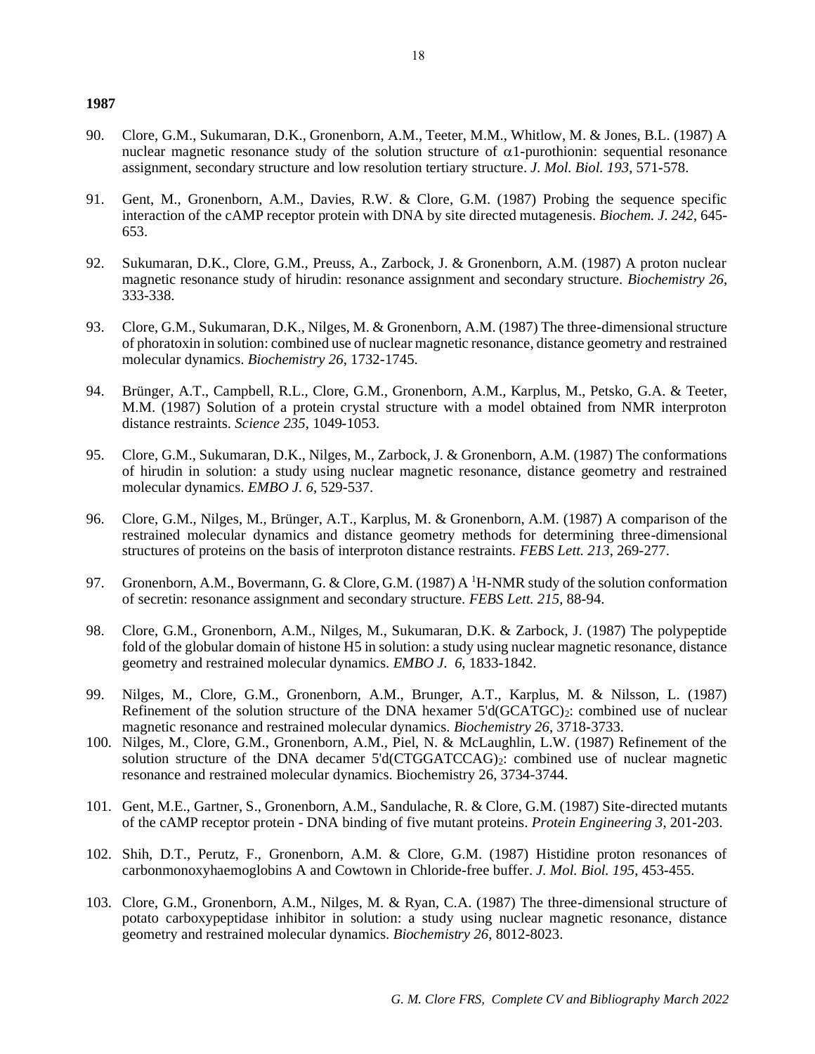**1987**

90. Clore, G.M., Sukumaran, D.K., Gronenborn, A.M., Teeter, M.M., Whitlow, M. & Jones, B.L. (1987) A nuclear magnetic resonance study of the solution structure of $\alpha$1-purothionin: sequential resonance assignment, secondary structure and low resolution tertiary structure. *J. Mol. Biol. 193*, 571-578.

91. Gent, M., Gronenborn, A.M., Davies, R.W. & Clore, G.M. (1987) Probing the sequence specific interaction of the cAMP receptor protein with DNA by site directed mutagenesis. *Biochem. J. 242*, 645-653.

92. Sukumaran, D.K., Clore, G.M., Preuss, A., Zarbock, J. & Gronenborn, A.M. (1987) A proton nuclear magnetic resonance study of hirudin: resonance assignment and secondary structure. *Biochemistry 26*, 333-338.

93. Clore, G.M., Sukumaran, D.K., Nilges, M. & Gronenborn, A.M. (1987) The three-dimensional structure of phoratoxin in solution: combined use of nuclear magnetic resonance, distance geometry and restrained molecular dynamics. *Biochemistry 26*, 1732-1745.

94. Brünger, A.T., Campbell, R.L., Clore, G.M., Gronenborn, A.M., Karplus, M., Petsko, G.A. & Teeter, M.M. (1987) Solution of a protein crystal structure with a model obtained from NMR interproton distance restraints. *Science 235*, 1049-1053.

95. Clore, G.M., Sukumaran, D.K., Nilges, M., Zarbock, J. & Gronenborn, A.M. (1987) The conformations of hirudin in solution: a study using nuclear magnetic resonance, distance geometry and restrained molecular dynamics. *EMBO J. 6*, 529-537.

96. Clore, G.M., Nilges, M., Brünger, A.T., Karplus, M. & Gronenborn, A.M. (1987) A comparison of the restrained molecular dynamics and distance geometry methods for determining three-dimensional structures of proteins on the basis of interproton distance restraints. *FEBS Lett. 213*, 269-277.

97. Gronenborn, A.M., Bovermann, G. & Clore, G.M. (1987) A $^1$H-NMR study of the solution conformation of secretin: resonance assignment and secondary structure. *FEBS Lett. 215*, 88-94.

98. Clore, G.M., Gronenborn, A.M., Nilges, M., Sukumaran, D.K. & Zarbock, J. (1987) The polypeptide fold of the globular domain of histone H5 in solution: a study using nuclear magnetic resonance, distance geometry and restrained molecular dynamics. *EMBO J. 6*, 1833-1842.

99. Nilges, M., Clore, G.M., Gronenborn, A.M., Brunger, A.T., Karplus, M. & Nilsson, L. (1987) Refinement of the solution structure of the DNA hexamer 5'd(GCATGC)$_2$: combined use of nuclear magnetic resonance and restrained molecular dynamics. *Biochemistry 26*, 3718-3733.

100. Nilges, M., Clore, G.M., Gronenborn, A.M., Piel, N. & McLaughlin, L.W. (1987) Refinement of the solution structure of the DNA decamer 5'd(CTGGATCCAG)$_2$: combined use of nuclear magnetic resonance and restrained molecular dynamics. Biochemistry 26, 3734-3744.

101. Gent, M.E., Gartner, S., Gronenborn, A.M., Sandulache, R. & Clore, G.M. (1987) Site-directed mutants of the cAMP receptor protein - DNA binding of five mutant proteins. *Protein Engineering 3*, 201-203.

102. Shih, D.T., Perutz, F., Gronenborn, A.M. & Clore, G.M. (1987) Histidine proton resonances of carbonmonoxyhaemoglobins A and Cowtown in Chloride-free buffer. *J. Mol. Biol. 195*, 453-455.

103. Clore, G.M., Gronenborn, A.M., Nilges, M. & Ryan, C.A. (1987) The three-dimensional structure of potato carboxypeptidase inhibitor in solution: a study using nuclear magnetic resonance, distance geometry and restrained molecular dynamics. *Biochemistry 26*, 8012-8023.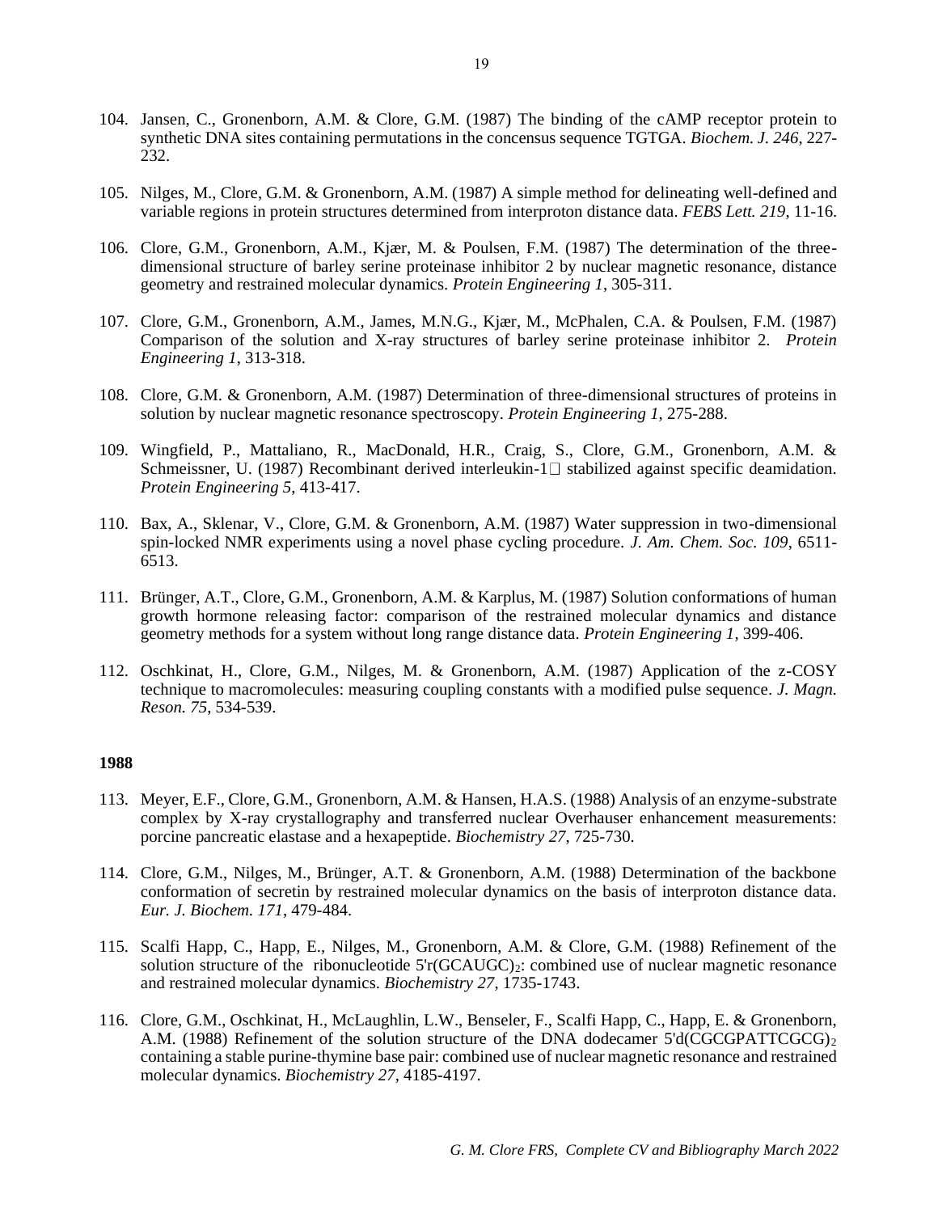104. Jansen, C., Gronenborn, A.M. & Clore, G.M. (1987) The binding of the cAMP receptor protein to synthetic DNA sites containing permutations in the concensus sequence TGTGA. *Biochem. J. 246*, 227-232.

105. Nilges, M., Clore, G.M. & Gronenborn, A.M. (1987) A simple method for delineating well-defined and variable regions in protein structures determined from interproton distance data. *FEBS Lett. 219*, 11-16.

106. Clore, G.M., Gronenborn, A.M., Kjær, M. & Poulsen, F.M. (1987) The determination of the three-dimensional structure of barley serine proteinase inhibitor 2 by nuclear magnetic resonance, distance geometry and restrained molecular dynamics. *Protein Engineering 1*, 305-311.

107. Clore, G.M., Gronenborn, A.M., James, M.N.G., Kjær, M., McPhalen, C.A. & Poulsen, F.M. (1987) Comparison of the solution and X-ray structures of barley serine proteinase inhibitor 2. *Protein Engineering 1*, 313-318.

108. Clore, G.M. & Gronenborn, A.M. (1987) Determination of three-dimensional structures of proteins in solution by nuclear magnetic resonance spectroscopy. *Protein Engineering 1*, 275-288.

109. Wingfield, P., Mattaliano, R., MacDonald, H.R., Craig, S., Clore, G.M., Gronenborn, A.M. & Schmeissner, U. (1987) Recombinant derived interleukin-1 stabilized against specific deamidation. *Protein Engineering 5*, 413-417.

110. Bax, A., Sklenar, V., Clore, G.M. & Gronenborn, A.M. (1987) Water suppression in two-dimensional spin-locked NMR experiments using a novel phase cycling procedure. *J. Am. Chem. Soc. 109*, 6511-6513.

111. Brünger, A.T., Clore, G.M., Gronenborn, A.M. & Karplus, M. (1987) Solution conformations of human growth hormone releasing factor: comparison of the restrained molecular dynamics and distance geometry methods for a system without long range distance data. *Protein Engineering 1*, 399-406.

112. Oschkinat, H., Clore, G.M., Nilges, M. & Gronenborn, A.M. (1987) Application of the z-COSY technique to macromolecules: measuring coupling constants with a modified pulse sequence. *J. Magn. Reson. 75*, 534-539.

**1988**

113. Meyer, E.F., Clore, G.M., Gronenborn, A.M. & Hansen, H.A.S. (1988) Analysis of an enzyme-substrate complex by X-ray crystallography and transferred nuclear Overhauser enhancement measurements: porcine pancreatic elastase and a hexapeptide. *Biochemistry 27*, 725-730.

114. Clore, G.M., Nilges, M., Brünger, A.T. & Gronenborn, A.M. (1988) Determination of the backbone conformation of secretin by restrained molecular dynamics on the basis of interproton distance data. *Eur. J. Biochem. 171*, 479-484.

115. Scalfi Happ, C., Happ, E., Nilges, M., Gronenborn, A.M. & Clore, G.M. (1988) Refinement of the solution structure of the ribonucleotide 5'r(GCAUGC)$_2$: combined use of nuclear magnetic resonance and restrained molecular dynamics. *Biochemistry 27*, 1735-1743.

116. Clore, G.M., Oschkinat, H., McLaughlin, L.W., Benseler, F., Scalfi Happ, C., Happ, E. & Gronenborn, A.M. (1988) Refinement of the solution structure of the DNA dodecamer 5'd(CGCGPATTCGCG)$_2$ containing a stable purine-thymine base pair: combined use of nuclear magnetic resonance and restrained molecular dynamics. *Biochemistry 27*, 4185-4197.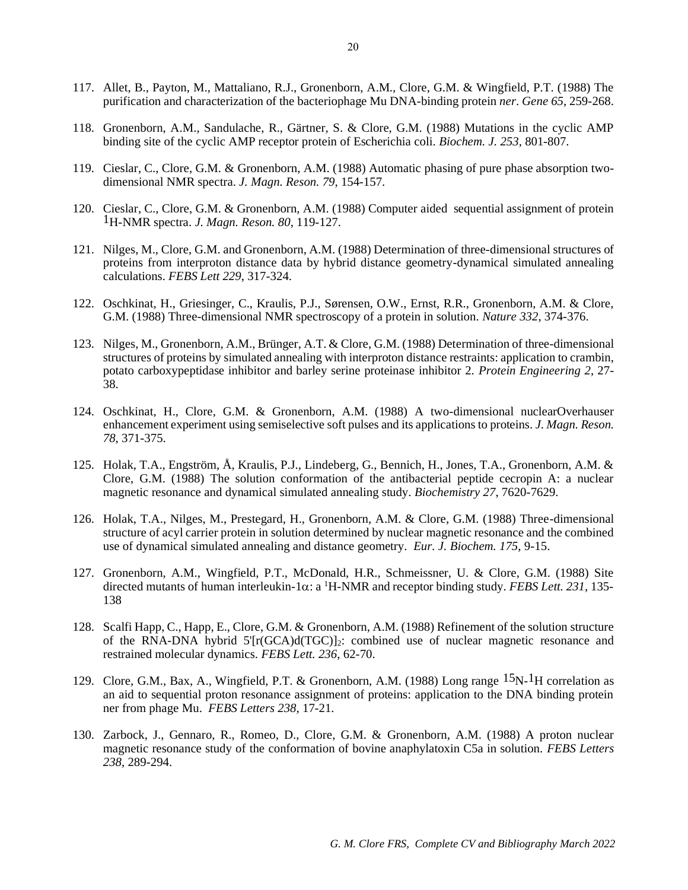117. Allet, B., Payton, M., Mattaliano, R.J., Gronenborn, A.M., Clore, G.M. & Wingfield, P.T. (1988) The purification and characterization of the bacteriophage Mu DNA-binding protein *ner*. *Gene 65*, 259-268.

118. Gronenborn, A.M., Sandulache, R., Gärtner, S. & Clore, G.M. (1988) Mutations in the cyclic AMP binding site of the cyclic AMP receptor protein of Escherichia coli. *Biochem. J. 253*, 801-807.

119. Cieslar, C., Clore, G.M. & Gronenborn, A.M. (1988) Automatic phasing of pure phase absorption two-dimensional NMR spectra. *J. Magn. Reson. 79*, 154-157.

120. Cieslar, C., Clore, G.M. & Gronenborn, A.M. (1988) Computer aided sequential assignment of protein $^{1}$H-NMR spectra. *J. Magn. Reson. 80*, 119-127.

121. Nilges, M., Clore, G.M. and Gronenborn, A.M. (1988) Determination of three-dimensional structures of proteins from interproton distance data by hybrid distance geometry-dynamical simulated annealing calculations. *FEBS Lett 229*, 317-324.

122. Oschkinat, H., Griesinger, C., Kraulis, P.J., Sørensen, O.W., Ernst, R.R., Gronenborn, A.M. & Clore, G.M. (1988) Three-dimensional NMR spectroscopy of a protein in solution. *Nature 332*, 374-376.

123. Nilges, M., Gronenborn, A.M., Brünger, A.T. & Clore, G.M. (1988) Determination of three-dimensional structures of proteins by simulated annealing with interproton distance restraints: application to crambin, potato carboxypeptidase inhibitor and barley serine proteinase inhibitor 2. *Protein Engineering 2*, 27-38.

124. Oschkinat, H., Clore, G.M. & Gronenborn, A.M. (1988) A two-dimensional nuclearOverhauser enhancement experiment using semiselective soft pulses and its applications to proteins. *J. Magn. Reson. 78*, 371-375.

125. Holak, T.A., Engström, Å, Kraulis, P.J., Lindeberg, G., Bennich, H., Jones, T.A., Gronenborn, A.M. & Clore, G.M. (1988) The solution conformation of the antibacterial peptide cecropin A: a nuclear magnetic resonance and dynamical simulated annealing study. *Biochemistry 27*, 7620-7629.

126. Holak, T.A., Nilges, M., Prestegard, H., Gronenborn, A.M. & Clore, G.M. (1988) Three-dimensional structure of acyl carrier protein in solution determined by nuclear magnetic resonance and the combined use of dynamical simulated annealing and distance geometry. *Eur. J. Biochem. 175*, 9-15.

127. Gronenborn, A.M., Wingfield, P.T., McDonald, H.R., Schmeissner, U. & Clore, G.M. (1988) Site directed mutants of human interleukin-1$\alpha$: a $^{1}$H-NMR and receptor binding study. *FEBS Lett. 231*, 135-138

128. Scalfi Happ, C., Happ, E., Clore, G.M. & Gronenborn, A.M. (1988) Refinement of the solution structure of the RNA-DNA hybrid 5'[r(GCA)d(TGC)]$_2$: combined use of nuclear magnetic resonance and restrained molecular dynamics. *FEBS Lett. 236*, 62-70.

129. Clore, G.M., Bax, A., Wingfield, P.T. & Gronenborn, A.M. (1988) Long range $^{15}$N-$^{1}$H correlation as an aid to sequential proton resonance assignment of proteins: application to the DNA binding protein ner from phage Mu. *FEBS Letters 238*, 17-21.

130. Zarbock, J., Gennaro, R., Romeo, D., Clore, G.M. & Gronenborn, A.M. (1988) A proton nuclear magnetic resonance study of the conformation of bovine anaphylatoxin C5a in solution. *FEBS Letters 238*, 289-294.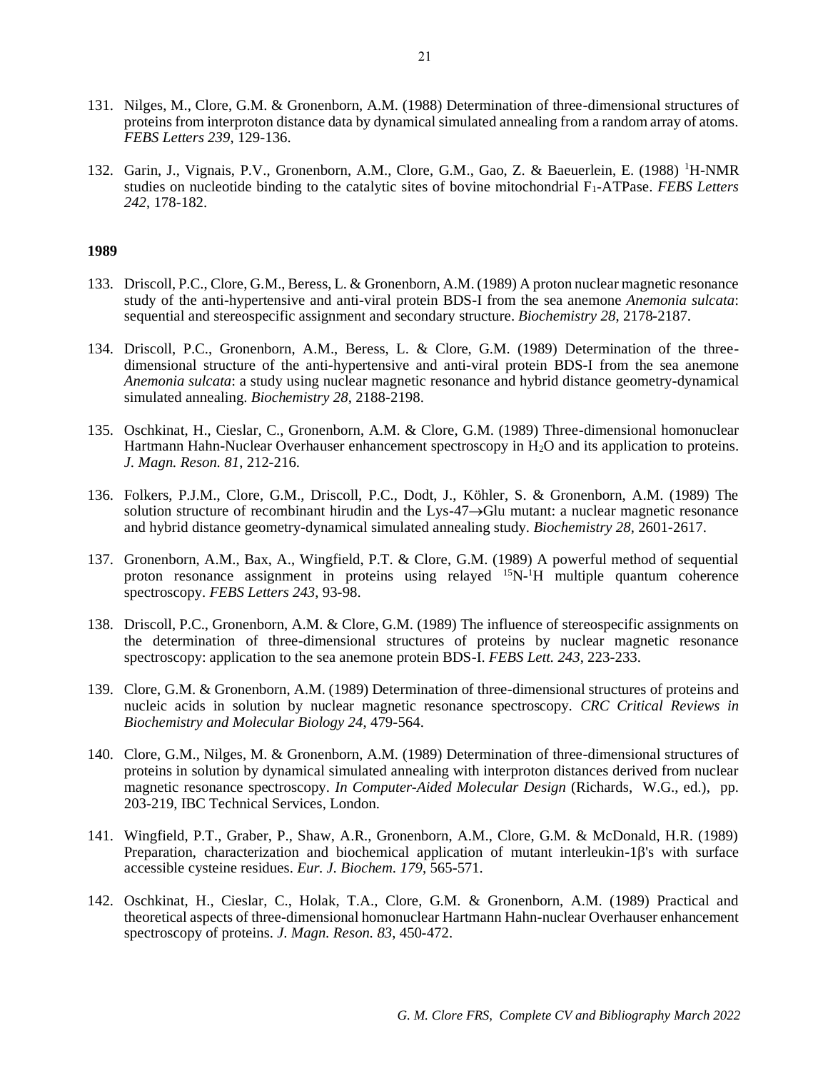131. Nilges, M., Clore, G.M. & Gronenborn, A.M. (1988) Determination of three-dimensional structures of proteins from interproton distance data by dynamical simulated annealing from a random array of atoms. *FEBS Letters 239*, 129-136.

132. Garin, J., Vignais, P.V., Gronenborn, A.M., Clore, G.M., Gao, Z. & Baeuerlein, E. (1988) $^{1}$H-NMR studies on nucleotide binding to the catalytic sites of bovine mitochondrial $F_1$-ATPase. *FEBS Letters 242*, 178-182.

**1989**

133. Driscoll, P.C., Clore, G.M., Beress, L. & Gronenborn, A.M. (1989) A proton nuclear magnetic resonance study of the anti-hypertensive and anti-viral protein BDS-I from the sea anemone *Anemonia sulcata*: sequential and stereospecific assignment and secondary structure. *Biochemistry 28*, 2178-2187.

134. Driscoll, P.C., Gronenborn, A.M., Beress, L. & Clore, G.M. (1989) Determination of the three-dimensional structure of the anti-hypertensive and anti-viral protein BDS-I from the sea anemone *Anemonia sulcata*: a study using nuclear magnetic resonance and hybrid distance geometry-dynamical simulated annealing. *Biochemistry 28*, 2188-2198.

135. Oschkinat, H., Cieslar, C., Gronenborn, A.M. & Clore, G.M. (1989) Three-dimensional homonuclear Hartmann Hahn-Nuclear Overhauser enhancement spectroscopy in $H_2O$ and its application to proteins. *J. Magn. Reson. 81*, 212-216.

136. Folkers, P.J.M., Clore, G.M., Driscoll, P.C., Dodt, J., Köhler, S. & Gronenborn, A.M. (1989) The solution structure of recombinant hirudin and the Lys-47→Glu mutant: a nuclear magnetic resonance and hybrid distance geometry-dynamical simulated annealing study. *Biochemistry 28*, 2601-2617.

137. Gronenborn, A.M., Bax, A., Wingfield, P.T. & Clore, G.M. (1989) A powerful method of sequential proton resonance assignment in proteins using relayed $^{15}$N-$^{1}$H multiple quantum coherence spectroscopy. *FEBS Letters 243*, 93-98.

138. Driscoll, P.C., Gronenborn, A.M. & Clore, G.M. (1989) The influence of stereospecific assignments on the determination of three-dimensional structures of proteins by nuclear magnetic resonance spectroscopy: application to the sea anemone protein BDS-I. *FEBS Lett. 243*, 223-233.

139. Clore, G.M. & Gronenborn, A.M. (1989) Determination of three-dimensional structures of proteins and nucleic acids in solution by nuclear magnetic resonance spectroscopy. *CRC Critical Reviews in Biochemistry and Molecular Biology 24*, 479-564.

140. Clore, G.M., Nilges, M. & Gronenborn, A.M. (1989) Determination of three-dimensional structures of proteins in solution by dynamical simulated annealing with interproton distances derived from nuclear magnetic resonance spectroscopy. *In Computer-Aided Molecular Design* (Richards, W.G., ed.), pp. 203-219, IBC Technical Services, London.

141. Wingfield, P.T., Graber, P., Shaw, A.R., Gronenborn, A.M., Clore, G.M. & McDonald, H.R. (1989) Preparation, characterization and biochemical application of mutant interleukin-1β's with surface accessible cysteine residues. *Eur. J. Biochem. 179*, 565-571.

142. Oschkinat, H., Cieslar, C., Holak, T.A., Clore, G.M. & Gronenborn, A.M. (1989) Practical and theoretical aspects of three-dimensional homonuclear Hartmann Hahn-nuclear Overhauser enhancement spectroscopy of proteins. *J. Magn. Reson. 83*, 450-472.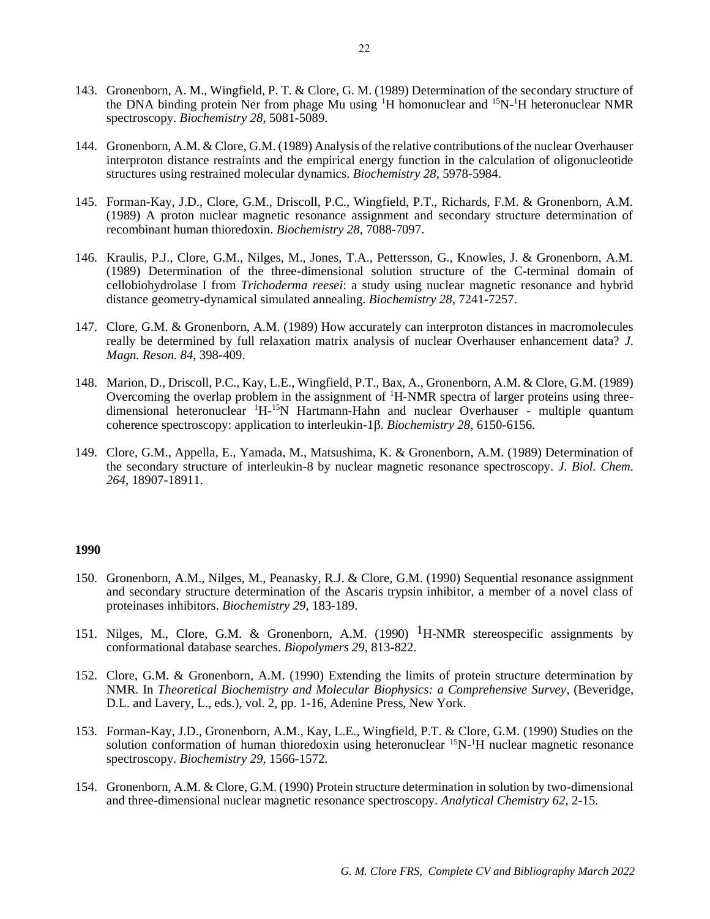143. Gronenborn, A. M., Wingfield, P. T. & Clore, G. M. (1989) Determination of the secondary structure of the DNA binding protein Ner from phage Mu using $^{1}H$ homonuclear and $^{15}N$-$^{1}H$ heteronuclear NMR spectroscopy. *Biochemistry 28*, 5081-5089.

144. Gronenborn, A.M. & Clore, G.M. (1989) Analysis of the relative contributions of the nuclear Overhauser interproton distance restraints and the empirical energy function in the calculation of oligonucleotide structures using restrained molecular dynamics. *Biochemistry 28*, 5978-5984.

145. Forman-Kay, J.D., Clore, G.M., Driscoll, P.C., Wingfield, P.T., Richards, F.M. & Gronenborn, A.M. (1989) A proton nuclear magnetic resonance assignment and secondary structure determination of recombinant human thioredoxin. *Biochemistry 28*, 7088-7097.

146. Kraulis, P.J., Clore, G.M., Nilges, M., Jones, T.A., Pettersson, G., Knowles, J. & Gronenborn, A.M. (1989) Determination of the three-dimensional solution structure of the C-terminal domain of cellobiohydrolase I from *Trichoderma reesei*: a study using nuclear magnetic resonance and hybrid distance geometry-dynamical simulated annealing. *Biochemistry 28*, 7241-7257.

147. Clore, G.M. & Gronenborn, A.M. (1989) How accurately can interproton distances in macromolecules really be determined by full relaxation matrix analysis of nuclear Overhauser enhancement data? *J. Magn. Reson. 84*, 398-409.

148. Marion, D., Driscoll, P.C., Kay, L.E., Wingfield, P.T., Bax, A., Gronenborn, A.M. & Clore, G.M. (1989) Overcoming the overlap problem in the assignment of $^{1}H$-NMR spectra of larger proteins using three-dimensional heteronuclear $^{1}H$-$^{15}N$ Hartmann-Hahn and nuclear Overhauser - multiple quantum coherence spectroscopy: application to interleukin-1β. *Biochemistry 28*, 6150-6156.

149. Clore, G.M., Appella, E., Yamada, M., Matsushima, K. & Gronenborn, A.M. (1989) Determination of the secondary structure of interleukin-8 by nuclear magnetic resonance spectroscopy. *J. Biol. Chem. 264*, 18907-18911.

**1990**

150. Gronenborn, A.M., Nilges, M., Peanasky, R.J. & Clore, G.M. (1990) Sequential resonance assignment and secondary structure determination of the Ascaris trypsin inhibitor, a member of a novel class of proteinases inhibitors. *Biochemistry 29*, 183-189.

151. Nilges, M., Clore, G.M. & Gronenborn, A.M. (1990) $^{1}H$-NMR stereospecific assignments by conformational database searches. *Biopolymers 29*, 813-822.

152. Clore, G.M. & Gronenborn, A.M. (1990) Extending the limits of protein structure determination by NMR. In *Theoretical Biochemistry and Molecular Biophysics: a Comprehensive Survey*, (Beveridge, D.L. and Lavery, L., eds.), vol. 2, pp. 1-16, Adenine Press, New York.

153. Forman-Kay, J.D., Gronenborn, A.M., Kay, L.E., Wingfield, P.T. & Clore, G.M. (1990) Studies on the solution conformation of human thioredoxin using heteronuclear $^{15}N$-$^{1}H$ nuclear magnetic resonance spectroscopy. *Biochemistry 29*, 1566-1572.

154. Gronenborn, A.M. & Clore, G.M. (1990) Protein structure determination in solution by two-dimensional and three-dimensional nuclear magnetic resonance spectroscopy. *Analytical Chemistry 62*, 2-15.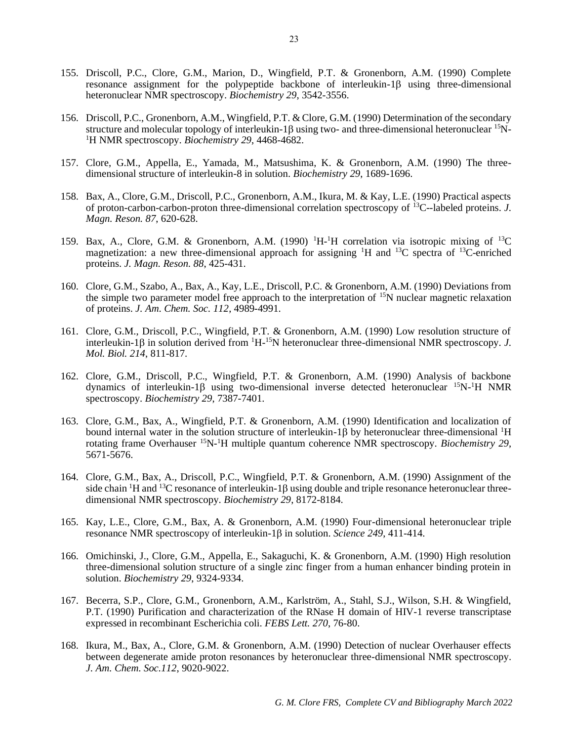155. Driscoll, P.C., Clore, G.M., Marion, D., Wingfield, P.T. & Gronenborn, A.M. (1990) Complete resonance assignment for the polypeptide backbone of interleukin-1β using three-dimensional heteronuclear NMR spectroscopy. *Biochemistry 29*, 3542-3556.

156. Driscoll, P.C., Gronenborn, A.M., Wingfield, P.T. & Clore, G.M. (1990) Determination of the secondary structure and molecular topology of interleukin-1β using two- and three-dimensional heteronuclear $^{15}$N-$^{1}$H NMR spectroscopy. *Biochemistry 29*, 4468-4682.

157. Clore, G.M., Appella, E., Yamada, M., Matsushima, K. & Gronenborn, A.M. (1990) The three-dimensional structure of interleukin-8 in solution. *Biochemistry 29*, 1689-1696.

158. Bax, A., Clore, G.M., Driscoll, P.C., Gronenborn, A.M., Ikura, M. & Kay, L.E. (1990) Practical aspects of proton-carbon-carbon-proton three-dimensional correlation spectroscopy of $^{13}$C--labeled proteins. *J. Magn. Reson. 87*, 620-628.

159. Bax, A., Clore, G.M. & Gronenborn, A.M. (1990) $^{1}$H-$^{1}$H correlation via isotropic mixing of $^{13}$C magnetization: a new three-dimensional approach for assigning $^{1}$H and $^{13}$C spectra of $^{13}$C-enriched proteins. *J. Magn. Reson. 88*, 425-431.

160. Clore, G.M., Szabo, A., Bax, A., Kay, L.E., Driscoll, P.C. & Gronenborn, A.M. (1990) Deviations from the simple two parameter model free approach to the interpretation of $^{15}$N nuclear magnetic relaxation of proteins. *J. Am. Chem. Soc. 112*, 4989-4991.

161. Clore, G.M., Driscoll, P.C., Wingfield, P.T. & Gronenborn, A.M. (1990) Low resolution structure of interleukin-1β in solution derived from $^{1}$H-$^{15}$N heteronuclear three-dimensional NMR spectroscopy. *J. Mol. Biol. 214*, 811-817.

162. Clore, G.M., Driscoll, P.C., Wingfield, P.T. & Gronenborn, A.M. (1990) Analysis of backbone dynamics of interleukin-1β using two-dimensional inverse detected heteronuclear $^{15}$N-$^{1}$H NMR spectroscopy. *Biochemistry 29*, 7387-7401.

163. Clore, G.M., Bax, A., Wingfield, P.T. & Gronenborn, A.M. (1990) Identification and localization of bound internal water in the solution structure of interleukin-1β by heteronuclear three-dimensional $^{1}$H rotating frame Overhauser $^{15}$N-$^{1}$H multiple quantum coherence NMR spectroscopy. *Biochemistry 29*, 5671-5676.

164. Clore, G.M., Bax, A., Driscoll, P.C., Wingfield, P.T. & Gronenborn, A.M. (1990) Assignment of the side chain $^{1}$H and $^{13}$C resonance of interleukin-1β using double and triple resonance heteronuclear three-dimensional NMR spectroscopy. *Biochemistry 29*, 8172-8184.

165. Kay, L.E., Clore, G.M., Bax, A. & Gronenborn, A.M. (1990) Four-dimensional heteronuclear triple resonance NMR spectroscopy of interleukin-1β in solution. *Science 249*, 411-414.

166. Omichinski, J., Clore, G.M., Appella, E., Sakaguchi, K. & Gronenborn, A.M. (1990) High resolution three-dimensional solution structure of a single zinc finger from a human enhancer binding protein in solution. *Biochemistry 29*, 9324-9334.

167. Becerra, S.P., Clore, G.M., Gronenborn, A.M., Karlström, A., Stahl, S.J., Wilson, S.H. & Wingfield, P.T. (1990) Purification and characterization of the RNase H domain of HIV-1 reverse transcriptase expressed in recombinant Escherichia coli. *FEBS Lett. 270*, 76-80.

168. Ikura, M., Bax, A., Clore, G.M. & Gronenborn, A.M. (1990) Detection of nuclear Overhauser effects between degenerate amide proton resonances by heteronuclear three-dimensional NMR spectroscopy. *J. Am. Chem. Soc.112*, 9020-9022.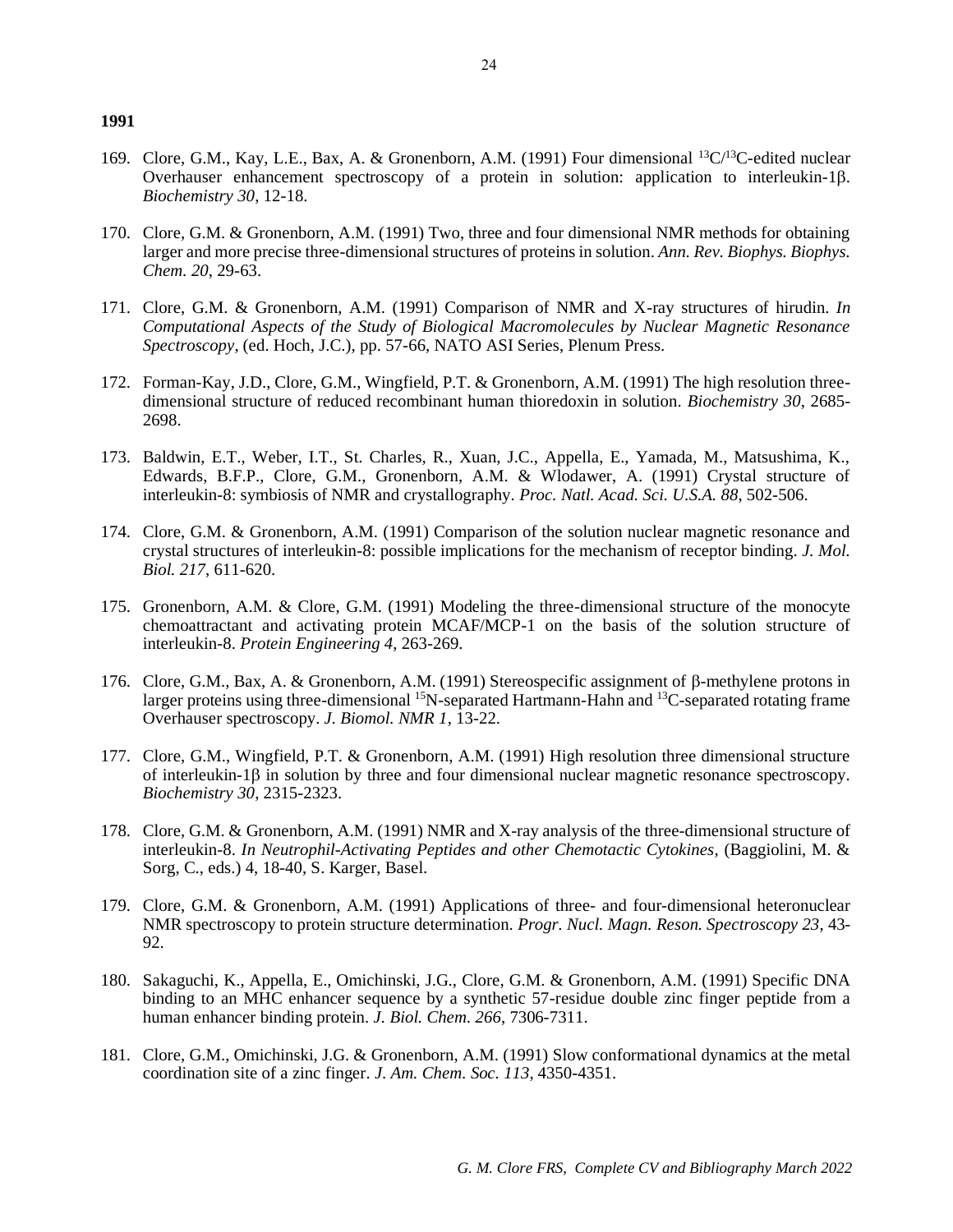**1991**

169. Clore, G.M., Kay, L.E., Bax, A. & Gronenborn, A.M. (1991) Four dimensional $^{13}C/^{13}C$-edited nuclear Overhauser enhancement spectroscopy of a protein in solution: application to interleukin-1β. *Biochemistry 30*, 12-18.

170. Clore, G.M. & Gronenborn, A.M. (1991) Two, three and four dimensional NMR methods for obtaining larger and more precise three-dimensional structures of proteins in solution. *Ann. Rev. Biophys. Biophys. Chem. 20*, 29-63.

171. Clore, G.M. & Gronenborn, A.M. (1991) Comparison of NMR and X-ray structures of hirudin. *In Computational Aspects of the Study of Biological Macromolecules by Nuclear Magnetic Resonance Spectroscopy*, (ed. Hoch, J.C.), pp. 57-66, NATO ASI Series, Plenum Press.

172. Forman-Kay, J.D., Clore, G.M., Wingfield, P.T. & Gronenborn, A.M. (1991) The high resolution three-dimensional structure of reduced recombinant human thioredoxin in solution. *Biochemistry 30*, 2685-2698.

173. Baldwin, E.T., Weber, I.T., St. Charles, R., Xuan, J.C., Appella, E., Yamada, M., Matsushima, K., Edwards, B.F.P., Clore, G.M., Gronenborn, A.M. & Wlodawer, A. (1991) Crystal structure of interleukin-8: symbiosis of NMR and crystallography. *Proc. Natl. Acad. Sci. U.S.A. 88*, 502-506.

174. Clore, G.M. & Gronenborn, A.M. (1991) Comparison of the solution nuclear magnetic resonance and crystal structures of interleukin-8: possible implications for the mechanism of receptor binding. *J. Mol. Biol. 217*, 611-620.

175. Gronenborn, A.M. & Clore, G.M. (1991) Modeling the three-dimensional structure of the monocyte chemoattractant and activating protein MCAF/MCP-1 on the basis of the solution structure of interleukin-8. *Protein Engineering 4*, 263-269.

176. Clore, G.M., Bax, A. & Gronenborn, A.M. (1991) Stereospecific assignment of β-methylene protons in larger proteins using three-dimensional $^{15}N$-separated Hartmann-Hahn and $^{13}C$-separated rotating frame Overhauser spectroscopy. *J. Biomol. NMR 1*, 13-22.

177. Clore, G.M., Wingfield, P.T. & Gronenborn, A.M. (1991) High resolution three dimensional structure of interleukin-1β in solution by three and four dimensional nuclear magnetic resonance spectroscopy. *Biochemistry 30*, 2315-2323.

178. Clore, G.M. & Gronenborn, A.M. (1991) NMR and X-ray analysis of the three-dimensional structure of interleukin-8. *In Neutrophil-Activating Peptides and other Chemotactic Cytokines*, (Baggiolini, M. & Sorg, C., eds.) 4, 18-40, S. Karger, Basel.

179. Clore, G.M. & Gronenborn, A.M. (1991) Applications of three- and four-dimensional heteronuclear NMR spectroscopy to protein structure determination. *Progr. Nucl. Magn. Reson. Spectroscopy 23*, 43-92.

180. Sakaguchi, K., Appella, E., Omichinski, J.G., Clore, G.M. & Gronenborn, A.M. (1991) Specific DNA binding to an MHC enhancer sequence by a synthetic 57-residue double zinc finger peptide from a human enhancer binding protein. *J. Biol. Chem. 266*, 7306-7311.

181. Clore, G.M., Omichinski, J.G. & Gronenborn, A.M. (1991) Slow conformational dynamics at the metal coordination site of a zinc finger. *J. Am. Chem. Soc. 113*, 4350-4351.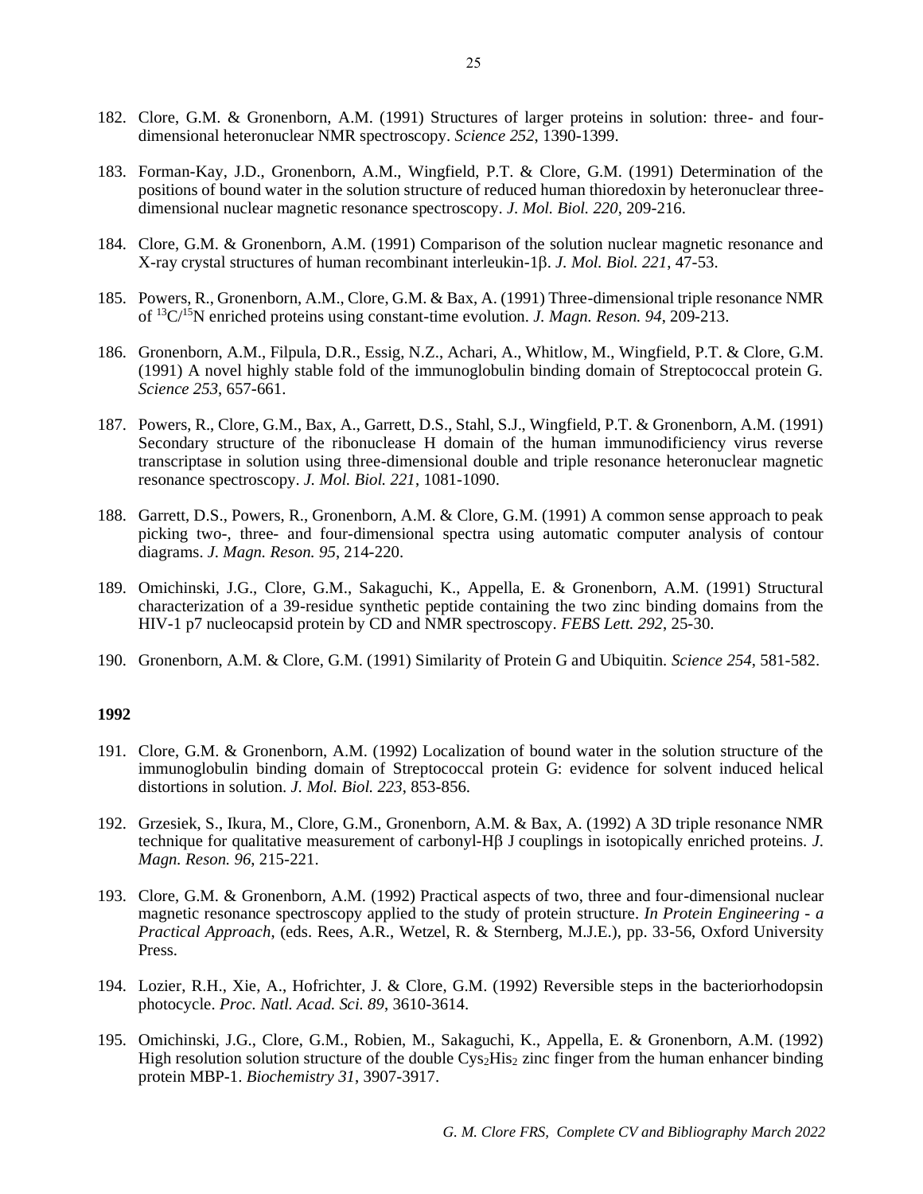182. Clore, G.M. & Gronenborn, A.M. (1991) Structures of larger proteins in solution: three- and four-dimensional heteronuclear NMR spectroscopy. *Science 252*, 1390-1399.

183. Forman-Kay, J.D., Gronenborn, A.M., Wingfield, P.T. & Clore, G.M. (1991) Determination of the positions of bound water in the solution structure of reduced human thioredoxin by heteronuclear three-dimensional nuclear magnetic resonance spectroscopy. *J. Mol. Biol. 220*, 209-216.

184. Clore, G.M. & Gronenborn, A.M. (1991) Comparison of the solution nuclear magnetic resonance and X-ray crystal structures of human recombinant interleukin-1β. *J. Mol. Biol. 221*, 47-53.

185. Powers, R., Gronenborn, A.M., Clore, G.M. & Bax, A. (1991) Three-dimensional triple resonance NMR of $^{13}C/^{15}N$ enriched proteins using constant-time evolution. *J. Magn. Reson. 94*, 209-213.

186. Gronenborn, A.M., Filpula, D.R., Essig, N.Z., Achari, A., Whitlow, M., Wingfield, P.T. & Clore, G.M. (1991) A novel highly stable fold of the immunoglobulin binding domain of Streptococcal protein G. *Science 253*, 657-661.

187. Powers, R., Clore, G.M., Bax, A., Garrett, D.S., Stahl, S.J., Wingfield, P.T. & Gronenborn, A.M. (1991) Secondary structure of the ribonuclease H domain of the human immunodificiency virus reverse transcriptase in solution using three-dimensional double and triple resonance heteronuclear magnetic resonance spectroscopy. *J. Mol. Biol. 221*, 1081-1090.

188. Garrett, D.S., Powers, R., Gronenborn, A.M. & Clore, G.M. (1991) A common sense approach to peak picking two-, three- and four-dimensional spectra using automatic computer analysis of contour diagrams. *J. Magn. Reson. 95*, 214-220.

189. Omichinski, J.G., Clore, G.M., Sakaguchi, K., Appella, E. & Gronenborn, A.M. (1991) Structural characterization of a 39-residue synthetic peptide containing the two zinc binding domains from the HIV-1 p7 nucleocapsid protein by CD and NMR spectroscopy. *FEBS Lett. 292*, 25-30.

190. Gronenborn, A.M. & Clore, G.M. (1991) Similarity of Protein G and Ubiquitin. *Science 254*, 581-582.

**1992**

191. Clore, G.M. & Gronenborn, A.M. (1992) Localization of bound water in the solution structure of the immunoglobulin binding domain of Streptococcal protein G: evidence for solvent induced helical distortions in solution. *J. Mol. Biol. 223*, 853-856.

192. Grzesiek, S., Ikura, M., Clore, G.M., Gronenborn, A.M. & Bax, A. (1992) A 3D triple resonance NMR technique for qualitative measurement of carbonyl-Hβ J couplings in isotopically enriched proteins. *J. Magn. Reson. 96*, 215-221.

193. Clore, G.M. & Gronenborn, A.M. (1992) Practical aspects of two, three and four-dimensional nuclear magnetic resonance spectroscopy applied to the study of protein structure. *In Protein Engineering - a Practical Approach*, (eds. Rees, A.R., Wetzel, R. & Sternberg, M.J.E.), pp. 33-56, Oxford University Press.

194. Lozier, R.H., Xie, A., Hofrichter, J. & Clore, G.M. (1992) Reversible steps in the bacteriorhodopsin photocycle. *Proc. Natl. Acad. Sci. 89*, 3610-3614.

195. Omichinski, J.G., Clore, G.M., Robien, M., Sakaguchi, K., Appella, E. & Gronenborn, A.M. (1992) High resolution solution structure of the double $Cys_2His_2$ zinc finger from the human enhancer binding protein MBP-1. *Biochemistry 31*, 3907-3917.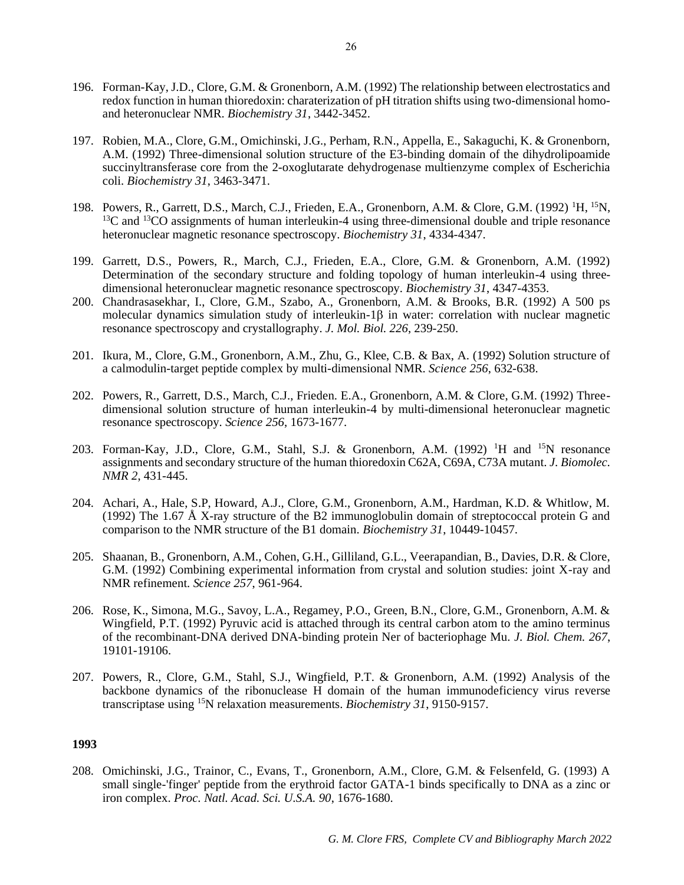196. Forman-Kay, J.D., Clore, G.M. & Gronenborn, A.M. (1992) The relationship between electrostatics and redox function in human thioredoxin: charaterization of pH titration shifts using two-dimensional homo- and heteronuclear NMR. *Biochemistry 31*, 3442-3452.

197. Robien, M.A., Clore, G.M., Omichinski, J.G., Perham, R.N., Appella, E., Sakaguchi, K. & Gronenborn, A.M. (1992) Three-dimensional solution structure of the E3-binding domain of the dihydrolipoamide succinyltransferase core from the 2-oxoglutarate dehydrogenase multienzyme complex of Escherichia coli. *Biochemistry 31*, 3463-3471.

198. Powers, R., Garrett, D.S., March, C.J., Frieden, E.A., Gronenborn, A.M. & Clore, G.M. (1992) $^{1}$H, $^{15}$N, $^{13}$C and $^{13}$CO assignments of human interleukin-4 using three-dimensional double and triple resonance heteronuclear magnetic resonance spectroscopy. *Biochemistry 31*, 4334-4347.

199. Garrett, D.S., Powers, R., March, C.J., Frieden, E.A., Clore, G.M. & Gronenborn, A.M. (1992) Determination of the secondary structure and folding topology of human interleukin-4 using three-dimensional heteronuclear magnetic resonance spectroscopy. *Biochemistry 31*, 4347-4353.

200. Chandrasasekhar, I., Clore, G.M., Szabo, A., Gronenborn, A.M. & Brooks, B.R. (1992) A 500 ps molecular dynamics simulation study of interleukin-1β in water: correlation with nuclear magnetic resonance spectroscopy and crystallography. *J. Mol. Biol. 226*, 239-250.

201. Ikura, M., Clore, G.M., Gronenborn, A.M., Zhu, G., Klee, C.B. & Bax, A. (1992) Solution structure of a calmodulin-target peptide complex by multi-dimensional NMR. *Science 256*, 632-638.

202. Powers, R., Garrett, D.S., March, C.J., Frieden. E.A., Gronenborn, A.M. & Clore, G.M. (1992) Three-dimensional solution structure of human interleukin-4 by multi-dimensional heteronuclear magnetic resonance spectroscopy. *Science 256*, 1673-1677.

203. Forman-Kay, J.D., Clore, G.M., Stahl, S.J. & Gronenborn, A.M. (1992) $^{1}$H and $^{15}$N resonance assignments and secondary structure of the human thioredoxin C62A, C69A, C73A mutant. *J. Biomolec. NMR 2*, 431-445.

204. Achari, A., Hale, S.P, Howard, A.J., Clore, G.M., Gronenborn, A.M., Hardman, K.D. & Whitlow, M. (1992) The 1.67 Å X-ray structure of the B2 immunoglobulin domain of streptococcal protein G and comparison to the NMR structure of the B1 domain. *Biochemistry 31*, 10449-10457.

205. Shaanan, B., Gronenborn, A.M., Cohen, G.H., Gilliland, G.L., Veerapandian, B., Davies, D.R. & Clore, G.M. (1992) Combining experimental information from crystal and solution studies: joint X-ray and NMR refinement. *Science 257*, 961-964.

206. Rose, K., Simona, M.G., Savoy, L.A., Regamey, P.O., Green, B.N., Clore, G.M., Gronenborn, A.M. & Wingfield, P.T. (1992) Pyruvic acid is attached through its central carbon atom to the amino terminus of the recombinant-DNA derived DNA-binding protein Ner of bacteriophage Mu. *J. Biol. Chem. 267*, 19101-19106.

207. Powers, R., Clore, G.M., Stahl, S.J., Wingfield, P.T. & Gronenborn, A.M. (1992) Analysis of the backbone dynamics of the ribonuclease H domain of the human immunodeficiency virus reverse transcriptase using $^{15}$N relaxation measurements. *Biochemistry 31*, 9150-9157.

**1993**

208. Omichinski, J.G., Trainor, C., Evans, T., Gronenborn, A.M., Clore, G.M. & Felsenfeld, G. (1993) A small single-'finger' peptide from the erythroid factor GATA-1 binds specifically to DNA as a zinc or iron complex. *Proc. Natl. Acad. Sci. U.S.A. 90*, 1676-1680.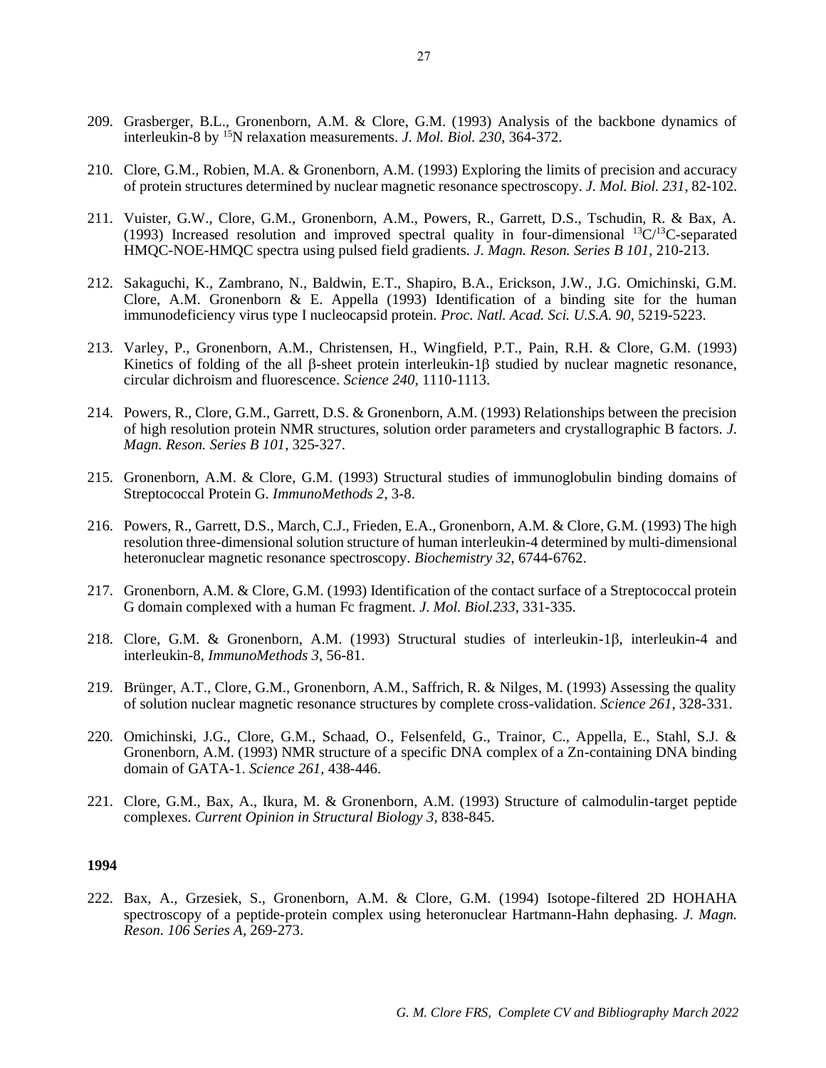209. Grasberger, B.L., Gronenborn, A.M. & Clore, G.M. (1993) Analysis of the backbone dynamics of interleukin-8 by $^{15}$N relaxation measurements. *J. Mol. Biol. 230*, 364-372.

210. Clore, G.M., Robien, M.A. & Gronenborn, A.M. (1993) Exploring the limits of precision and accuracy of protein structures determined by nuclear magnetic resonance spectroscopy. *J. Mol. Biol. 231*, 82-102.

211. Vuister, G.W., Clore, G.M., Gronenborn, A.M., Powers, R., Garrett, D.S., Tschudin, R. & Bax, A. (1993) Increased resolution and improved spectral quality in four-dimensional $^{13}$C/$^{13}$C-separated HMQC-NOE-HMQC spectra using pulsed field gradients. *J. Magn. Reson. Series B 101*, 210-213.

212. Sakaguchi, K., Zambrano, N., Baldwin, E.T., Shapiro, B.A., Erickson, J.W., J.G. Omichinski, G.M. Clore, A.M. Gronenborn & E. Appella (1993) Identification of a binding site for the human immunodeficiency virus type I nucleocapsid protein. *Proc. Natl. Acad. Sci. U.S.A. 90*, 5219-5223.

213. Varley, P., Gronenborn, A.M., Christensen, H., Wingfield, P.T., Pain, R.H. & Clore, G.M. (1993) Kinetics of folding of the all β-sheet protein interleukin-1β studied by nuclear magnetic resonance, circular dichroism and fluorescence. *Science 240*, 1110-1113.

214. Powers, R., Clore, G.M., Garrett, D.S. & Gronenborn, A.M. (1993) Relationships between the precision of high resolution protein NMR structures, solution order parameters and crystallographic B factors. *J. Magn. Reson. Series B 101*, 325-327.

215. Gronenborn, A.M. & Clore, G.M. (1993) Structural studies of immunoglobulin binding domains of Streptococcal Protein G. *ImmunoMethods 2,* 3-8.

216. Powers, R., Garrett, D.S., March, C.J., Frieden, E.A., Gronenborn, A.M. & Clore, G.M. (1993) The high resolution three-dimensional solution structure of human interleukin-4 determined by multi-dimensional heteronuclear magnetic resonance spectroscopy. *Biochemistry 32*, 6744-6762.

217. Gronenborn, A.M. & Clore, G.M. (1993) Identification of the contact surface of a Streptococcal protein G domain complexed with a human Fc fragment. *J. Mol. Biol.233*, 331-335.

218. Clore, G.M. & Gronenborn, A.M. (1993) Structural studies of interleukin-1β, interleukin-4 and interleukin-8, *ImmunoMethods 3*, 56-81.

219. Brünger, A.T., Clore, G.M., Gronenborn, A.M., Saffrich, R. & Nilges, M. (1993) Assessing the quality of solution nuclear magnetic resonance structures by complete cross-validation. *Science 261*, 328-331.

220. Omichinski, J.G., Clore, G.M., Schaad, O., Felsenfeld, G., Trainor, C., Appella, E., Stahl, S.J. & Gronenborn, A.M. (1993) NMR structure of a specific DNA complex of a Zn-containing DNA binding domain of GATA-1. *Science 261*, 438-446.

221. Clore, G.M., Bax, A., Ikura, M. & Gronenborn, A.M. (1993) Structure of calmodulin-target peptide complexes. *Current Opinion in Structural Biology 3*, 838-845.

**1994**

222. Bax, A., Grzesiek, S., Gronenborn, A.M. & Clore, G.M. (1994) Isotope-filtered 2D HOHAHA spectroscopy of a peptide-protein complex using heteronuclear Hartmann-Hahn dephasing. *J. Magn. Reson. 106 Series A*, 269-273.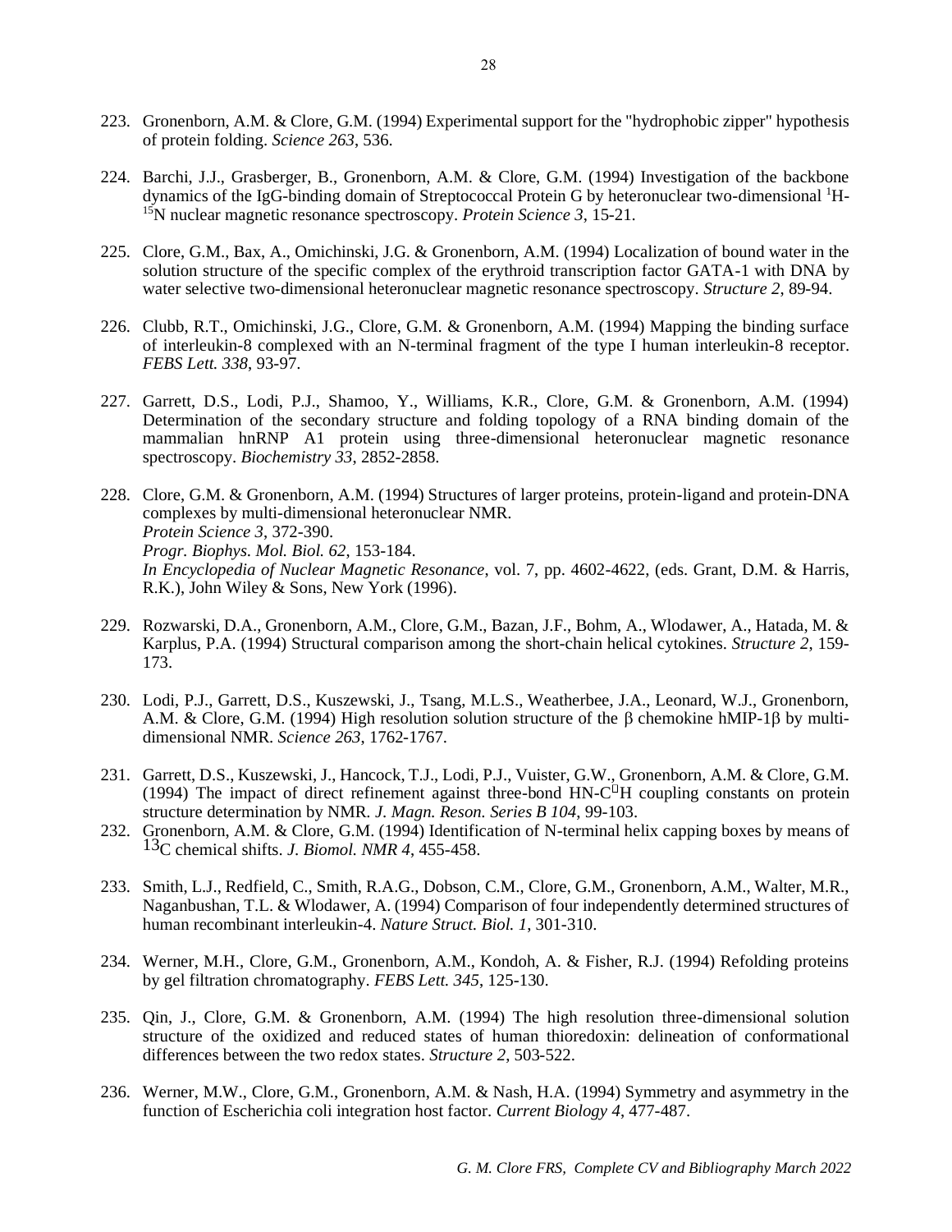223. Gronenborn, A.M. & Clore, G.M. (1994) Experimental support for the "hydrophobic zipper" hypothesis of protein folding. *Science 263*, 536.

224. Barchi, J.J., Grasberger, B., Gronenborn, A.M. & Clore, G.M. (1994) Investigation of the backbone dynamics of the IgG-binding domain of Streptococcal Protein G by heteronuclear two-dimensional $^{1}$H-$^{15}$N nuclear magnetic resonance spectroscopy. *Protein Science 3*, 15-21.

225. Clore, G.M., Bax, A., Omichinski, J.G. & Gronenborn, A.M. (1994) Localization of bound water in the solution structure of the specific complex of the erythroid transcription factor GATA-1 with DNA by water selective two-dimensional heteronuclear magnetic resonance spectroscopy. *Structure 2*, 89-94.

226. Clubb, R.T., Omichinski, J.G., Clore, G.M. & Gronenborn, A.M. (1994) Mapping the binding surface of interleukin-8 complexed with an N-terminal fragment of the type I human interleukin-8 receptor. *FEBS Lett. 338*, 93-97.

227. Garrett, D.S., Lodi, P.J., Shamoo, Y., Williams, K.R., Clore, G.M. & Gronenborn, A.M. (1994) Determination of the secondary structure and folding topology of a RNA binding domain of the mammalian hnRNP A1 protein using three-dimensional heteronuclear magnetic resonance spectroscopy. *Biochemistry 33*, 2852-2858.

228. Clore, G.M. & Gronenborn, A.M. (1994) Structures of larger proteins, protein-ligand and protein-DNA complexes by multi-dimensional heteronuclear NMR.
*Protein Science 3*, 372-390.
*Progr. Biophys. Mol. Biol. 62*, 153-184.
*In Encyclopedia of Nuclear Magnetic Resonance*, vol. 7, pp. 4602-4622, (eds. Grant, D.M. & Harris, R.K.), John Wiley & Sons, New York (1996).

229. Rozwarski, D.A., Gronenborn, A.M., Clore, G.M., Bazan, J.F., Bohm, A., Wlodawer, A., Hatada, M. & Karplus, P.A. (1994) Structural comparison among the short-chain helical cytokines. *Structure 2*, 159-173.

230. Lodi, P.J., Garrett, D.S., Kuszewski, J., Tsang, M.L.S., Weatherbee, J.A., Leonard, W.J., Gronenborn, A.M. & Clore, G.M. (1994) High resolution solution structure of the β chemokine hMIP-1β by multi-dimensional NMR. *Science 263*, 1762-1767.

231. Garrett, D.S., Kuszewski, J., Hancock, T.J., Lodi, P.J., Vuister, G.W., Gronenborn, A.M. & Clore, G.M. (1994) The impact of direct refinement against three-bond HN-C$^{\alpha}$H coupling constants on protein structure determination by NMR. *J. Magn. Reson. Series B 104*, 99-103.

232. Gronenborn, A.M. & Clore, G.M. (1994) Identification of N-terminal helix capping boxes by means of $^{13}$C chemical shifts. *J. Biomol. NMR 4*, 455-458.

233. Smith, L.J., Redfield, C., Smith, R.A.G., Dobson, C.M., Clore, G.M., Gronenborn, A.M., Walter, M.R., Naganbushan, T.L. & Wlodawer, A. (1994) Comparison of four independently determined structures of human recombinant interleukin-4. *Nature Struct. Biol. 1*, 301-310.

234. Werner, M.H., Clore, G.M., Gronenborn, A.M., Kondoh, A. & Fisher, R.J. (1994) Refolding proteins by gel filtration chromatography. *FEBS Lett. 345*, 125-130.

235. Qin, J., Clore, G.M. & Gronenborn, A.M. (1994) The high resolution three-dimensional solution structure of the oxidized and reduced states of human thioredoxin: delineation of conformational differences between the two redox states. *Structure 2*, 503-522.

236. Werner, M.W., Clore, G.M., Gronenborn, A.M. & Nash, H.A. (1994) Symmetry and asymmetry in the function of Escherichia coli integration host factor. *Current Biology 4*, 477-487.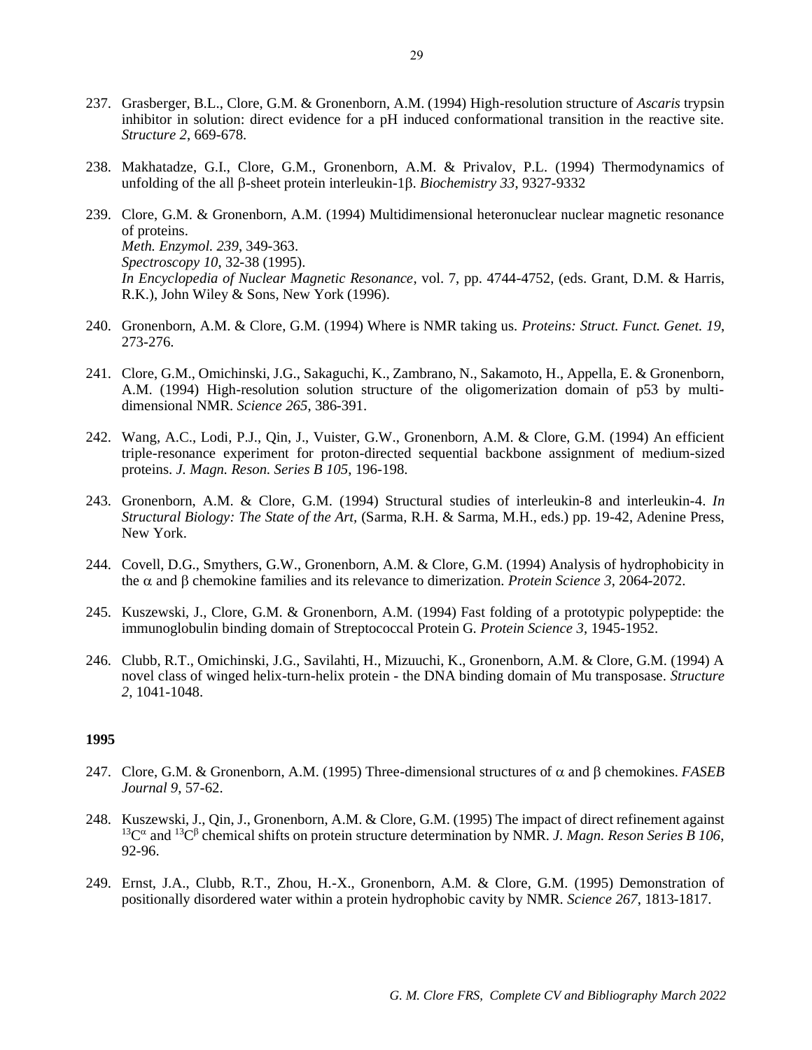237. Grasberger, B.L., Clore, G.M. & Gronenborn, A.M. (1994) High-resolution structure of *Ascaris* trypsin inhibitor in solution: direct evidence for a pH induced conformational transition in the reactive site. *Structure 2*, 669-678.

238. Makhatadze, G.I., Clore, G.M., Gronenborn, A.M. & Privalov, P.L. (1994) Thermodynamics of unfolding of the all β-sheet protein interleukin-1β. *Biochemistry 33*, 9327-9332

239. Clore, G.M. & Gronenborn, A.M. (1994) Multidimensional heteronuclear nuclear magnetic resonance of proteins.
*Meth. Enzymol. 239*, 349-363.
*Spectroscopy 10*, 32-38 (1995).
*In Encyclopedia of Nuclear Magnetic Resonance*, vol. 7, pp. 4744-4752, (eds. Grant, D.M. & Harris, R.K.), John Wiley & Sons, New York (1996).

240. Gronenborn, A.M. & Clore, G.M. (1994) Where is NMR taking us. *Proteins: Struct. Funct. Genet. 19*, 273-276.

241. Clore, G.M., Omichinski, J.G., Sakaguchi, K., Zambrano, N., Sakamoto, H., Appella, E. & Gronenborn, A.M. (1994) High-resolution solution structure of the oligomerization domain of p53 by multi-dimensional NMR. *Science 265*, 386-391.

242. Wang, A.C., Lodi, P.J., Qin, J., Vuister, G.W., Gronenborn, A.M. & Clore, G.M. (1994) An efficient triple-resonance experiment for proton-directed sequential backbone assignment of medium-sized proteins. *J. Magn. Reson. Series B 105*, 196-198.

243. Gronenborn, A.M. & Clore, G.M. (1994) Structural studies of interleukin-8 and interleukin-4. *In Structural Biology: The State of the Art,* (Sarma, R.H. & Sarma, M.H., eds.) pp. 19-42, Adenine Press, New York.

244. Covell, D.G., Smythers, G.W., Gronenborn, A.M. & Clore, G.M. (1994) Analysis of hydrophobicity in the α and β chemokine families and its relevance to dimerization. *Protein Science 3*, 2064-2072.

245. Kuszewski, J., Clore, G.M. & Gronenborn, A.M. (1994) Fast folding of a prototypic polypeptide: the immunoglobulin binding domain of Streptococcal Protein G. *Protein Science 3*, 1945-1952.

246. Clubb, R.T., Omichinski, J.G., Savilahti, H., Mizuuchi, K., Gronenborn, A.M. & Clore, G.M. (1994) A novel class of winged helix-turn-helix protein - the DNA binding domain of Mu transposase. *Structure 2*, 1041-1048.

**1995**

247. Clore, G.M. & Gronenborn, A.M. (1995) Three-dimensional structures of α and β chemokines. *FASEB Journal 9*, 57-62.

248. Kuszewski, J., Qin, J., Gronenborn, A.M. & Clore, G.M. (1995) The impact of direct refinement against $^{13}C^{\alpha}$ and $^{13}C^{\beta}$ chemical shifts on protein structure determination by NMR. *J. Magn. Reson Series B 106*, 92-96.

249. Ernst, J.A., Clubb, R.T., Zhou, H.-X., Gronenborn, A.M. & Clore, G.M. (1995) Demonstration of positionally disordered water within a protein hydrophobic cavity by NMR. *Science 267*, 1813-1817.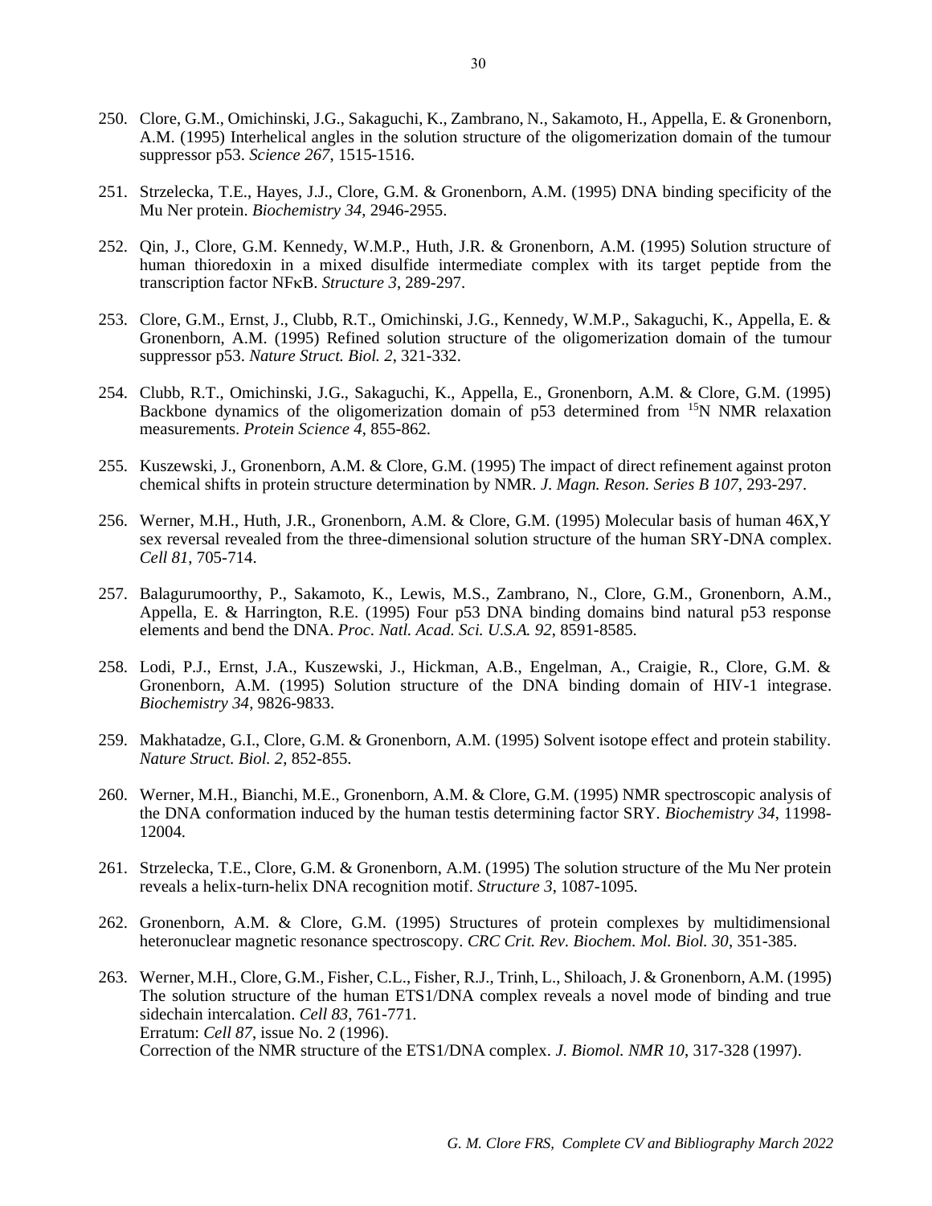250. Clore, G.M., Omichinski, J.G., Sakaguchi, K., Zambrano, N., Sakamoto, H., Appella, E. & Gronenborn, A.M. (1995) Interhelical angles in the solution structure of the oligomerization domain of the tumour suppressor p53. *Science 267*, 1515-1516.

251. Strzelecka, T.E., Hayes, J.J., Clore, G.M. & Gronenborn, A.M. (1995) DNA binding specificity of the Mu Ner protein. *Biochemistry 34*, 2946-2955.

252. Qin, J., Clore, G.M. Kennedy, W.M.P., Huth, J.R. & Gronenborn, A.M. (1995) Solution structure of human thioredoxin in a mixed disulfide intermediate complex with its target peptide from the transcription factor NFκB. *Structure 3*, 289-297.

253. Clore, G.M., Ernst, J., Clubb, R.T., Omichinski, J.G., Kennedy, W.M.P., Sakaguchi, K., Appella, E. & Gronenborn, A.M. (1995) Refined solution structure of the oligomerization domain of the tumour suppressor p53. *Nature Struct. Biol. 2*, 321-332.

254. Clubb, R.T., Omichinski, J.G., Sakaguchi, K., Appella, E., Gronenborn, A.M. & Clore, G.M. (1995) Backbone dynamics of the oligomerization domain of p53 determined from $^{15}$N NMR relaxation measurements. *Protein Science 4*, 855-862.

255. Kuszewski, J., Gronenborn, A.M. & Clore, G.M. (1995) The impact of direct refinement against proton chemical shifts in protein structure determination by NMR. *J. Magn. Reson. Series B 107*, 293-297.

256. Werner, M.H., Huth, J.R., Gronenborn, A.M. & Clore, G.M. (1995) Molecular basis of human 46X,Y sex reversal revealed from the three-dimensional solution structure of the human SRY-DNA complex. *Cell 81*, 705-714.

257. Balagurumoorthy, P., Sakamoto, K., Lewis, M.S., Zambrano, N., Clore, G.M., Gronenborn, A.M., Appella, E. & Harrington, R.E. (1995) Four p53 DNA binding domains bind natural p53 response elements and bend the DNA. *Proc. Natl. Acad. Sci. U.S.A. 92*, 8591-8585.

258. Lodi, P.J., Ernst, J.A., Kuszewski, J., Hickman, A.B., Engelman, A., Craigie, R., Clore, G.M. & Gronenborn, A.M. (1995) Solution structure of the DNA binding domain of HIV-1 integrase. *Biochemistry 34*, 9826-9833.

259. Makhatadze, G.I., Clore, G.M. & Gronenborn, A.M. (1995) Solvent isotope effect and protein stability. *Nature Struct. Biol. 2*, 852-855.

260. Werner, M.H., Bianchi, M.E., Gronenborn, A.M. & Clore, G.M. (1995) NMR spectroscopic analysis of the DNA conformation induced by the human testis determining factor SRY. *Biochemistry 34*, 11998-12004.

261. Strzelecka, T.E., Clore, G.M. & Gronenborn, A.M. (1995) The solution structure of the Mu Ner protein reveals a helix-turn-helix DNA recognition motif. *Structure 3*, 1087-1095.

262. Gronenborn, A.M. & Clore, G.M. (1995) Structures of protein complexes by multidimensional heteronuclear magnetic resonance spectroscopy. *CRC Crit. Rev. Biochem. Mol. Biol. 30*, 351-385.

263. Werner, M.H., Clore, G.M., Fisher, C.L., Fisher, R.J., Trinh, L., Shiloach, J. & Gronenborn, A.M. (1995) The solution structure of the human ETS1/DNA complex reveals a novel mode of binding and true sidechain intercalation. *Cell 83*, 761-771.
Erratum: *Cell 87*, issue No. 2 (1996).
Correction of the NMR structure of the ETS1/DNA complex. *J. Biomol. NMR 10*, 317-328 (1997).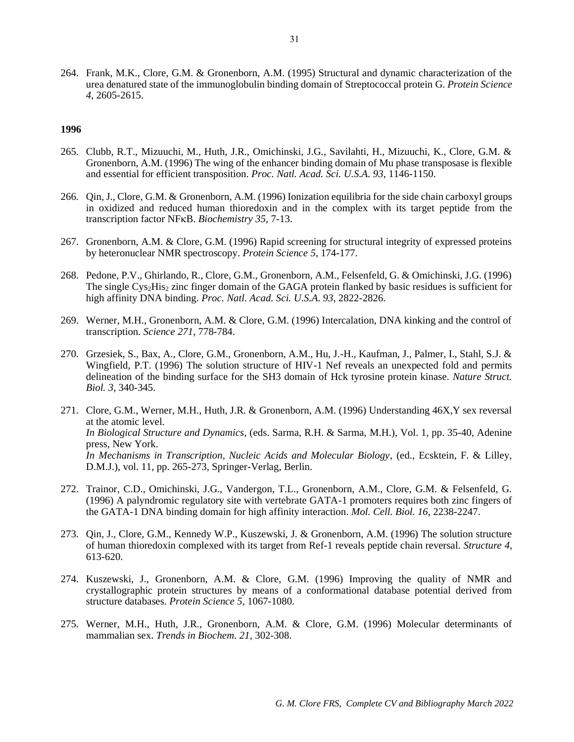264. Frank, M.K., Clore, G.M. & Gronenborn, A.M. (1995) Structural and dynamic characterization of the urea denatured state of the immunoglobulin binding domain of Streptococcal protein G. *Protein Science 4*, 2605-2615.

**1996**

265. Clubb, R.T., Mizuuchi, M., Huth, J.R., Omichinski, J.G., Savilahti, H., Mizuuchi, K., Clore, G.M. & Gronenborn, A.M. (1996) The wing of the enhancer binding domain of Mu phase transposase is flexible and essential for efficient transposition. *Proc. Natl. Acad. Sci. U.S.A. 93*, 1146-1150.

266. Qin, J., Clore, G.M. & Gronenborn, A.M. (1996) Ionization equilibria for the side chain carboxyl groups in oxidized and reduced human thioredoxin and in the complex with its target peptide from the transcription factor NFκB. *Biochemistry 35*, 7-13.

267. Gronenborn, A.M. & Clore, G.M. (1996) Rapid screening for structural integrity of expressed proteins by heteronuclear NMR spectroscopy. *Protein Science 5*, 174-177.

268. Pedone, P.V., Ghirlando, R., Clore, G.M., Gronenborn, A.M., Felsenfeld, G. & Omichinski, J.G. (1996) The single $Cys_2His_2$ zinc finger domain of the GAGA protein flanked by basic residues is sufficient for high affinity DNA binding. *Proc. Natl. Acad. Sci. U.S.A. 93*, 2822-2826.

269. Werner, M.H., Gronenborn, A.M. & Clore, G.M. (1996) Intercalation, DNA kinking and the control of transcription. *Science 271*, 778-784.

270. Grzesiek, S., Bax, A., Clore, G.M., Gronenborn, A.M., Hu, J.-H., Kaufman, J., Palmer, I., Stahl, S.J. & Wingfield, P.T. (1996) The solution structure of HIV-1 Nef reveals an unexpected fold and permits delineation of the binding surface for the SH3 domain of Hck tyrosine protein kinase. *Nature Struct. Biol. 3*, 340-345.

271. Clore, G.M., Werner, M.H., Huth, J.R. & Gronenborn, A.M. (1996) Understanding 46X,Y sex reversal at the atomic level.
*In Biological Structure and Dynamics*, (eds. Sarma, R.H. & Sarma, M.H.), Vol. 1, pp. 35-40, Adenine press, New York.
*In Mechanisms in Transcription, Nucleic Acids and Molecular Biology*, (ed., Ecsktein, F. & Lilley, D.M.J.), vol. 11, pp. 265-273, Springer-Verlag, Berlin.

272. Trainor, C.D., Omichinski, J.G., Vandergon, T.L., Gronenborn, A.M., Clore, G.M. & Felsenfeld, G. (1996) A palyndromic regulatory site with vertebrate GATA-1 promoters requires both zinc fingers of the GATA-1 DNA binding domain for high affinity interaction. *Mol. Cell. Biol. 16*, 2238-2247.

273. Qin, J., Clore, G.M., Kennedy W.P., Kuszewski, J. & Gronenborn, A.M. (1996) The solution structure of human thioredoxin complexed with its target from Ref-1 reveals peptide chain reversal. *Structure 4*, 613-620.

274. Kuszewski, J., Gronenborn, A.M. & Clore, G.M. (1996) Improving the quality of NMR and crystallographic protein structures by means of a conformational database potential derived from structure databases. *Protein Science 5*, 1067-1080.

275. Werner, M.H., Huth, J.R., Gronenborn, A.M. & Clore, G.M. (1996) Molecular determinants of mammalian sex. *Trends in Biochem. 21*, 302-308.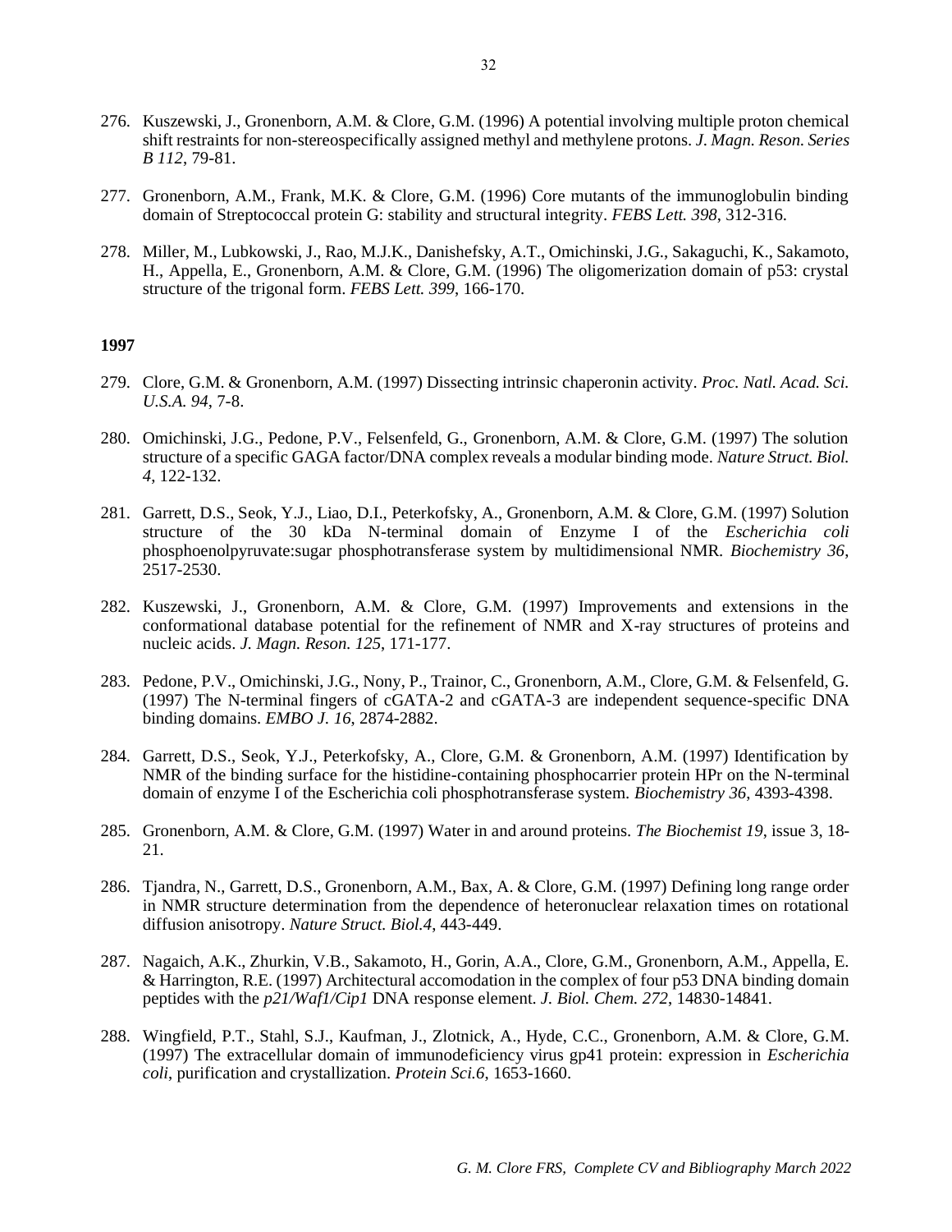276. Kuszewski, J., Gronenborn, A.M. & Clore, G.M. (1996) A potential involving multiple proton chemical shift restraints for non-stereospecifically assigned methyl and methylene protons. *J. Magn. Reson. Series B 112*, 79-81.

277. Gronenborn, A.M., Frank, M.K. & Clore, G.M. (1996) Core mutants of the immunoglobulin binding domain of Streptococcal protein G: stability and structural integrity. *FEBS Lett. 398*, 312-316.

278. Miller, M., Lubkowski, J., Rao, M.J.K., Danishefsky, A.T., Omichinski, J.G., Sakaguchi, K., Sakamoto, H., Appella, E., Gronenborn, A.M. & Clore, G.M. (1996) The oligomerization domain of p53: crystal structure of the trigonal form. *FEBS Lett. 399*, 166-170.

**1997**

279. Clore, G.M. & Gronenborn, A.M. (1997) Dissecting intrinsic chaperonin activity. *Proc. Natl. Acad. Sci. U.S.A. 94*, 7-8.

280. Omichinski, J.G., Pedone, P.V., Felsenfeld, G., Gronenborn, A.M. & Clore, G.M. (1997) The solution structure of a specific GAGA factor/DNA complex reveals a modular binding mode. *Nature Struct. Biol. 4*, 122-132.

281. Garrett, D.S., Seok, Y.J., Liao, D.I., Peterkofsky, A., Gronenborn, A.M. & Clore, G.M. (1997) Solution structure of the 30 kDa N-terminal domain of Enzyme I of the *Escherichia coli* phosphoenolpyruvate:sugar phosphotransferase system by multidimensional NMR. *Biochemistry 36*, 2517-2530.

282. Kuszewski, J., Gronenborn, A.M. & Clore, G.M. (1997) Improvements and extensions in the conformational database potential for the refinement of NMR and X-ray structures of proteins and nucleic acids. *J. Magn. Reson. 125*, 171-177.

283. Pedone, P.V., Omichinski, J.G., Nony, P., Trainor, C., Gronenborn, A.M., Clore, G.M. & Felsenfeld, G. (1997) The N-terminal fingers of cGATA-2 and cGATA-3 are independent sequence-specific DNA binding domains. *EMBO J. 16*, 2874-2882.

284. Garrett, D.S., Seok, Y.J., Peterkofsky, A., Clore, G.M. & Gronenborn, A.M. (1997) Identification by NMR of the binding surface for the histidine-containing phosphocarrier protein HPr on the N-terminal domain of enzyme I of the Escherichia coli phosphotransferase system. *Biochemistry 36*, 4393-4398.

285. Gronenborn, A.M. & Clore, G.M. (1997) Water in and around proteins. *The Biochemist 19*, issue 3, 18-21.

286. Tjandra, N., Garrett, D.S., Gronenborn, A.M., Bax, A. & Clore, G.M. (1997) Defining long range order in NMR structure determination from the dependence of heteronuclear relaxation times on rotational diffusion anisotropy. *Nature Struct. Biol.4*, 443-449.

287. Nagaich, A.K., Zhurkin, V.B., Sakamoto, H., Gorin, A.A., Clore, G.M., Gronenborn, A.M., Appella, E. & Harrington, R.E. (1997) Architectural accomodation in the complex of four p53 DNA binding domain peptides with the *p21/Waf1/Cip1* DNA response element. *J. Biol. Chem. 272*, 14830-14841.

288. Wingfield, P.T., Stahl, S.J., Kaufman, J., Zlotnick, A., Hyde, C.C., Gronenborn, A.M. & Clore, G.M. (1997) The extracellular domain of immunodeficiency virus gp41 protein: expression in *Escherichia coli*, purification and crystallization. *Protein Sci.6*, 1653-1660.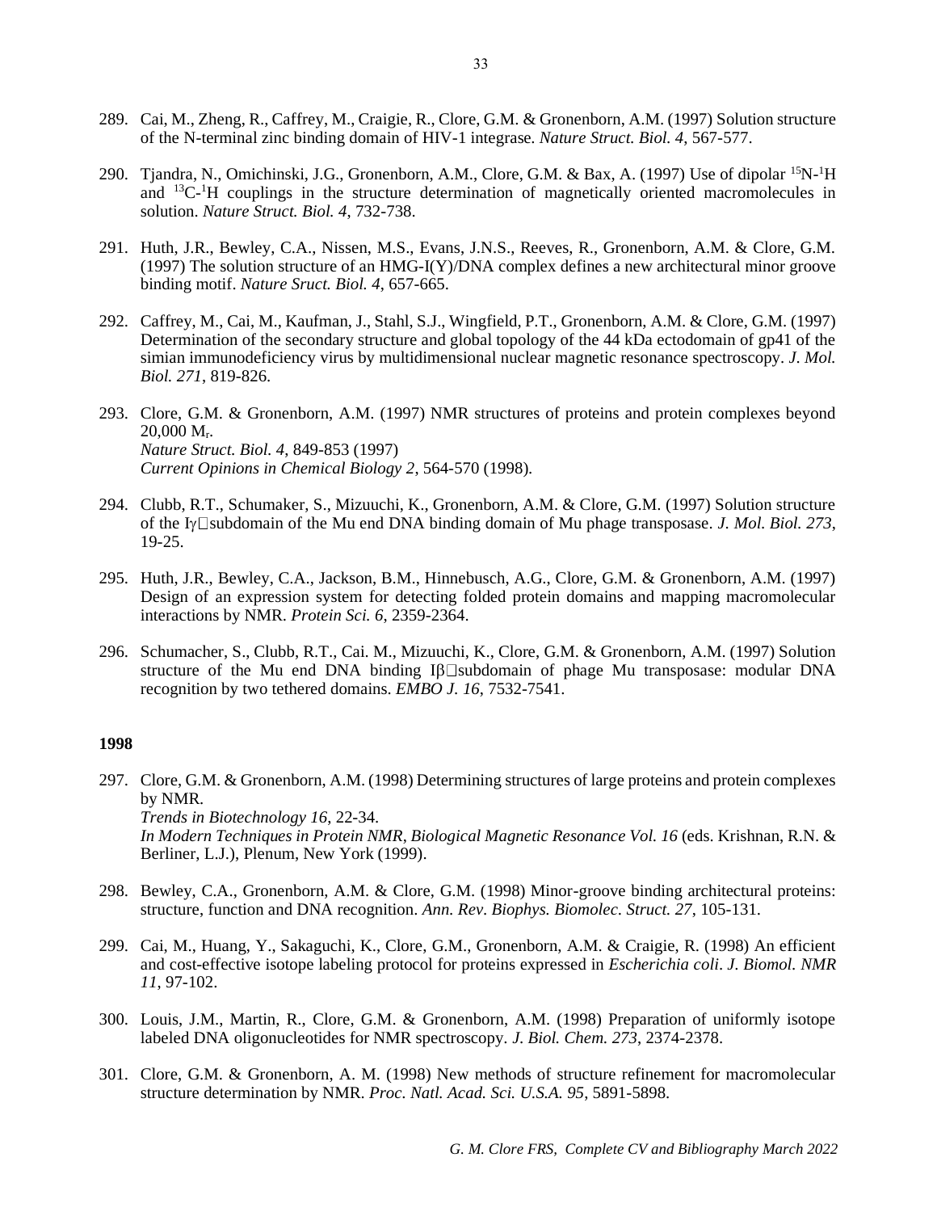289. Cai, M., Zheng, R., Caffrey, M., Craigie, R., Clore, G.M. & Gronenborn, A.M. (1997) Solution structure of the N-terminal zinc binding domain of HIV-1 integrase. *Nature Struct. Biol. 4*, 567-577.

290. Tjandra, N., Omichinski, J.G., Gronenborn, A.M., Clore, G.M. & Bax, A. (1997) Use of dipolar $^{15}N$-$^{1}H$ and $^{13}C$-$^{1}H$ couplings in the structure determination of magnetically oriented macromolecules in solution. *Nature Struct. Biol. 4*, 732-738.

291. Huth, J.R., Bewley, C.A., Nissen, M.S., Evans, J.N.S., Reeves, R., Gronenborn, A.M. & Clore, G.M. (1997) The solution structure of an HMG-I(Y)/DNA complex defines a new architectural minor groove binding motif. *Nature Sruct. Biol. 4*, 657-665.

292. Caffrey, M., Cai, M., Kaufman, J., Stahl, S.J., Wingfield, P.T., Gronenborn, A.M. & Clore, G.M. (1997) Determination of the secondary structure and global topology of the 44 kDa ectodomain of gp41 of the simian immunodeficiency virus by multidimensional nuclear magnetic resonance spectroscopy. *J. Mol. Biol. 271*, 819-826.

293. Clore, G.M. & Gronenborn, A.M. (1997) NMR structures of proteins and protein complexes beyond 20,000 $M_r$.
*Nature Struct. Biol. 4*, 849-853 (1997)
*Current Opinions in Chemical Biology 2*, 564-570 (1998).

294. Clubb, R.T., Schumaker, S., Mizuuchi, K., Gronenborn, A.M. & Clore, G.M. (1997) Solution structure of the Iγ subdomain of the Mu end DNA binding domain of Mu phage transposase. *J. Mol. Biol. 273*, 19-25.

295. Huth, J.R., Bewley, C.A., Jackson, B.M., Hinnebusch, A.G., Clore, G.M. & Gronenborn, A.M. (1997) Design of an expression system for detecting folded protein domains and mapping macromolecular interactions by NMR. *Protein Sci. 6*, 2359-2364.

296. Schumacher, S., Clubb, R.T., Cai. M., Mizuuchi, K., Clore, G.M. & Gronenborn, A.M. (1997) Solution structure of the Mu end DNA binding Iβ subdomain of phage Mu transposase: modular DNA recognition by two tethered domains. *EMBO J. 16*, 7532-7541.

**1998**

297. Clore, G.M. & Gronenborn, A.M. (1998) Determining structures of large proteins and protein complexes by NMR.
*Trends in Biotechnology 16*, 22-34.
*In Modern Techniques in Protein NMR*, *Biological Magnetic Resonance Vol. 16* (eds. Krishnan, R.N. & Berliner, L.J.), Plenum, New York (1999).

298. Bewley, C.A., Gronenborn, A.M. & Clore, G.M. (1998) Minor-groove binding architectural proteins: structure, function and DNA recognition. *Ann. Rev. Biophys. Biomolec. Struct. 27*, 105-131.

299. Cai, M., Huang, Y., Sakaguchi, K., Clore, G.M., Gronenborn, A.M. & Craigie, R. (1998) An efficient and cost-effective isotope labeling protocol for proteins expressed in *Escherichia coli*. *J. Biomol. NMR 11*, 97-102.

300. Louis, J.M., Martin, R., Clore, G.M. & Gronenborn, A.M. (1998) Preparation of uniformly isotope labeled DNA oligonucleotides for NMR spectroscopy. *J. Biol. Chem. 273*, 2374-2378.

301. Clore, G.M. & Gronenborn, A. M. (1998) New methods of structure refinement for macromolecular structure determination by NMR. *Proc. Natl. Acad. Sci. U.S.A. 95*, 5891-5898.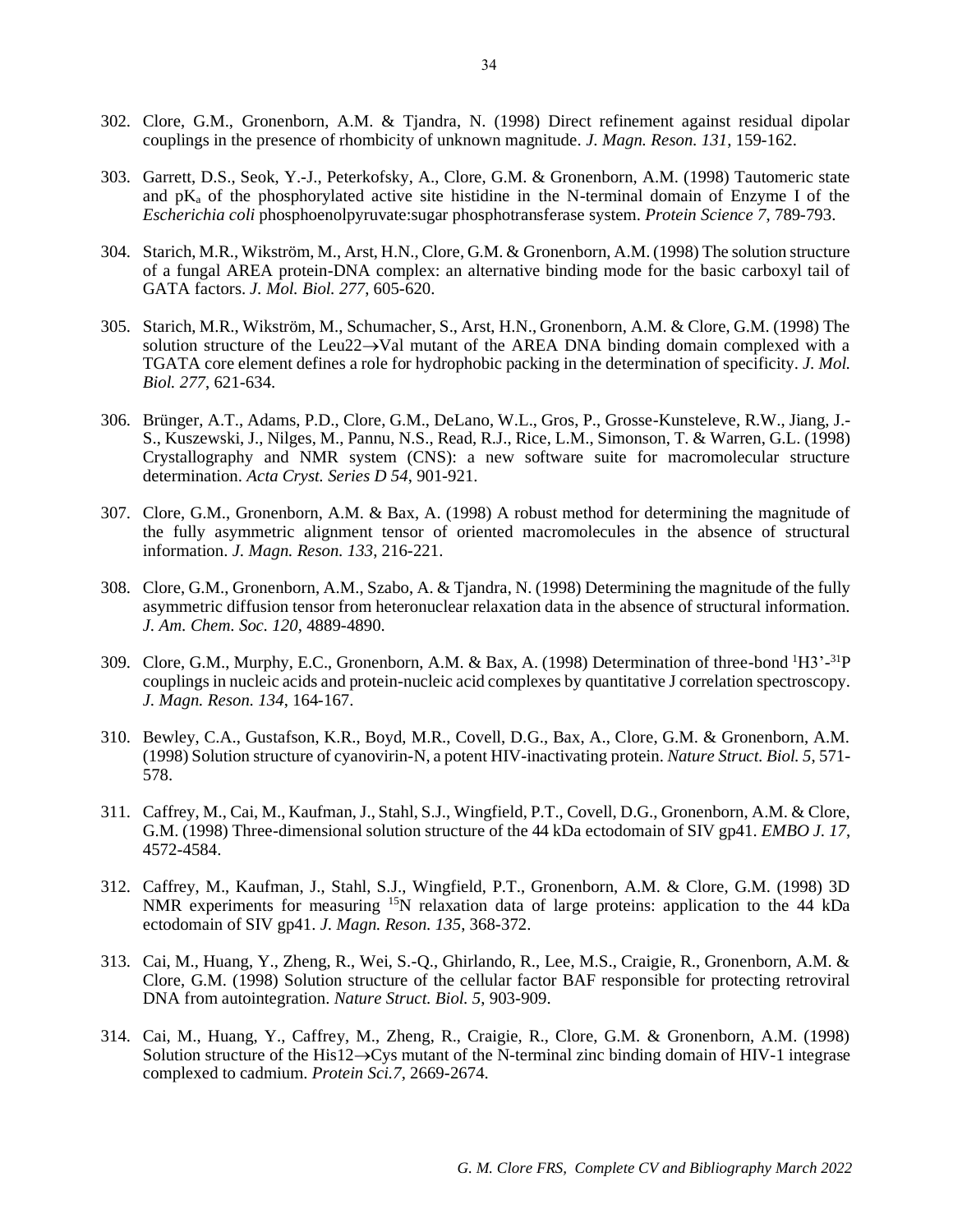302. Clore, G.M., Gronenborn, A.M. & Tjandra, N. (1998) Direct refinement against residual dipolar couplings in the presence of rhombicity of unknown magnitude. *J. Magn. Reson. 131*, 159-162.

303. Garrett, D.S., Seok, Y.-J., Peterkofsky, A., Clore, G.M. & Gronenborn, A.M. (1998) Tautomeric state and $pK_a$ of the phosphorylated active site histidine in the N-terminal domain of Enzyme I of the *Escherichia coli* phosphoenolpyruvate:sugar phosphotransferase system. *Protein Science 7*, 789-793.

304. Starich, M.R., Wikström, M., Arst, H.N., Clore, G.M. & Gronenborn, A.M. (1998) The solution structure of a fungal AREA protein-DNA complex: an alternative binding mode for the basic carboxyl tail of GATA factors. *J. Mol. Biol. 277*, 605-620.

305. Starich, M.R., Wikström, M., Schumacher, S., Arst, H.N., Gronenborn, A.M. & Clore, G.M. (1998) The solution structure of the Leu22→Val mutant of the AREA DNA binding domain complexed with a TGATA core element defines a role for hydrophobic packing in the determination of specificity. *J. Mol. Biol. 277*, 621-634.

306. Brünger, A.T., Adams, P.D., Clore, G.M., DeLano, W.L., Gros, P., Grosse-Kunsteleve, R.W., Jiang, J.-S., Kuszewski, J., Nilges, M., Pannu, N.S., Read, R.J., Rice, L.M., Simonson, T. & Warren, G.L. (1998) Crystallography and NMR system (CNS): a new software suite for macromolecular structure determination. *Acta Cryst. Series D 54*, 901-921.

307. Clore, G.M., Gronenborn, A.M. & Bax, A. (1998) A robust method for determining the magnitude of the fully asymmetric alignment tensor of oriented macromolecules in the absence of structural information. *J. Magn. Reson. 133*, 216-221.

308. Clore, G.M., Gronenborn, A.M., Szabo, A. & Tjandra, N. (1998) Determining the magnitude of the fully asymmetric diffusion tensor from heteronuclear relaxation data in the absence of structural information. *J. Am. Chem. Soc. 120*, 4889-4890.

309. Clore, G.M., Murphy, E.C., Gronenborn, A.M. & Bax, A. (1998) Determination of three-bond $^{1}$H3'-$^{31}$P couplings in nucleic acids and protein-nucleic acid complexes by quantitative J correlation spectroscopy. *J. Magn. Reson. 134*, 164-167.

310. Bewley, C.A., Gustafson, K.R., Boyd, M.R., Covell, D.G., Bax, A., Clore, G.M. & Gronenborn, A.M. (1998) Solution structure of cyanovirin-N, a potent HIV-inactivating protein. *Nature Struct. Biol. 5*, 571-578.

311. Caffrey, M., Cai, M., Kaufman, J., Stahl, S.J., Wingfield, P.T., Covell, D.G., Gronenborn, A.M. & Clore, G.M. (1998) Three-dimensional solution structure of the 44 kDa ectodomain of SIV gp41. *EMBO J. 17*, 4572-4584.

312. Caffrey, M., Kaufman, J., Stahl, S.J., Wingfield, P.T., Gronenborn, A.M. & Clore, G.M. (1998) 3D NMR experiments for measuring $^{15}$N relaxation data of large proteins: application to the 44 kDa ectodomain of SIV gp41. *J. Magn. Reson. 135*, 368-372.

313. Cai, M., Huang, Y., Zheng, R., Wei, S.-Q., Ghirlando, R., Lee, M.S., Craigie, R., Gronenborn, A.M. & Clore, G.M. (1998) Solution structure of the cellular factor BAF responsible for protecting retroviral DNA from autointegration. *Nature Struct. Biol. 5*, 903-909.

314. Cai, M., Huang, Y., Caffrey, M., Zheng, R., Craigie, R., Clore, G.M. & Gronenborn, A.M. (1998) Solution structure of the His12→Cys mutant of the N-terminal zinc binding domain of HIV-1 integrase complexed to cadmium. *Protein Sci.7*, 2669-2674.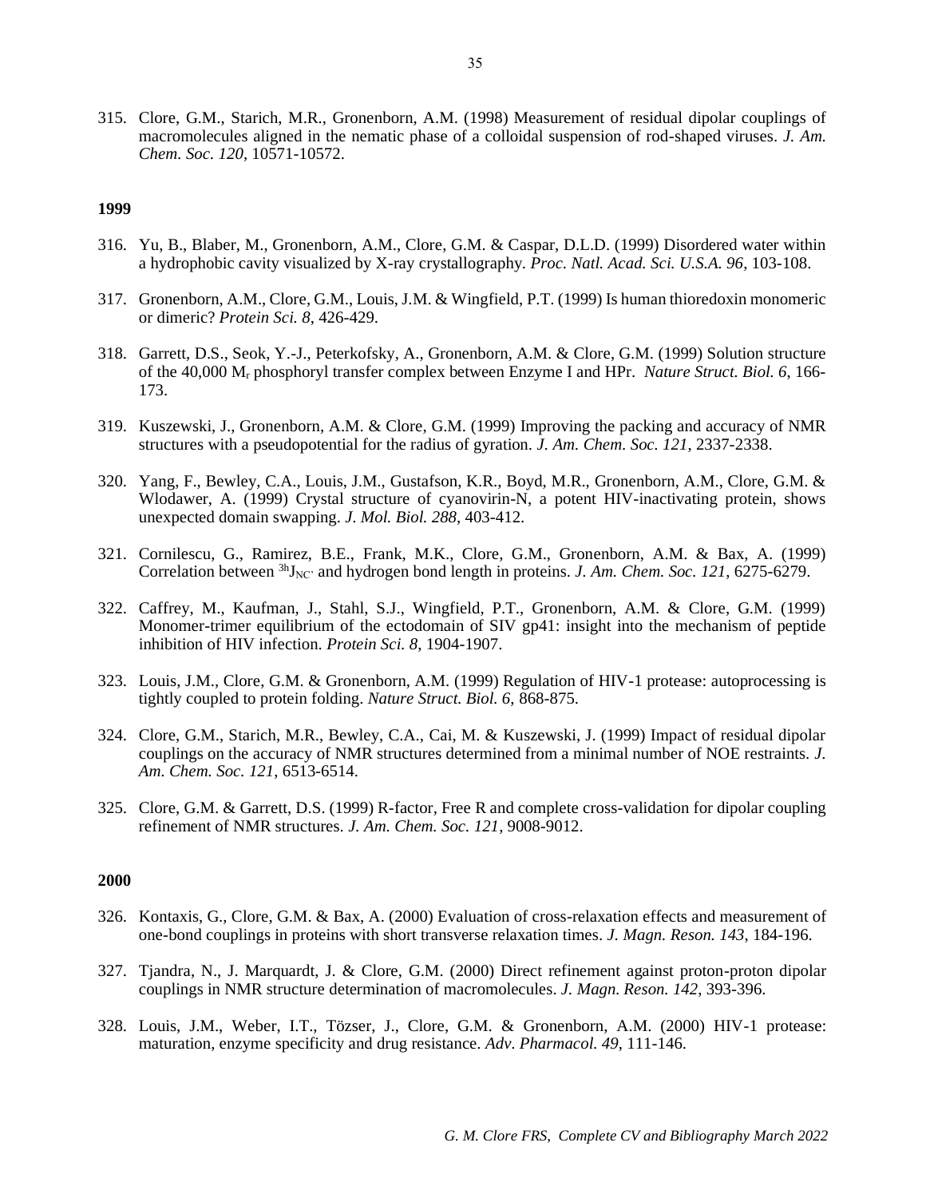315. Clore, G.M., Starich, M.R., Gronenborn, A.M. (1998) Measurement of residual dipolar couplings of macromolecules aligned in the nematic phase of a colloidal suspension of rod-shaped viruses. *J. Am. Chem. Soc. 120*, 10571-10572.

**1999**

316. Yu, B., Blaber, M., Gronenborn, A.M., Clore, G.M. & Caspar, D.L.D. (1999) Disordered water within a hydrophobic cavity visualized by X-ray crystallography. *Proc. Natl. Acad. Sci. U.S.A. 96*, 103-108.

317. Gronenborn, A.M., Clore, G.M., Louis, J.M. & Wingfield, P.T. (1999) Is human thioredoxin monomeric or dimeric? *Protein Sci. 8*, 426-429.

318. Garrett, D.S., Seok, Y.-J., Peterkofsky, A., Gronenborn, A.M. & Clore, G.M. (1999) Solution structure of the 40,000 $M_r$ phosphoryl transfer complex between Enzyme I and HPr. *Nature Struct. Biol. 6*, 166-173.

319. Kuszewski, J., Gronenborn, A.M. & Clore, G.M. (1999) Improving the packing and accuracy of NMR structures with a pseudopotential for the radius of gyration. *J. Am. Chem. Soc. 121*, 2337-2338.

320. Yang, F., Bewley, C.A., Louis, J.M., Gustafson, K.R., Boyd, M.R., Gronenborn, A.M., Clore, G.M. & Wlodawer, A. (1999) Crystal structure of cyanovirin-N, a potent HIV-inactivating protein, shows unexpected domain swapping. *J. Mol. Biol. 288*, 403-412.

321. Cornilescu, G., Ramirez, B.E., Frank, M.K., Clore, G.M., Gronenborn, A.M. & Bax, A. (1999) Correlation between ${}^{3h}J_{NC'}$ and hydrogen bond length in proteins. *J. Am. Chem. Soc. 121*, 6275-6279.

322. Caffrey, M., Kaufman, J., Stahl, S.J., Wingfield, P.T., Gronenborn, A.M. & Clore, G.M. (1999) Monomer-trimer equilibrium of the ectodomain of SIV gp41: insight into the mechanism of peptide inhibition of HIV infection. *Protein Sci. 8*, 1904-1907.

323. Louis, J.M., Clore, G.M. & Gronenborn, A.M. (1999) Regulation of HIV-1 protease: autoprocessing is tightly coupled to protein folding. *Nature Struct. Biol. 6*, 868-875.

324. Clore, G.M., Starich, M.R., Bewley, C.A., Cai, M. & Kuszewski, J. (1999) Impact of residual dipolar couplings on the accuracy of NMR structures determined from a minimal number of NOE restraints. *J. Am. Chem. Soc. 121*, 6513-6514.

325. Clore, G.M. & Garrett, D.S. (1999) R-factor, Free R and complete cross-validation for dipolar coupling refinement of NMR structures. *J. Am. Chem. Soc. 121*, 9008-9012.

**2000**

326. Kontaxis, G., Clore, G.M. & Bax, A. (2000) Evaluation of cross-relaxation effects and measurement of one-bond couplings in proteins with short transverse relaxation times. *J. Magn. Reson. 143*, 184-196.

327. Tjandra, N., J. Marquardt, J. & Clore, G.M. (2000) Direct refinement against proton-proton dipolar couplings in NMR structure determination of macromolecules. *J. Magn. Reson. 142*, 393-396.

328. Louis, J.M., Weber, I.T., Tözser, J., Clore, G.M. & Gronenborn, A.M. (2000) HIV-1 protease: maturation, enzyme specificity and drug resistance. *Adv. Pharmacol. 49*, 111-146.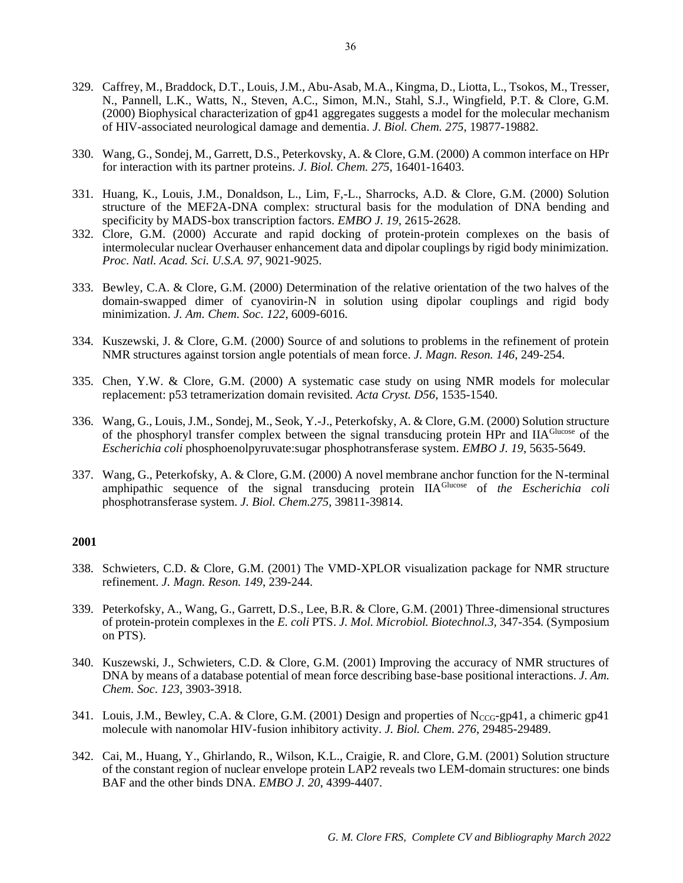329. Caffrey, M., Braddock, D.T., Louis, J.M., Abu-Asab, M.A., Kingma, D., Liotta, L., Tsokos, M., Tresser, N., Pannell, L.K., Watts, N., Steven, A.C., Simon, M.N., Stahl, S.J., Wingfield, P.T. & Clore, G.M. (2000) Biophysical characterization of gp41 aggregates suggests a model for the molecular mechanism of HIV-associated neurological damage and dementia. *J. Biol. Chem. 275*, 19877-19882.

330. Wang, G., Sondej, M., Garrett, D.S., Peterkovsky, A. & Clore, G.M. (2000) A common interface on HPr for interaction with its partner proteins. *J. Biol. Chem. 275*, 16401-16403.

331. Huang, K., Louis, J.M., Donaldson, L., Lim, F,-L., Sharrocks, A.D. & Clore, G.M. (2000) Solution structure of the MEF2A-DNA complex: structural basis for the modulation of DNA bending and specificity by MADS-box transcription factors. *EMBO J. 19*, 2615-2628.

332. Clore, G.M. (2000) Accurate and rapid docking of protein-protein complexes on the basis of intermolecular nuclear Overhauser enhancement data and dipolar couplings by rigid body minimization. *Proc. Natl. Acad. Sci. U.S.A. 97*, 9021-9025.

333. Bewley, C.A. & Clore, G.M. (2000) Determination of the relative orientation of the two halves of the domain-swapped dimer of cyanovirin-N in solution using dipolar couplings and rigid body minimization. *J. Am. Chem. Soc. 122*, 6009-6016.

334. Kuszewski, J. & Clore, G.M. (2000) Source of and solutions to problems in the refinement of protein NMR structures against torsion angle potentials of mean force. *J. Magn. Reson. 146*, 249-254.

335. Chen, Y.W. & Clore, G.M. (2000) A systematic case study on using NMR models for molecular replacement: p53 tetramerization domain revisited. *Acta Cryst. D56*, 1535-1540.

336. Wang, G., Louis, J.M., Sondej, M., Seok, Y.-J., Peterkofsky, A. & Clore, G.M. (2000) Solution structure of the phosphoryl transfer complex between the signal transducing protein HPr and $IIA^{Glucose}$ of the *Escherichia coli* phosphoenolpyruvate:sugar phosphotransferase system. *EMBO J. 19*, 5635-5649.

337. Wang, G., Peterkofsky, A. & Clore, G.M. (2000) A novel membrane anchor function for the N-terminal amphipathic sequence of the signal transducing protein $IIA^{Glucose}$ of *the Escherichia coli* phosphotransferase system. *J. Biol. Chem.275*, 39811-39814.

**2001**

338. Schwieters, C.D. & Clore, G.M. (2001) The VMD-XPLOR visualization package for NMR structure refinement. *J. Magn. Reson. 149*, 239-244.

339. Peterkofsky, A., Wang, G., Garrett, D.S., Lee, B.R. & Clore, G.M. (2001) Three-dimensional structures of protein-protein complexes in the *E. coli* PTS. *J. Mol. Microbiol. Biotechnol.3*, 347-354. (Symposium on PTS).

340. Kuszewski, J., Schwieters, C.D. & Clore, G.M. (2001) Improving the accuracy of NMR structures of DNA by means of a database potential of mean force describing base-base positional interactions. *J. Am. Chem. Soc. 123*, 3903-3918.

341. Louis, J.M., Bewley, C.A. & Clore, G.M. (2001) Design and properties of $N_{CCG}$-gp41, a chimeric gp41 molecule with nanomolar HIV-fusion inhibitory activity. *J. Biol. Chem. 276*, 29485-29489.

342. Cai, M., Huang, Y., Ghirlando, R., Wilson, K.L., Craigie, R. and Clore, G.M. (2001) Solution structure of the constant region of nuclear envelope protein LAP2 reveals two LEM-domain structures: one binds BAF and the other binds DNA. *EMBO J. 20*, 4399-4407.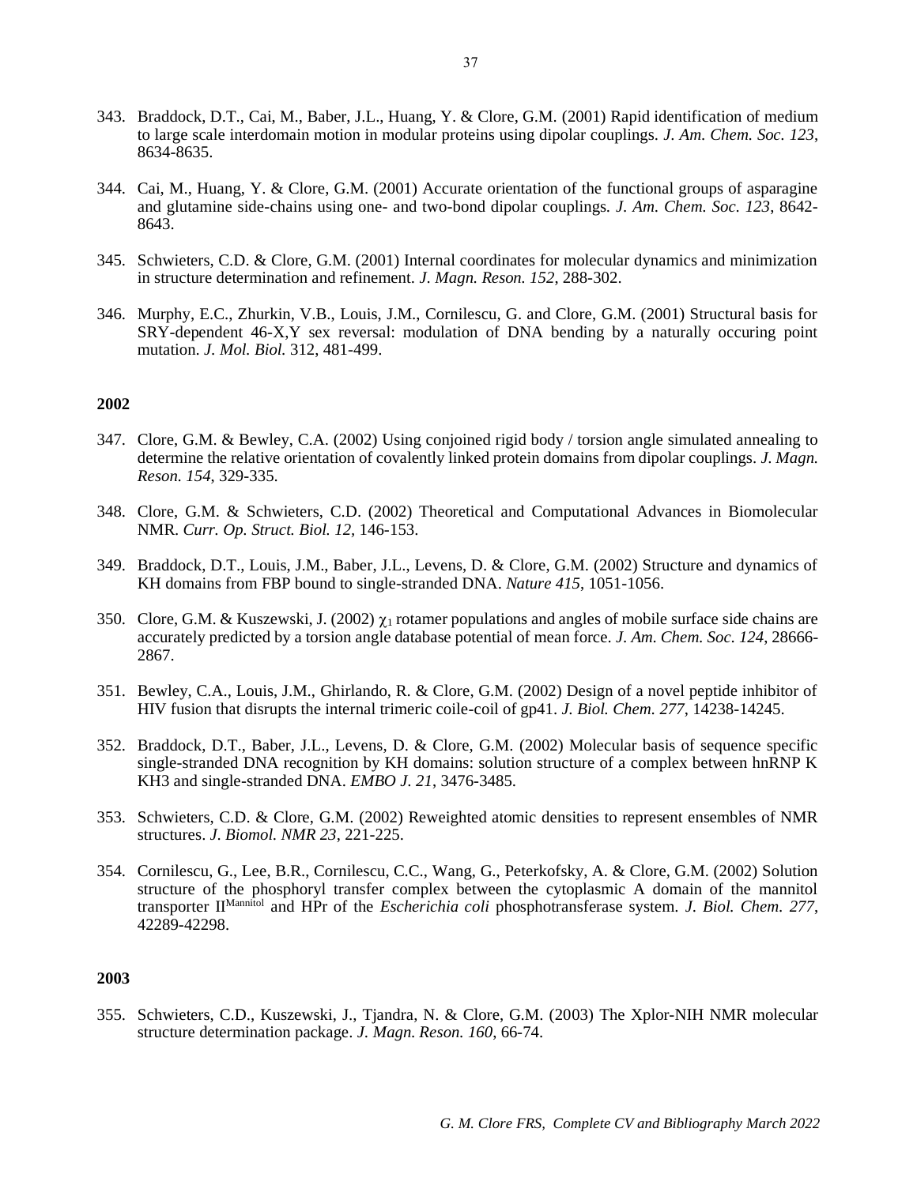343. Braddock, D.T., Cai, M., Baber, J.L., Huang, Y. & Clore, G.M. (2001) Rapid identification of medium to large scale interdomain motion in modular proteins using dipolar couplings. *J. Am. Chem. Soc. 123*, 8634-8635.

344. Cai, M., Huang, Y. & Clore, G.M. (2001) Accurate orientation of the functional groups of asparagine and glutamine side-chains using one- and two-bond dipolar couplings. *J. Am. Chem. Soc. 123*, 8642-8643.

345. Schwieters, C.D. & Clore, G.M. (2001) Internal coordinates for molecular dynamics and minimization in structure determination and refinement. *J. Magn. Reson. 152*, 288-302.

346. Murphy, E.C., Zhurkin, V.B., Louis, J.M., Cornilescu, G. and Clore, G.M. (2001) Structural basis for SRY-dependent 46-X,Y sex reversal: modulation of DNA bending by a naturally occuring point mutation. *J. Mol. Biol.* 312, 481-499.

**2002**

347. Clore, G.M. & Bewley, C.A. (2002) Using conjoined rigid body / torsion angle simulated annealing to determine the relative orientation of covalently linked protein domains from dipolar couplings. *J. Magn. Reson. 154*, 329-335.

348. Clore, G.M. & Schwieters, C.D. (2002) Theoretical and Computational Advances in Biomolecular NMR. *Curr. Op. Struct. Biol. 12*, 146-153.

349. Braddock, D.T., Louis, J.M., Baber, J.L., Levens, D. & Clore, G.M. (2002) Structure and dynamics of KH domains from FBP bound to single-stranded DNA. *Nature 415*, 1051-1056.

350. Clore, G.M. & Kuszewski, J. (2002) $\chi_1$ rotamer populations and angles of mobile surface side chains are accurately predicted by a torsion angle database potential of mean force. *J. Am. Chem. Soc. 124*, 28666-2867.

351. Bewley, C.A., Louis, J.M., Ghirlando, R. & Clore, G.M. (2002) Design of a novel peptide inhibitor of HIV fusion that disrupts the internal trimeric coile-coil of gp41. *J. Biol. Chem. 277*, 14238-14245.

352. Braddock, D.T., Baber, J.L., Levens, D. & Clore, G.M. (2002) Molecular basis of sequence specific single-stranded DNA recognition by KH domains: solution structure of a complex between hnRNP K KH3 and single-stranded DNA. *EMBO J. 21*, 3476-3485.

353. Schwieters, C.D. & Clore, G.M. (2002) Reweighted atomic densities to represent ensembles of NMR structures. *J. Biomol. NMR 23*, 221-225.

354. Cornilescu, G., Lee, B.R., Cornilescu, C.C., Wang, G., Peterkofsky, A. & Clore, G.M. (2002) Solution structure of the phosphoryl transfer complex between the cytoplasmic A domain of the mannitol transporter $II^{Mannitol}$ and HPr of the *Escherichia coli* phosphotransferase system. *J. Biol. Chem. 277*, 42289-42298.

**2003**

355. Schwieters, C.D., Kuszewski, J., Tjandra, N. & Clore, G.M. (2003) The Xplor-NIH NMR molecular structure determination package. *J. Magn. Reson. 160*, 66-74.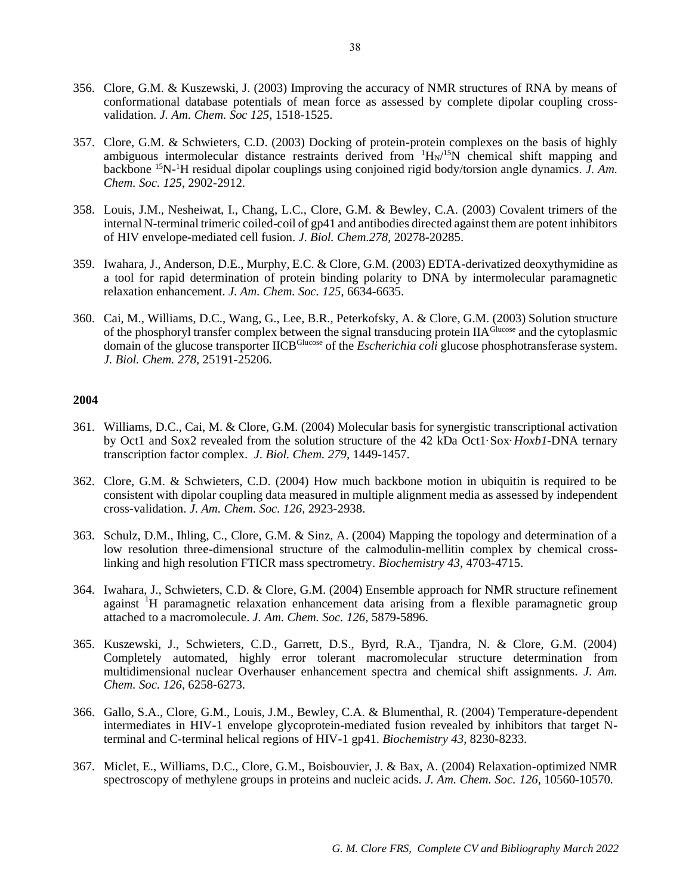356. Clore, G.M. & Kuszewski, J. (2003) Improving the accuracy of NMR structures of RNA by means of conformational database potentials of mean force as assessed by complete dipolar coupling cross-validation. *J. Am. Chem. Soc 125*, 1518-1525.

357. Clore, G.M. & Schwieters, C.D. (2003) Docking of protein-protein complexes on the basis of highly ambiguous intermolecular distance restraints derived from $^{1}H_{N}/^{15}N$ chemical shift mapping and backbone $^{15}N$-$^{1}H$ residual dipolar couplings using conjoined rigid body/torsion angle dynamics. *J. Am. Chem. Soc. 125*, 2902-2912.

358. Louis, J.M., Nesheiwat, I., Chang, L.C., Clore, G.M. & Bewley, C.A. (2003) Covalent trimers of the internal N-terminal trimeric coiled-coil of gp41 and antibodies directed against them are potent inhibitors of HIV envelope-mediated cell fusion. *J. Biol. Chem.278*, 20278-20285.

359. Iwahara, J., Anderson, D.E., Murphy, E.C. & Clore, G.M. (2003) EDTA-derivatized deoxythymidine as a tool for rapid determination of protein binding polarity to DNA by intermolecular paramagnetic relaxation enhancement. *J. Am. Chem. Soc. 125*, 6634-6635.

360. Cai, M., Williams, D.C., Wang, G., Lee, B.R., Peterkofsky, A. & Clore, G.M. (2003) Solution structure of the phosphoryl transfer complex between the signal transducing protein $IIA^{Glucose}$ and the cytoplasmic domain of the glucose transporter $IICB^{Glucose}$ of the *Escherichia coli* glucose phosphotransferase system. *J. Biol. Chem. 278*, 25191-25206.

**2004**

361. Williams, D.C., Cai, M. & Clore, G.M. (2004) Molecular basis for synergistic transcriptional activation by Oct1 and Sox2 revealed from the solution structure of the 42 kDa Oct1·Sox·*Hoxb1*-DNA ternary transcription factor complex. *J. Biol. Chem. 279*, 1449-1457.

362. Clore, G.M. & Schwieters, C.D. (2004) How much backbone motion in ubiquitin is required to be consistent with dipolar coupling data measured in multiple alignment media as assessed by independent cross-validation. *J. Am. Chem. Soc. 126*, 2923-2938.

363. Schulz, D.M., Ihling, C., Clore, G.M. & Sinz, A. (2004) Mapping the topology and determination of a low resolution three-dimensional structure of the calmodulin-mellitin complex by chemical cross-linking and high resolution FTICR mass spectrometry. *Biochemistry 43*, 4703-4715.

364. Iwahara, J., Schwieters, C.D. & Clore, G.M. (2004) Ensemble approach for NMR structure refinement against $^{1}H$ paramagnetic relaxation enhancement data arising from a flexible paramagnetic group attached to a macromolecule. *J. Am. Chem. Soc. 126*, 5879-5896.

365. Kuszewski, J., Schwieters, C.D., Garrett, D.S., Byrd, R.A., Tjandra, N. & Clore, G.M. (2004) Completely automated, highly error tolerant macromolecular structure determination from multidimensional nuclear Overhauser enhancement spectra and chemical shift assignments. *J. Am. Chem. Soc. 126*, 6258-6273.

366. Gallo, S.A., Clore, G.M., Louis, J.M., Bewley, C.A. & Blumenthal, R. (2004) Temperature-dependent intermediates in HIV-1 envelope glycoprotein-mediated fusion revealed by inhibitors that target N-terminal and C-terminal helical regions of HIV-1 gp41. *Biochemistry 43*, 8230-8233.

367. Miclet, E., Williams, D.C., Clore, G.M., Boisbouvier, J. & Bax, A. (2004) Relaxation-optimized NMR spectroscopy of methylene groups in proteins and nucleic acids. *J. Am. Chem. Soc. 126*, 10560-10570.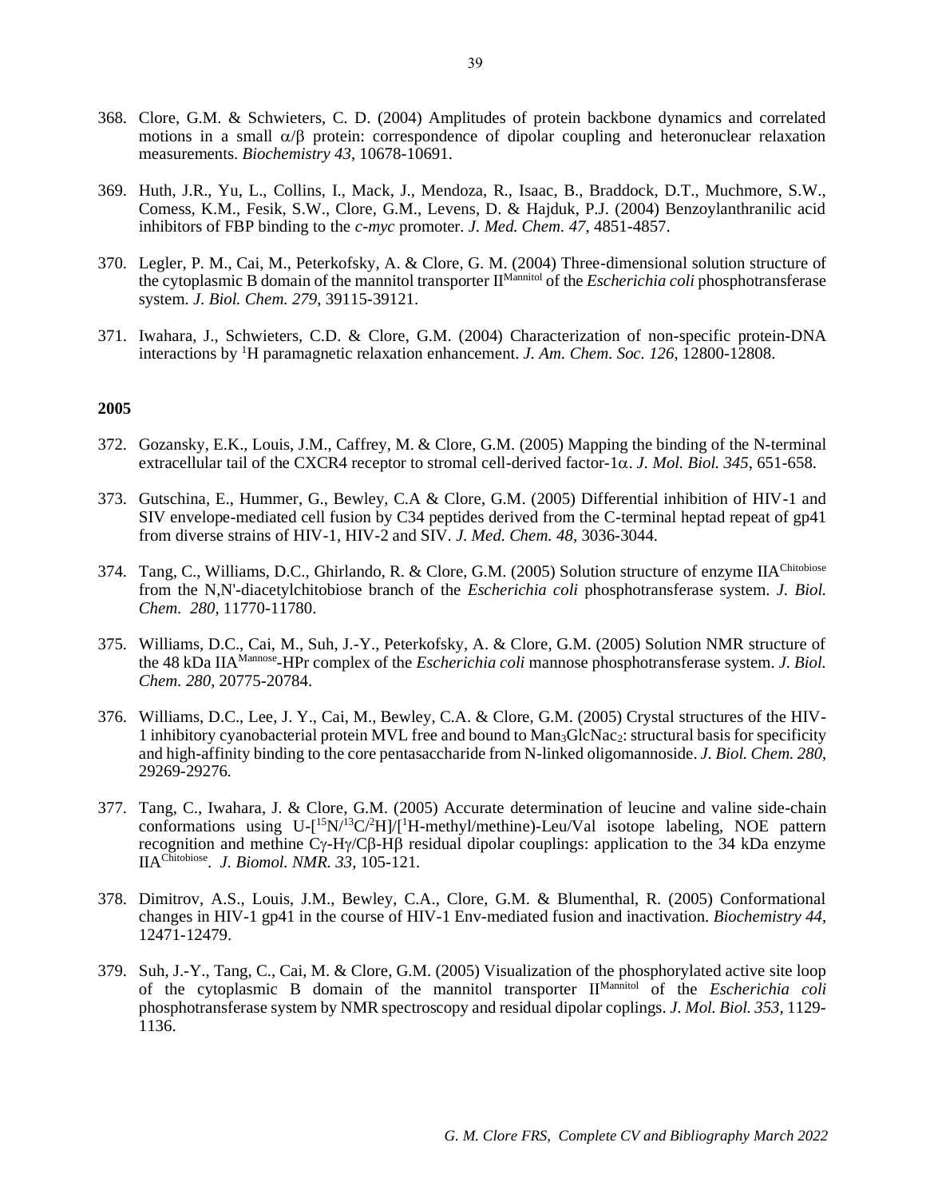368. Clore, G.M. & Schwieters, C. D. (2004) Amplitudes of protein backbone dynamics and correlated motions in a small $\alpha/\beta$ protein: correspondence of dipolar coupling and heteronuclear relaxation measurements. *Biochemistry 43*, 10678-10691.

369. Huth, J.R., Yu, L., Collins, I., Mack, J., Mendoza, R., Isaac, B., Braddock, D.T., Muchmore, S.W., Comess, K.M., Fesik, S.W., Clore, G.M., Levens, D. & Hajduk, P.J. (2004) Benzoylanthranilic acid inhibitors of FBP binding to the *c-myc* promoter. *J. Med. Chem. 47*, 4851-4857.

370. Legler, P. M., Cai, M., Peterkofsky, A. & Clore, G. M. (2004) Three-dimensional solution structure of the cytoplasmic B domain of the mannitol transporter $II^{Mannitol}$ of the *Escherichia coli* phosphotransferase system. *J. Biol. Chem. 279*, 39115-39121.

371. Iwahara, J., Schwieters, C.D. & Clore, G.M. (2004) Characterization of non-specific protein-DNA interactions by $^{1}H$ paramagnetic relaxation enhancement. *J. Am. Chem. Soc. 126*, 12800-12808.

**2005**

372. Gozansky, E.K., Louis, J.M., Caffrey, M. & Clore, G.M. (2005) Mapping the binding of the N-terminal extracellular tail of the CXCR4 receptor to stromal cell-derived factor-1$\alpha$. *J. Mol. Biol. 345*, 651-658.

373. Gutschina, E., Hummer, G., Bewley, C.A & Clore, G.M. (2005) Differential inhibition of HIV-1 and SIV envelope-mediated cell fusion by C34 peptides derived from the C-terminal heptad repeat of gp41 from diverse strains of HIV-1, HIV-2 and SIV. *J. Med. Chem. 48*, 3036-3044.

374. Tang, C., Williams, D.C., Ghirlando, R. & Clore, G.M. (2005) Solution structure of enzyme $IIA^{Chitobiose}$ from the N,N'-diacetylchitobiose branch of the *Escherichia coli* phosphotransferase system. *J. Biol. Chem. 280*, 11770-11780.

375. Williams, D.C., Cai, M., Suh, J.-Y., Peterkofsky, A. & Clore, G.M. (2005) Solution NMR structure of the 48 kDa $IIA^{Mannose}$-HPr complex of the *Escherichia coli* mannose phosphotransferase system. *J. Biol. Chem. 280*, 20775-20784.

376. Williams, D.C., Lee, J. Y., Cai, M., Bewley, C.A. & Clore, G.M. (2005) Crystal structures of the HIV-1 inhibitory cyanobacterial protein MVL free and bound to $Man_3GlcNac_2$: structural basis for specificity and high-affinity binding to the core pentasaccharide from N-linked oligomannoside. *J. Biol. Chem. 280*, 29269-29276.

377. Tang, C., Iwahara, J. & Clore, G.M. (2005) Accurate determination of leucine and valine side-chain conformations using U-[$^{15}N/^{13}C/^{2}H$]/[$^{1}H$-methyl/methine)-Leu/Val isotope labeling, NOE pattern recognition and methine $C\gamma$-$H\gamma$/$C\beta$-$H\beta$ residual dipolar couplings: application to the 34 kDa enzyme $IIA^{Chitobiose}$. *J. Biomol. NMR. 33*, 105-121.

378. Dimitrov, A.S., Louis, J.M., Bewley, C.A., Clore, G.M. & Blumenthal, R. (2005) Conformational changes in HIV-1 gp41 in the course of HIV-1 Env-mediated fusion and inactivation. *Biochemistry 44*, 12471-12479.

379. Suh, J.-Y., Tang, C., Cai, M. & Clore, G.M. (2005) Visualization of the phosphorylated active site loop of the cytoplasmic B domain of the mannitol transporter $II^{Mannitol}$ of the *Escherichia coli* phosphotransferase system by NMR spectroscopy and residual dipolar coplings. *J. Mol. Biol. 353*, 1129-1136.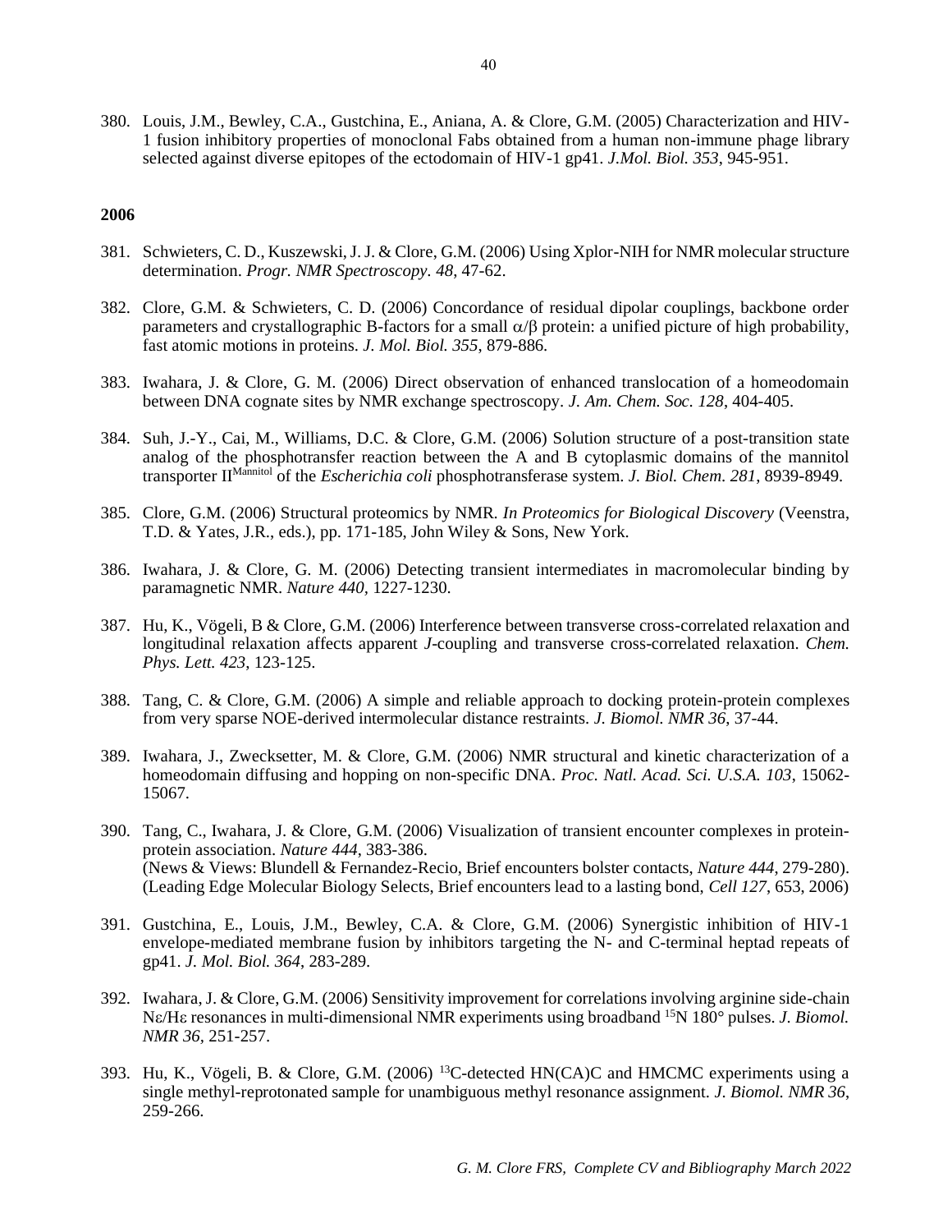380. Louis, J.M., Bewley, C.A., Gustchina, E., Aniana, A. & Clore, G.M. (2005) Characterization and HIV-1 fusion inhibitory properties of monoclonal Fabs obtained from a human non-immune phage library selected against diverse epitopes of the ectodomain of HIV-1 gp41. *J.Mol. Biol. 353*, 945-951.

**2006**

381. Schwieters, C. D., Kuszewski, J. J. & Clore, G.M. (2006) Using Xplor-NIH for NMR molecular structure determination. *Progr. NMR Spectroscopy. 48*, 47-62.

382. Clore, G.M. & Schwieters, C. D. (2006) Concordance of residual dipolar couplings, backbone order parameters and crystallographic B-factors for a small $\alpha/\beta$ protein: a unified picture of high probability, fast atomic motions in proteins. *J. Mol. Biol. 355*, 879-886.

383. Iwahara, J. & Clore, G. M. (2006) Direct observation of enhanced translocation of a homeodomain between DNA cognate sites by NMR exchange spectroscopy. *J. Am. Chem. Soc. 128*, 404-405.

384. Suh, J.-Y., Cai, M., Williams, D.C. & Clore, G.M. (2006) Solution structure of a post-transition state analog of the phosphotransfer reaction between the A and B cytoplasmic domains of the mannitol transporter $II^{Mannitol}$ of the *Escherichia coli* phosphotransferase system. *J. Biol. Chem. 281*, 8939-8949.

385. Clore, G.M. (2006) Structural proteomics by NMR. *In Proteomics for Biological Discovery* (Veenstra, T.D. & Yates, J.R., eds.), pp. 171-185, John Wiley & Sons, New York.

386. Iwahara, J. & Clore, G. M. (2006) Detecting transient intermediates in macromolecular binding by paramagnetic NMR. *Nature 440*, 1227-1230.

387. Hu, K., Vögeli, B & Clore, G.M. (2006) Interference between transverse cross-correlated relaxation and longitudinal relaxation affects apparent *J*-coupling and transverse cross-correlated relaxation. *Chem. Phys. Lett. 423*, 123-125.

388. Tang, C. & Clore, G.M. (2006) A simple and reliable approach to docking protein-protein complexes from very sparse NOE-derived intermolecular distance restraints. *J. Biomol. NMR 36*, 37-44.

389. Iwahara, J., Zwecksetter, M. & Clore, G.M. (2006) NMR structural and kinetic characterization of a homeodomain diffusing and hopping on non-specific DNA. *Proc. Natl. Acad. Sci. U.S.A. 103*, 15062-15067.

390. Tang, C., Iwahara, J. & Clore, G.M. (2006) Visualization of transient encounter complexes in protein-protein association. *Nature 444*, 383-386.
(News & Views: Blundell & Fernandez-Recio, Brief encounters bolster contacts, *Nature 444*, 279-280).
(Leading Edge Molecular Biology Selects, Brief encounters lead to a lasting bond, *Cell 127*, 653, 2006)

391. Gustchina, E., Louis, J.M., Bewley, C.A. & Clore, G.M. (2006) Synergistic inhibition of HIV-1 envelope-mediated membrane fusion by inhibitors targeting the N- and C-terminal heptad repeats of gp41. *J. Mol. Biol. 364*, 283-289.

392. Iwahara, J. & Clore, G.M. (2006) Sensitivity improvement for correlations involving arginine side-chain $N\varepsilon/H\varepsilon$ resonances in multi-dimensional NMR experiments using broadband $^{15}N$ 180° pulses. *J. Biomol. NMR 36*, 251-257.

393. Hu, K., Vögeli, B. & Clore, G.M. (2006) $^{13}C$-detected HN(CA)C and HMCMC experiments using a single methyl-reprotonated sample for unambiguous methyl resonance assignment. *J. Biomol. NMR 36*, 259-266.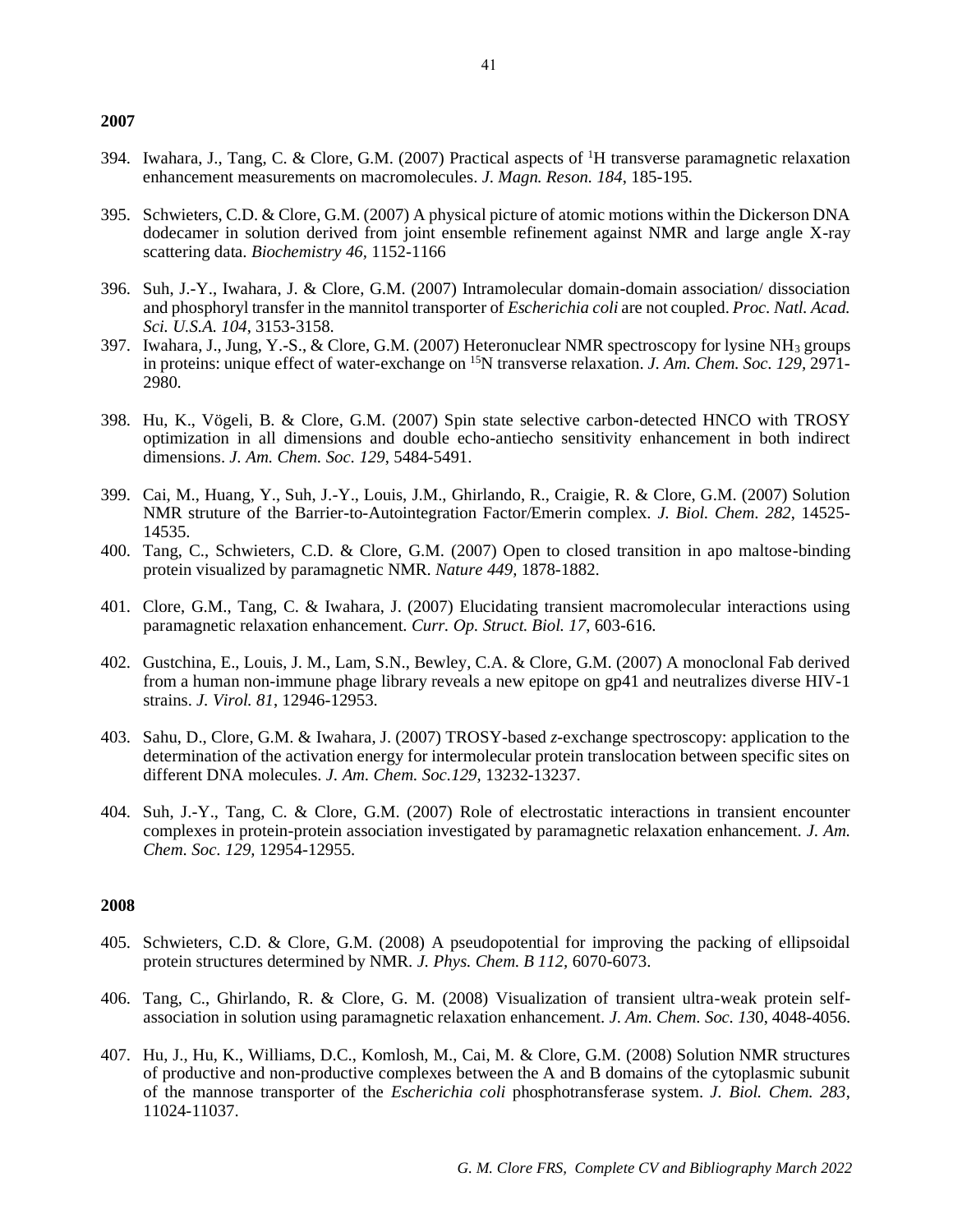**2007**

394. Iwahara, J., Tang, C. & Clore, G.M. (2007) Practical aspects of $^1$H transverse paramagnetic relaxation enhancement measurements on macromolecules. *J. Magn. Reson. 184*, 185-195.

395. Schwieters, C.D. & Clore, G.M. (2007) A physical picture of atomic motions within the Dickerson DNA dodecamer in solution derived from joint ensemble refinement against NMR and large angle X-ray scattering data. *Biochemistry 46*, 1152-1166

396. Suh, J.-Y., Iwahara, J. & Clore, G.M. (2007) Intramolecular domain-domain association/ dissociation and phosphoryl transfer in the mannitol transporter of *Escherichia coli* are not coupled. *Proc. Natl. Acad. Sci. U.S.A. 104*, 3153-3158.

397. Iwahara, J., Jung, Y.-S., & Clore, G.M. (2007) Heteronuclear NMR spectroscopy for lysine $NH_3$ groups in proteins: unique effect of water-exchange on $^{15}$N transverse relaxation. *J. Am. Chem. Soc. 129*, 2971-2980.

398. Hu, K., Vögeli, B. & Clore, G.M. (2007) Spin state selective carbon-detected HNCO with TROSY optimization in all dimensions and double echo-antiecho sensitivity enhancement in both indirect dimensions. *J. Am. Chem. Soc. 129*, 5484-5491.

399. Cai, M., Huang, Y., Suh, J.-Y., Louis, J.M., Ghirlando, R., Craigie, R. & Clore, G.M. (2007) Solution NMR struture of the Barrier-to-Autointegration Factor/Emerin complex. *J. Biol. Chem. 282*, 14525-14535.

400. Tang, C., Schwieters, C.D. & Clore, G.M. (2007) Open to closed transition in apo maltose-binding protein visualized by paramagnetic NMR. *Nature 449*, 1878-1882.

401. Clore, G.M., Tang, C. & Iwahara, J. (2007) Elucidating transient macromolecular interactions using paramagnetic relaxation enhancement. *Curr. Op. Struct. Biol. 17*, 603-616.

402. Gustchina, E., Louis, J. M., Lam, S.N., Bewley, C.A. & Clore, G.M. (2007) A monoclonal Fab derived from a human non-immune phage library reveals a new epitope on gp41 and neutralizes diverse HIV-1 strains. *J. Virol. 81*, 12946-12953.

403. Sahu, D., Clore, G.M. & Iwahara, J. (2007) TROSY-based *z*-exchange spectroscopy: application to the determination of the activation energy for intermolecular protein translocation between specific sites on different DNA molecules. *J. Am. Chem. Soc.129*, 13232-13237.

404. Suh, J.-Y., Tang, C. & Clore, G.M. (2007) Role of electrostatic interactions in transient encounter complexes in protein-protein association investigated by paramagnetic relaxation enhancement. *J. Am. Chem. Soc. 129*, 12954-12955.

**2008**

405. Schwieters, C.D. & Clore, G.M. (2008) A pseudopotential for improving the packing of ellipsoidal protein structures determined by NMR. *J. Phys. Chem. B 112*, 6070-6073.

406. Tang, C., Ghirlando, R. & Clore, G. M. (2008) Visualization of transient ultra-weak protein self-association in solution using paramagnetic relaxation enhancement. *J. Am. Chem. Soc. 130*, 4048-4056.

407. Hu, J., Hu, K., Williams, D.C., Komlosh, M., Cai, M. & Clore, G.M. (2008) Solution NMR structures of productive and non-productive complexes between the A and B domains of the cytoplasmic subunit of the mannose transporter of the *Escherichia coli* phosphotransferase system. *J. Biol. Chem. 283*, 11024-11037.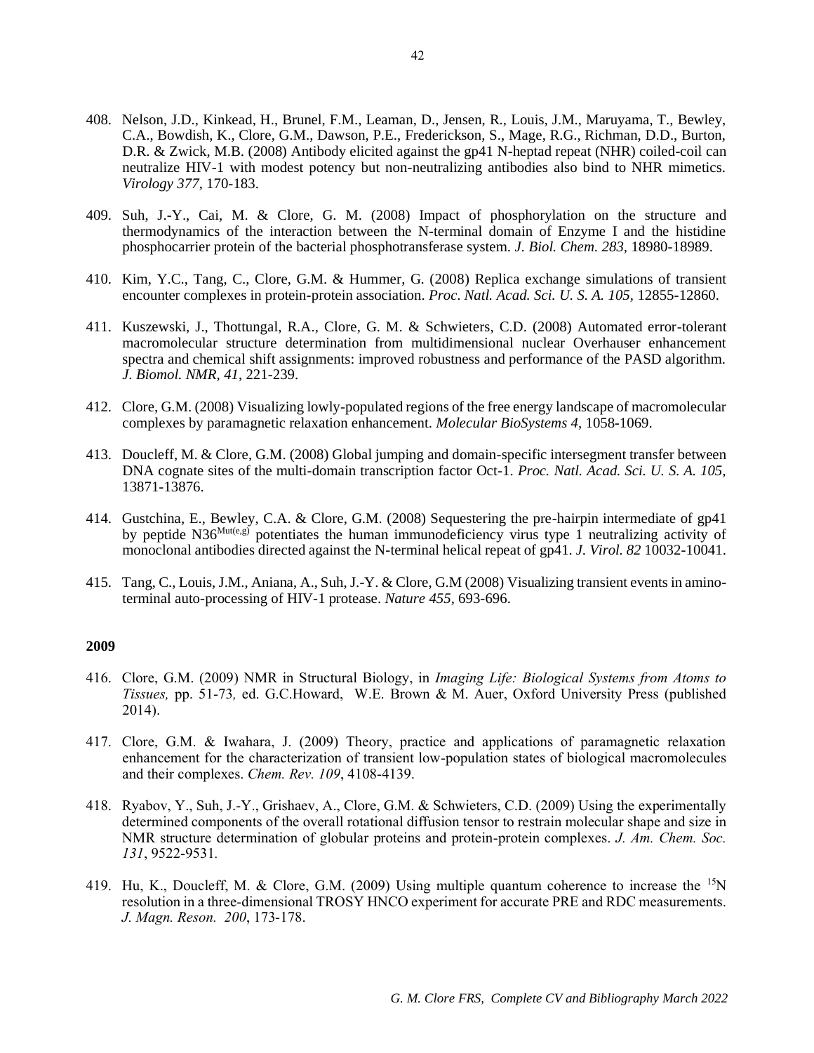408. Nelson, J.D., Kinkead, H., Brunel, F.M., Leaman, D., Jensen, R., Louis, J.M., Maruyama, T., Bewley, C.A., Bowdish, K., Clore, G.M., Dawson, P.E., Frederickson, S., Mage, R.G., Richman, D.D., Burton, D.R. & Zwick, M.B. (2008) Antibody elicited against the gp41 N-heptad repeat (NHR) coiled-coil can neutralize HIV-1 with modest potency but non-neutralizing antibodies also bind to NHR mimetics. *Virology 377*, 170-183.

409. Suh, J.-Y., Cai, M. & Clore, G. M. (2008) Impact of phosphorylation on the structure and thermodynamics of the interaction between the N-terminal domain of Enzyme I and the histidine phosphocarrier protein of the bacterial phosphotransferase system. *J. Biol. Chem. 283*, 18980-18989.

410. Kim, Y.C., Tang, C., Clore, G.M. & Hummer, G. (2008) Replica exchange simulations of transient encounter complexes in protein-protein association. *Proc. Natl. Acad. Sci. U. S. A. 105,* 12855-12860.

411. Kuszewski, J., Thottungal, R.A., Clore, G. M. & Schwieters, C.D. (2008) Automated error-tolerant macromolecular structure determination from multidimensional nuclear Overhauser enhancement spectra and chemical shift assignments: improved robustness and performance of the PASD algorithm. *J. Biomol. NMR, 41*, 221-239.

412. Clore, G.M. (2008) Visualizing lowly-populated regions of the free energy landscape of macromolecular complexes by paramagnetic relaxation enhancement. *Molecular BioSystems 4,* 1058-1069.

413. Doucleff, M. & Clore, G.M. (2008) Global jumping and domain-specific intersegment transfer between DNA cognate sites of the multi-domain transcription factor Oct-1. *Proc. Natl. Acad. Sci. U. S. A. 105,* 13871-13876.

414. Gustchina, E., Bewley, C.A. & Clore, G.M. (2008) Sequestering the pre-hairpin intermediate of gp41 by peptide N36$^{Mut(e,g)}$ potentiates the human immunodeficiency virus type 1 neutralizing activity of monoclonal antibodies directed against the N-terminal helical repeat of gp41. *J. Virol. 82* 10032-10041.

415. Tang, C., Louis, J.M., Aniana, A., Suh, J.-Y. & Clore, G.M (2008) Visualizing transient events in amino-terminal auto-processing of HIV-1 protease. *Nature 455*, 693-696.

**2009**

416. Clore, G.M. (2009) NMR in Structural Biology, in *Imaging Life: Biological Systems from Atoms to Tissues,* pp. 51-73*,* ed. G.C.Howard, W.E. Brown & M. Auer, Oxford University Press (published 2014).

417. Clore, G.M. & Iwahara, J. (2009) Theory, practice and applications of paramagnetic relaxation enhancement for the characterization of transient low-population states of biological macromolecules and their complexes. *Chem. Rev. 109*, 4108-4139.

418. Ryabov, Y., Suh, J.-Y., Grishaev, A., Clore, G.M. & Schwieters, C.D. (2009) Using the experimentally determined components of the overall rotational diffusion tensor to restrain molecular shape and size in NMR structure determination of globular proteins and protein-protein complexes. *J. Am. Chem. Soc. 131*, 9522-9531.

419. Hu, K., Doucleff, M. & Clore, G.M. (2009) Using multiple quantum coherence to increase the $^{15}N$ resolution in a three-dimensional TROSY HNCO experiment for accurate PRE and RDC measurements. *J. Magn. Reson. 200*, 173-178.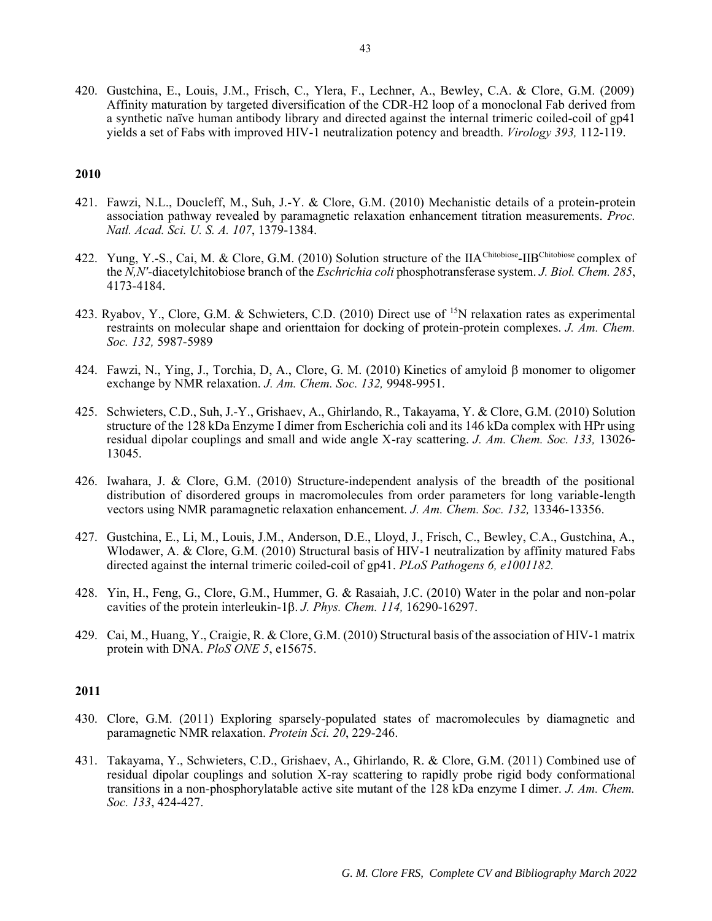420. Gustchina, E., Louis, J.M., Frisch, C., Ylera, F., Lechner, A., Bewley, C.A. & Clore, G.M. (2009) Affinity maturation by targeted diversification of the CDR-H2 loop of a monoclonal Fab derived from a synthetic naïve human antibody library and directed against the internal trimeric coiled-coil of gp41 yields a set of Fabs with improved HIV-1 neutralization potency and breadth. *Virology 393,* 112-119.

**2010**

421. Fawzi, N.L., Doucleff, M., Suh, J.-Y. & Clore, G.M. (2010) Mechanistic details of a protein-protein association pathway revealed by paramagnetic relaxation enhancement titration measurements. *Proc. Natl. Acad. Sci. U. S. A. 107*, 1379-1384.

422. Yung, Y.-S., Cai, M. & Clore, G.M. (2010) Solution structure of the $IIA^{Chitobiose}$-$IIB^{Chitobiose}$ complex of the *N,N'*-diacetylchitobiose branch of the *Eschrichia coli* phosphotransferase system. *J. Biol. Chem. 285*, 4173-4184.

423. Ryabov, Y., Clore, G.M. & Schwieters, C.D. (2010) Direct use of $^{15}N$ relaxation rates as experimental restraints on molecular shape and orienttaion for docking of protein-protein complexes. *J. Am. Chem. Soc. 132,* 5987-5989

424. Fawzi, N., Ying, J., Torchia, D, A., Clore, G. M. (2010) Kinetics of amyloid β monomer to oligomer exchange by NMR relaxation. *J. Am. Chem. Soc. 132,* 9948-9951.

425. Schwieters, C.D., Suh, J.-Y., Grishaev, A., Ghirlando, R., Takayama, Y. & Clore, G.M. (2010) Solution structure of the 128 kDa Enzyme I dimer from Escherichia coli and its 146 kDa complex with HPr using residual dipolar couplings and small and wide angle X-ray scattering. *J. Am. Chem. Soc. 133,* 13026-13045.

426. Iwahara, J. & Clore, G.M. (2010) Structure-independent analysis of the breadth of the positional distribution of disordered groups in macromolecules from order parameters for long variable-length vectors using NMR paramagnetic relaxation enhancement. *J. Am. Chem. Soc. 132,* 13346-13356.

427. Gustchina, E., Li, M., Louis, J.M., Anderson, D.E., Lloyd, J., Frisch, C., Bewley, C.A., Gustchina, A., Wlodawer, A. & Clore, G.M. (2010) Structural basis of HIV-1 neutralization by affinity matured Fabs directed against the internal trimeric coiled-coil of gp41. *PLoS Pathogens 6, e1001182.*

428. Yin, H., Feng, G., Clore, G.M., Hummer, G. & Rasaiah, J.C. (2010) Water in the polar and non-polar cavities of the protein interleukin-1β. *J. Phys. Chem. 114,* 16290-16297.

429. Cai, M., Huang, Y., Craigie, R. & Clore, G.M. (2010) Structural basis of the association of HIV-1 matrix protein with DNA. *PloS ONE 5*, e15675.

**2011**

430. Clore, G.M. (2011) Exploring sparsely-populated states of macromolecules by diamagnetic and paramagnetic NMR relaxation. *Protein Sci. 20*, 229-246.

431. Takayama, Y., Schwieters, C.D., Grishaev, A., Ghirlando, R. & Clore, G.M. (2011) Combined use of residual dipolar couplings and solution X-ray scattering to rapidly probe rigid body conformational transitions in a non-phosphorylatable active site mutant of the 128 kDa enzyme I dimer. *J. Am. Chem. Soc. 133*, 424-427.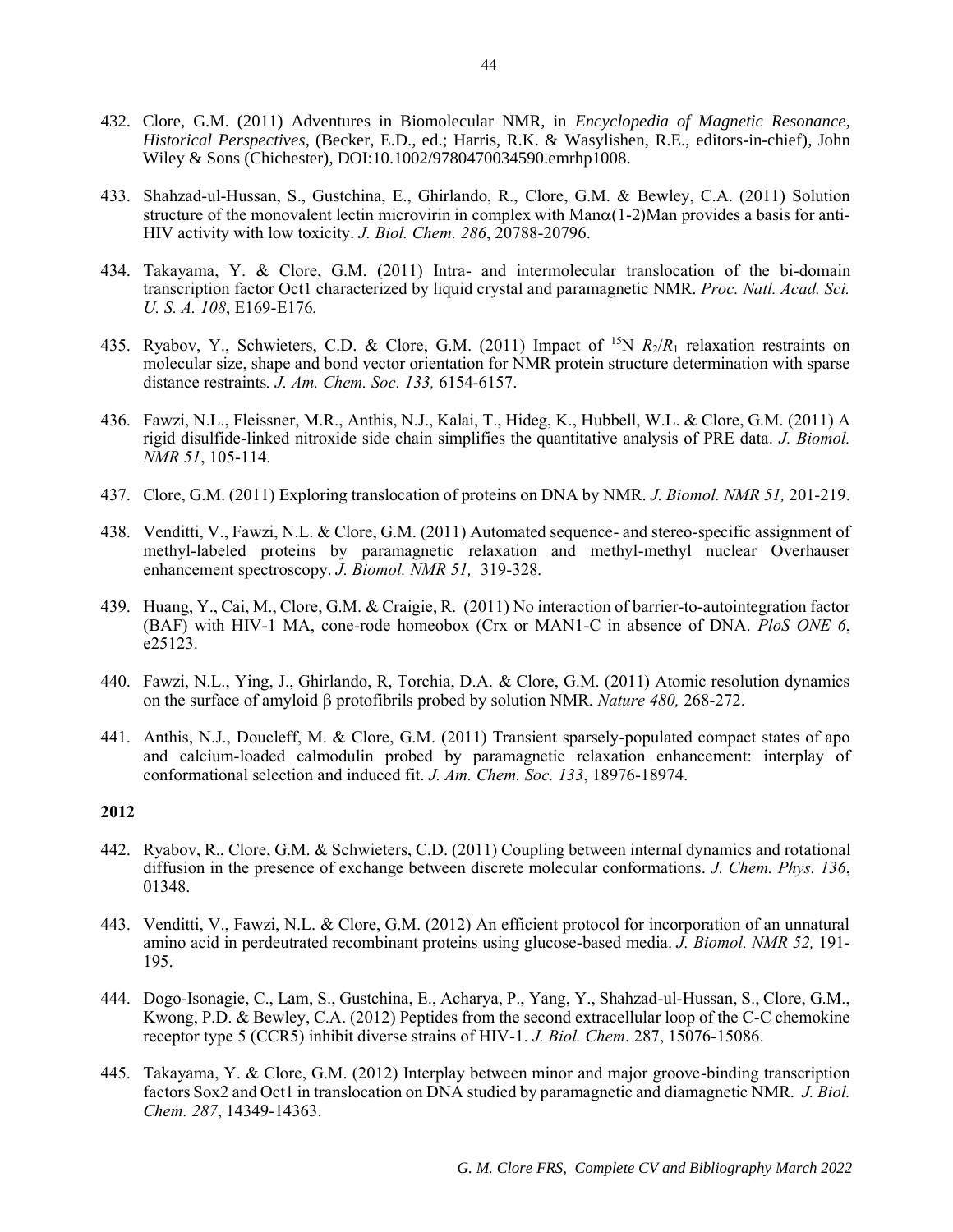432. Clore, G.M. (2011) Adventures in Biomolecular NMR, in *Encyclopedia of Magnetic Resonance, Historical Perspectives*, (Becker, E.D., ed.; Harris, R.K. & Wasylishen, R.E., editors-in-chief), John Wiley & Sons (Chichester), DOI:10.1002/9780470034590.emrhp1008.

433. Shahzad-ul-Hussan, S., Gustchina, E., Ghirlando, R., Clore, G.M. & Bewley, C.A. (2011) Solution structure of the monovalent lectin microvirin in complex with Man$\alpha$(1-2)Man provides a basis for anti-HIV activity with low toxicity. *J. Biol. Chem. 286*, 20788-20796.

434. Takayama, Y. & Clore, G.M. (2011) Intra- and intermolecular translocation of the bi-domain transcription factor Oct1 characterized by liquid crystal and paramagnetic NMR. *Proc. Natl. Acad. Sci. U. S. A. 108*, E169-E176.

435. Ryabov, Y., Schwieters, C.D. & Clore, G.M. (2011) Impact of $^{15}$N $R_2/R_1$ relaxation restraints on molecular size, shape and bond vector orientation for NMR protein structure determination with sparse distance restraints. *J. Am. Chem. Soc. 133,* 6154-6157.

436. Fawzi, N.L., Fleissner, M.R., Anthis, N.J., Kalai, T., Hideg, K., Hubbell, W.L. & Clore, G.M. (2011) A rigid disulfide-linked nitroxide side chain simplifies the quantitative analysis of PRE data. *J. Biomol. NMR 51*, 105-114.

437. Clore, G.M. (2011) Exploring translocation of proteins on DNA by NMR. *J. Biomol. NMR 51,* 201-219.

438. Venditti, V., Fawzi, N.L. & Clore, G.M. (2011) Automated sequence- and stereo-specific assignment of methyl-labeled proteins by paramagnetic relaxation and methyl-methyl nuclear Overhauser enhancement spectroscopy. *J. Biomol. NMR 51,* 319-328.

439. Huang, Y., Cai, M., Clore, G.M. & Craigie, R. (2011) No interaction of barrier-to-autointegration factor (BAF) with HIV-1 MA, cone-rode homeobox (Crx or MAN1-C in absence of DNA. *PloS ONE 6*, e25123.

440. Fawzi, N.L., Ying, J., Ghirlando, R, Torchia, D.A. & Clore, G.M. (2011) Atomic resolution dynamics on the surface of amyloid β protofibrils probed by solution NMR. *Nature 480,* 268-272.

441. Anthis, N.J., Doucleff, M. & Clore, G.M. (2011) Transient sparsely-populated compact states of apo and calcium-loaded calmodulin probed by paramagnetic relaxation enhancement: interplay of conformational selection and induced fit. *J. Am. Chem. Soc. 133*, 18976-18974.

**2012**

442. Ryabov, R., Clore, G.M. & Schwieters, C.D. (2011) Coupling between internal dynamics and rotational diffusion in the presence of exchange between discrete molecular conformations. *J. Chem. Phys. 136*, 01348.

443. Venditti, V., Fawzi, N.L. & Clore, G.M. (2012) An efficient protocol for incorporation of an unnatural amino acid in perdeutrated recombinant proteins using glucose-based media. *J. Biomol. NMR 52,* 191-195.

444. Dogo-Isonagie, C., Lam, S., Gustchina, E., Acharya, P., Yang, Y., Shahzad-ul-Hussan, S., Clore, G.M., Kwong, P.D. & Bewley, C.A. (2012) Peptides from the second extracellular loop of the C-C chemokine receptor type 5 (CCR5) inhibit diverse strains of HIV-1. *J. Biol. Chem*. 287, 15076-15086.

445. Takayama, Y. & Clore, G.M. (2012) Interplay between minor and major groove-binding transcription factors Sox2 and Oct1 in translocation on DNA studied by paramagnetic and diamagnetic NMR. *J. Biol. Chem. 287*, 14349-14363.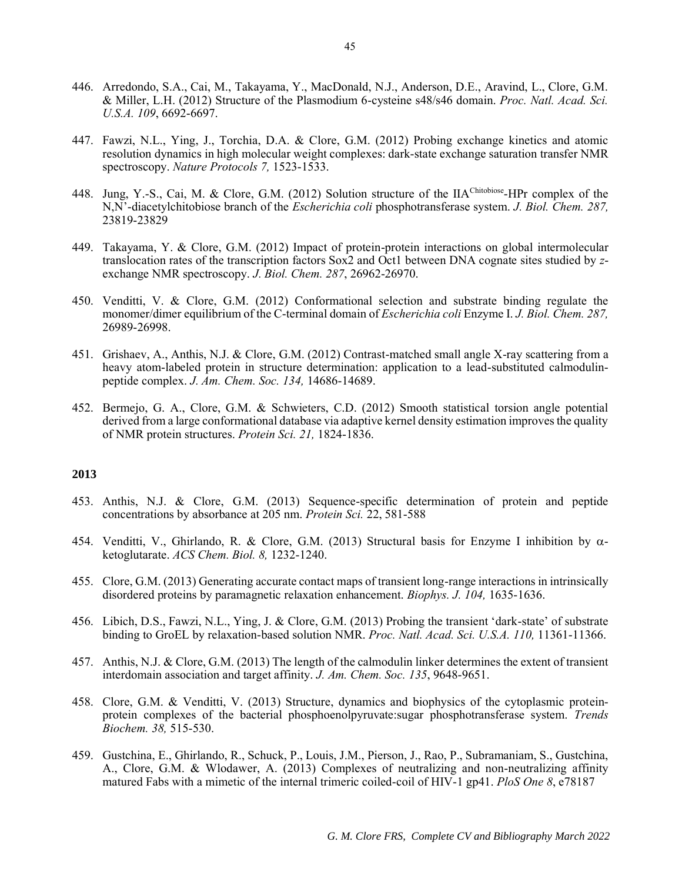446. Arredondo, S.A., Cai, M., Takayama, Y., MacDonald, N.J., Anderson, D.E., Aravind, L., Clore, G.M. & Miller, L.H. (2012) Structure of the Plasmodium 6-cysteine s48/s46 domain. *Proc. Natl. Acad. Sci. U.S.A. 109*, 6692-6697.

447. Fawzi, N.L., Ying, J., Torchia, D.A. & Clore, G.M. (2012) Probing exchange kinetics and atomic resolution dynamics in high molecular weight complexes: dark-state exchange saturation transfer NMR spectroscopy. *Nature Protocols 7,* 1523-1533.

448. Jung, Y.-S., Cai, M. & Clore, G.M. (2012) Solution structure of the IIA$^{Chitobiose}$-HPr complex of the N,N'-diacetylchitobiose branch of the *Escherichia coli* phosphotransferase system. *J. Biol. Chem. 287,* 23819-23829

449. Takayama, Y. & Clore, G.M. (2012) Impact of protein-protein interactions on global intermolecular translocation rates of the transcription factors Sox2 and Oct1 between DNA cognate sites studied by *z*-exchange NMR spectroscopy. *J. Biol. Chem. 287*, 26962-26970.

450. Venditti, V. & Clore, G.M. (2012) Conformational selection and substrate binding regulate the monomer/dimer equilibrium of the C-terminal domain of *Escherichia coli* Enzyme I. *J. Biol. Chem. 287,* 26989-26998.

451. Grishaev, A., Anthis, N.J. & Clore, G.M. (2012) Contrast-matched small angle X-ray scattering from a heavy atom-labeled protein in structure determination: application to a lead-substituted calmodulin-peptide complex. *J. Am. Chem. Soc. 134,* 14686-14689.

452. Bermejo, G. A., Clore, G.M. & Schwieters, C.D. (2012) Smooth statistical torsion angle potential derived from a large conformational database via adaptive kernel density estimation improves the quality of NMR protein structures. *Protein Sci. 21,* 1824-1836.

**2013**

453. Anthis, N.J. & Clore, G.M. (2013) Sequence-specific determination of protein and peptide concentrations by absorbance at 205 nm. *Protein Sci.* 22, 581-588

454. Venditti, V., Ghirlando, R. & Clore, G.M. (2013) Structural basis for Enzyme I inhibition by $\alpha$-ketoglutarate. *ACS Chem. Biol. 8,* 1232-1240.

455. Clore, G.M. (2013) Generating accurate contact maps of transient long-range interactions in intrinsically disordered proteins by paramagnetic relaxation enhancement. *Biophys. J. 104,* 1635-1636.

456. Libich, D.S., Fawzi, N.L., Ying, J. & Clore, G.M. (2013) Probing the transient 'dark-state' of substrate binding to GroEL by relaxation-based solution NMR. *Proc. Natl. Acad. Sci. U.S.A. 110,* 11361-11366.

457. Anthis, N.J. & Clore, G.M. (2013) The length of the calmodulin linker determines the extent of transient interdomain association and target affinity. *J. Am. Chem. Soc. 135*, 9648-9651.

458. Clore, G.M. & Venditti, V. (2013) Structure, dynamics and biophysics of the cytoplasmic protein-protein complexes of the bacterial phosphoenolpyruvate:sugar phosphotransferase system. *Trends Biochem. 38,* 515-530.

459. Gustchina, E., Ghirlando, R., Schuck, P., Louis, J.M., Pierson, J., Rao, P., Subramaniam, S., Gustchina, A., Clore, G.M. & Wlodawer, A. (2013) Complexes of neutralizing and non-neutralizing affinity matured Fabs with a mimetic of the internal trimeric coiled-coil of HIV-1 gp41. *PloS One 8*, e78187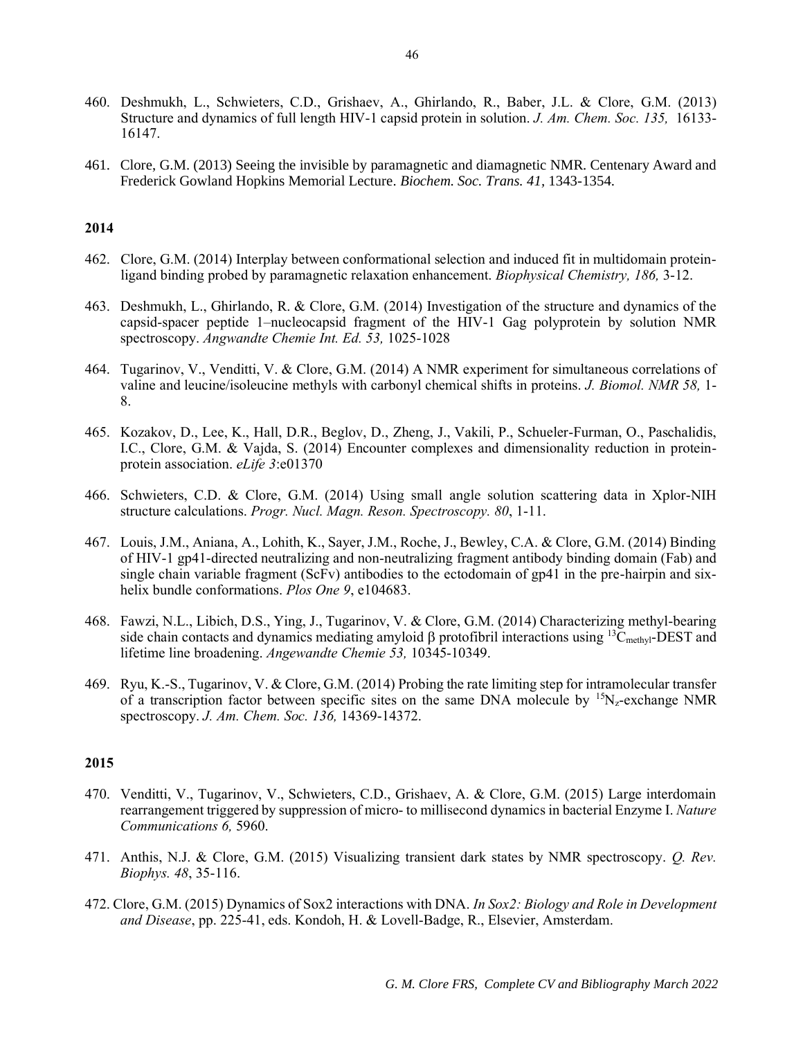460. Deshmukh, L., Schwieters, C.D., Grishaev, A., Ghirlando, R., Baber, J.L. & Clore, G.M. (2013) Structure and dynamics of full length HIV-1 capsid protein in solution. *J. Am. Chem. Soc. 135,* 16133-16147.

461. Clore, G.M. (2013) Seeing the invisible by paramagnetic and diamagnetic NMR. Centenary Award and Frederick Gowland Hopkins Memorial Lecture. *Biochem. Soc. Trans. 41,* 1343-1354.

**2014**

462. Clore, G.M. (2014) Interplay between conformational selection and induced fit in multidomain protein-ligand binding probed by paramagnetic relaxation enhancement. *Biophysical Chemistry, 186,* 3-12.

463. Deshmukh, L., Ghirlando, R. & Clore, G.M. (2014) Investigation of the structure and dynamics of the capsid-spacer peptide 1–nucleocapsid fragment of the HIV-1 Gag polyprotein by solution NMR spectroscopy. *Angwandte Chemie Int. Ed. 53,* 1025-1028

464. Tugarinov, V., Venditti, V. & Clore, G.M. (2014) A NMR experiment for simultaneous correlations of valine and leucine/isoleucine methyls with carbonyl chemical shifts in proteins. *J. Biomol. NMR 58,* 1-8.

465. Kozakov, D., Lee, K., Hall, D.R., Beglov, D., Zheng, J., Vakili, P., Schueler-Furman, O., Paschalidis, I.C., Clore, G.M. & Vajda, S. (2014) Encounter complexes and dimensionality reduction in protein-protein association. *eLife 3*:e01370

466. Schwieters, C.D. & Clore, G.M. (2014) Using small angle solution scattering data in Xplor-NIH structure calculations. *Progr. Nucl. Magn. Reson. Spectroscopy. 80*, 1-11.

467. Louis, J.M., Aniana, A., Lohith, K., Sayer, J.M., Roche, J., Bewley, C.A. & Clore, G.M. (2014) Binding of HIV-1 gp41-directed neutralizing and non-neutralizing fragment antibody binding domain (Fab) and single chain variable fragment (ScFv) antibodies to the ectodomain of gp41 in the pre-hairpin and six-helix bundle conformations. *Plos One 9*, e104683.

468. Fawzi, N.L., Libich, D.S., Ying, J., Tugarinov, V. & Clore, G.M. (2014) Characterizing methyl-bearing side chain contacts and dynamics mediating amyloid β protofibril interactions using $^{13}C_{methyl}$-DEST and lifetime line broadening. *Angewandte Chemie 53,* 10345-10349.

469. Ryu, K.-S., Tugarinov, V. & Clore, G.M. (2014) Probing the rate limiting step for intramolecular transfer of a transcription factor between specific sites on the same DNA molecule by $^{15}N_z$-exchange NMR spectroscopy. *J. Am. Chem. Soc. 136,* 14369-14372.

**2015**

470. Venditti, V., Tugarinov, V., Schwieters, C.D., Grishaev, A. & Clore, G.M. (2015) Large interdomain rearrangement triggered by suppression of micro- to millisecond dynamics in bacterial Enzyme I. *Nature Communications 6,* 5960.

471. Anthis, N.J. & Clore, G.M. (2015) Visualizing transient dark states by NMR spectroscopy. *Q. Rev. Biophys. 48*, 35-116.

472. Clore, G.M. (2015) Dynamics of Sox2 interactions with DNA. *In Sox2: Biology and Role in Development and Disease*, pp. 225-41, eds. Kondoh, H. & Lovell-Badge, R., Elsevier, Amsterdam.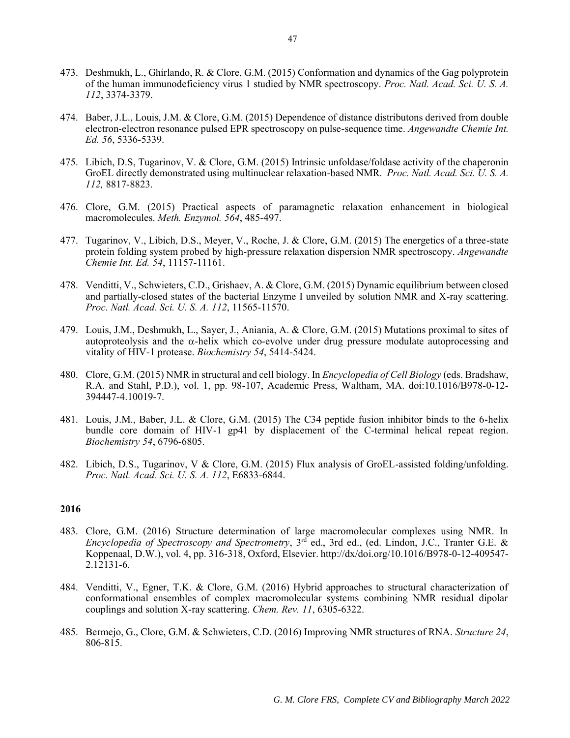473. Deshmukh, L., Ghirlando, R. & Clore, G.M. (2015) Conformation and dynamics of the Gag polyprotein of the human immunodeficiency virus 1 studied by NMR spectroscopy. *Proc. Natl. Acad. Sci. U. S. A. 112*, 3374-3379.

474. Baber, J.L., Louis, J.M. & Clore, G.M. (2015) Dependence of distance distributons derived from double electron-electron resonance pulsed EPR spectroscopy on pulse-sequence time. *Angewandte Chemie Int. Ed. 56*, 5336-5339.

475. Libich, D.S, Tugarinov, V. & Clore, G.M. (2015) Intrinsic unfoldase/foldase activity of the chaperonin GroEL directly demonstrated using multinuclear relaxation-based NMR. *Proc. Natl. Acad. Sci. U. S. A. 112,* 8817-8823.

476. Clore, G.M. (2015) Practical aspects of paramagnetic relaxation enhancement in biological macromolecules. *Meth. Enzymol. 564*, 485-497.

477. Tugarinov, V., Libich, D.S., Meyer, V., Roche, J. & Clore, G.M. (2015) The energetics of a three-state protein folding system probed by high-pressure relaxation dispersion NMR spectroscopy. *Angewandte Chemie Int. Ed. 54*, 11157-11161.

478. Venditti, V., Schwieters, C.D., Grishaev, A. & Clore, G.M. (2015) Dynamic equilibrium between closed and partially-closed states of the bacterial Enzyme I unveiled by solution NMR and X-ray scattering. *Proc. Natl. Acad. Sci. U. S. A. 112*, 11565-11570.

479. Louis, J.M., Deshmukh, L., Sayer, J., Aniania, A. & Clore, G.M. (2015) Mutations proximal to sites of autoproteolysis and the α-helix which co-evolve under drug pressure modulate autoprocessing and vitality of HIV-1 protease. *Biochemistry 54*, 5414-5424.

480. Clore, G.M. (2015) NMR in structural and cell biology. In *Encyclopedia of Cell Biology* (eds. Bradshaw, R.A. and Stahl, P.D.), vol. 1, pp. 98-107, Academic Press, Waltham, MA. doi:10.1016/B978-0-12-394447-4.10019-7.

481. Louis, J.M., Baber, J.L. & Clore, G.M. (2015) The C34 peptide fusion inhibitor binds to the 6-helix bundle core domain of HIV-1 gp41 by displacement of the C-terminal helical repeat region. *Biochemistry 54*, 6796-6805.

482. Libich, D.S., Tugarinov, V & Clore, G.M. (2015) Flux analysis of GroEL-assisted folding/unfolding. *Proc. Natl. Acad. Sci. U. S. A. 112*, E6833-6844.

**2016**

483. Clore, G.M. (2016) Structure determination of large macromolecular complexes using NMR. In *Encyclopedia of Spectroscopy and Spectrometry*, 3rd ed., 3rd ed., (ed. Lindon, J.C., Tranter G.E. & Koppenaal, D.W.), vol. 4, pp. 316-318, Oxford, Elsevier. http://dx/doi.org/10.1016/B978-0-12-409547-2.12131-6.

484. Venditti, V., Egner, T.K. & Clore, G.M. (2016) Hybrid approaches to structural characterization of conformational ensembles of complex macromolecular systems combining NMR residual dipolar couplings and solution X-ray scattering. *Chem. Rev. 11*, 6305-6322.

485. Bermejo, G., Clore, G.M. & Schwieters, C.D. (2016) Improving NMR structures of RNA. *Structure 24*, 806-815.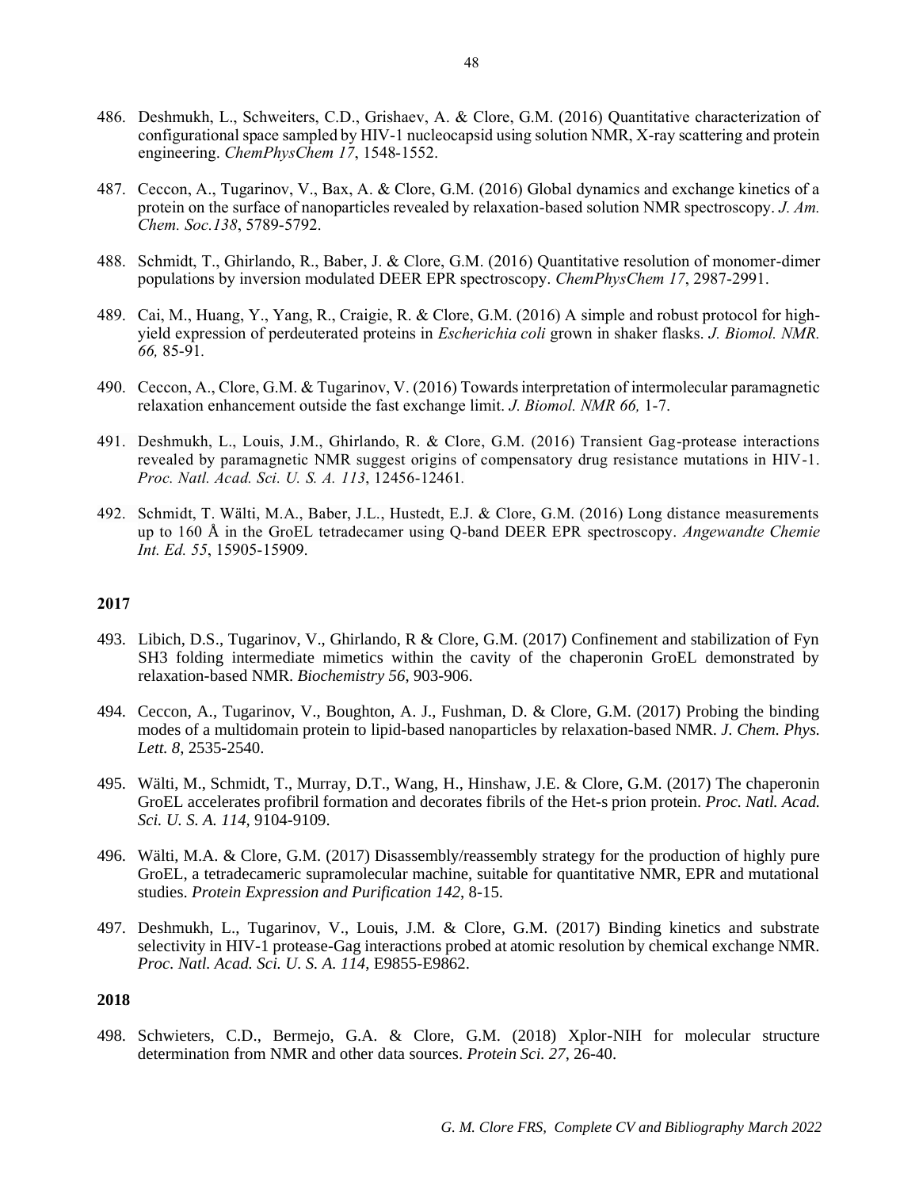486. Deshmukh, L., Schweiters, C.D., Grishaev, A. & Clore, G.M. (2016) Quantitative characterization of configurational space sampled by HIV-1 nucleocapsid using solution NMR, X-ray scattering and protein engineering. *ChemPhysChem 17*, 1548-1552.

487. Ceccon, A., Tugarinov, V., Bax, A. & Clore, G.M. (2016) Global dynamics and exchange kinetics of a protein on the surface of nanoparticles revealed by relaxation-based solution NMR spectroscopy. *J. Am. Chem. Soc.138*, 5789-5792.

488. Schmidt, T., Ghirlando, R., Baber, J. & Clore, G.M. (2016) Quantitative resolution of monomer-dimer populations by inversion modulated DEER EPR spectroscopy. *ChemPhysChem 17*, 2987-2991.

489. Cai, M., Huang, Y., Yang, R., Craigie, R. & Clore, G.M. (2016) A simple and robust protocol for high-yield expression of perdeuterated proteins in *Escherichia coli* grown in shaker flasks. *J. Biomol. NMR. 66,* 85-91.

490. Ceccon, A., Clore, G.M. & Tugarinov, V. (2016) Towards interpretation of intermolecular paramagnetic relaxation enhancement outside the fast exchange limit. *J. Biomol. NMR 66,* 1-7.

491. Deshmukh, L., Louis, J.M., Ghirlando, R. & Clore, G.M. (2016) Transient Gag-protease interactions revealed by paramagnetic NMR suggest origins of compensatory drug resistance mutations in HIV-1. *Proc. Natl. Acad. Sci. U. S. A. 113*, 12456-12461.

492. Schmidt, T. Wälti, M.A., Baber, J.L., Hustedt, E.J. & Clore, G.M. (2016) Long distance measurements up to 160 Å in the GroEL tetradecamer using Q-band DEER EPR spectroscopy. *Angewandte Chemie Int. Ed. 55*, 15905-15909.

**2017**

493. Libich, D.S., Tugarinov, V., Ghirlando, R & Clore, G.M. (2017) Confinement and stabilization of Fyn SH3 folding intermediate mimetics within the cavity of the chaperonin GroEL demonstrated by relaxation-based NMR. *Biochemistry 56*, 903-906.

494. Ceccon, A., Tugarinov, V., Boughton, A. J., Fushman, D. & Clore, G.M. (2017) Probing the binding modes of a multidomain protein to lipid-based nanoparticles by relaxation-based NMR. *J. Chem. Phys. Lett. 8,* 2535-2540.

495. Wälti, M., Schmidt, T., Murray, D.T., Wang, H., Hinshaw, J.E. & Clore, G.M. (2017) The chaperonin GroEL accelerates profibril formation and decorates fibrils of the Het-s prion protein. *Proc. Natl. Acad. Sci. U. S. A. 114,* 9104-9109.

496. Wälti, M.A. & Clore, G.M. (2017) Disassembly/reassembly strategy for the production of highly pure GroEL, a tetradecameric supramolecular machine, suitable for quantitative NMR, EPR and mutational studies. *Protein Expression and Purification 142*, 8-15.

497. Deshmukh, L., Tugarinov, V., Louis, J.M. & Clore, G.M. (2017) Binding kinetics and substrate selectivity in HIV-1 protease-Gag interactions probed at atomic resolution by chemical exchange NMR. *Proc. Natl. Acad. Sci. U. S. A. 114,* E9855-E9862.

**2018**

498. Schwieters, C.D., Bermejo, G.A. & Clore, G.M. (2018) Xplor-NIH for molecular structure determination from NMR and other data sources. *Protein Sci. 27*, 26-40.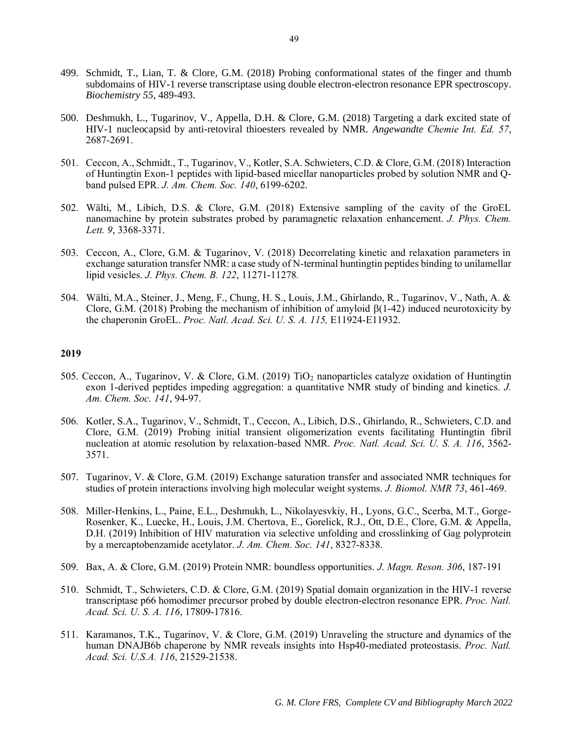499. Schmidt, T., Lian, T. & Clore, G.M. (2018) Probing conformational states of the finger and thumb subdomains of HIV-1 reverse transcriptase using double electron-electron resonance EPR spectroscopy. *Biochemistry 55*, 489-493.

500. Deshmukh, L., Tugarinov, V., Appella, D.H. & Clore, G.M. (2018) Targeting a dark excited state of HIV-1 nucleocapsid by anti-retoviral thioesters revealed by NMR. *Angewandte Chemie Int. Ed. 57*, 2687-2691.

501. Ceccon, A., Schmidt., T., Tugarinov, V., Kotler, S.A. Schwieters, C.D. & Clore, G.M. (2018) Interaction of Huntingtin Exon-1 peptides with lipid-based micellar nanoparticles probed by solution NMR and Q-band pulsed EPR. *J. Am. Chem. Soc. 140*, 6199-6202.

502. Wälti, M., Libich, D.S. & Clore, G.M. (2018) Extensive sampling of the cavity of the GroEL nanomachine by protein substrates probed by paramagnetic relaxation enhancement. *J. Phys. Chem. Lett. 9*, 3368-3371.

503. Ceccon, A., Clore, G.M. & Tugarinov, V. (2018) Decorrelating kinetic and relaxation parameters in exchange saturation transfer NMR: a case study of N-terminal huntingtin peptides binding to unilamellar lipid vesicles. *J. Phys. Chem. B. 122*, 11271-11278.

504. Wälti, M.A., Steiner, J., Meng, F., Chung, H. S., Louis, J.M., Ghirlando, R., Tugarinov, V., Nath, A. & Clore, G.M. (2018) Probing the mechanism of inhibition of amyloid β(1-42) induced neurotoxicity by the chaperonin GroEL. *Proc. Natl. Acad. Sci. U. S. A. 115,* E11924-E11932.

**2019**

505. Ceccon, A., Tugarinov, V. & Clore, G.M. (2019) $TiO_2$ nanoparticles catalyze oxidation of Huntingtin exon 1-derived peptides impeding aggregation: a quantitative NMR study of binding and kinetics. *J. Am. Chem. Soc. 141*, 94-97.

506. Kotler, S.A., Tugarinov, V., Schmidt, T., Ceccon, A., Libich, D.S., Ghirlando, R., Schwieters, C.D. and Clore, G.M. (2019) Probing initial transient oligomerization events facilitating Huntingtin fibril nucleation at atomic resolution by relaxation-based NMR. *Proc. Natl. Acad. Sci. U. S. A. 116*, 3562-3571.

507. Tugarinov, V. & Clore, G.M. (2019) Exchange saturation transfer and associated NMR techniques for studies of protein interactions involving high molecular weight systems. *J. Biomol. NMR 73*, 461-469.

508. Miller-Henkins, L., Paine, E.L., Deshmukh, L., Nikolayesvkiy, H., Lyons, G.C., Scerba, M.T., Gorge-Rosenker, K., Luecke, H., Louis, J.M. Chertova, E., Gorelick, R.J., Ott, D.E., Clore, G.M. & Appella, D.H. (2019) Inhibition of HIV maturation via selective unfolding and crosslinking of Gag polyprotein by a mercaptobenzamide acetylator. *J. Am. Chem. Soc. 141*, 8327-8338.

509. Bax, A. & Clore, G.M. (2019) Protein NMR: boundless opportunities. *J. Magn. Reson. 306*, 187-191

510. Schmidt, T., Schwieters, C.D. & Clore, G.M. (2019) Spatial domain organization in the HIV-1 reverse transcriptase p66 homodimer precursor probed by double electron-electron resonance EPR. *Proc. Natl. Acad. Sci. U. S. A. 116*, 17809-17816.

511. Karamanos, T.K., Tugarinov, V. & Clore, G.M. (2019) Unraveling the structure and dynamics of the human DNAJB6b chaperone by NMR reveals insights into Hsp40-mediated proteostasis. *Proc. Natl. Acad. Sci. U.S.A. 116*, 21529-21538.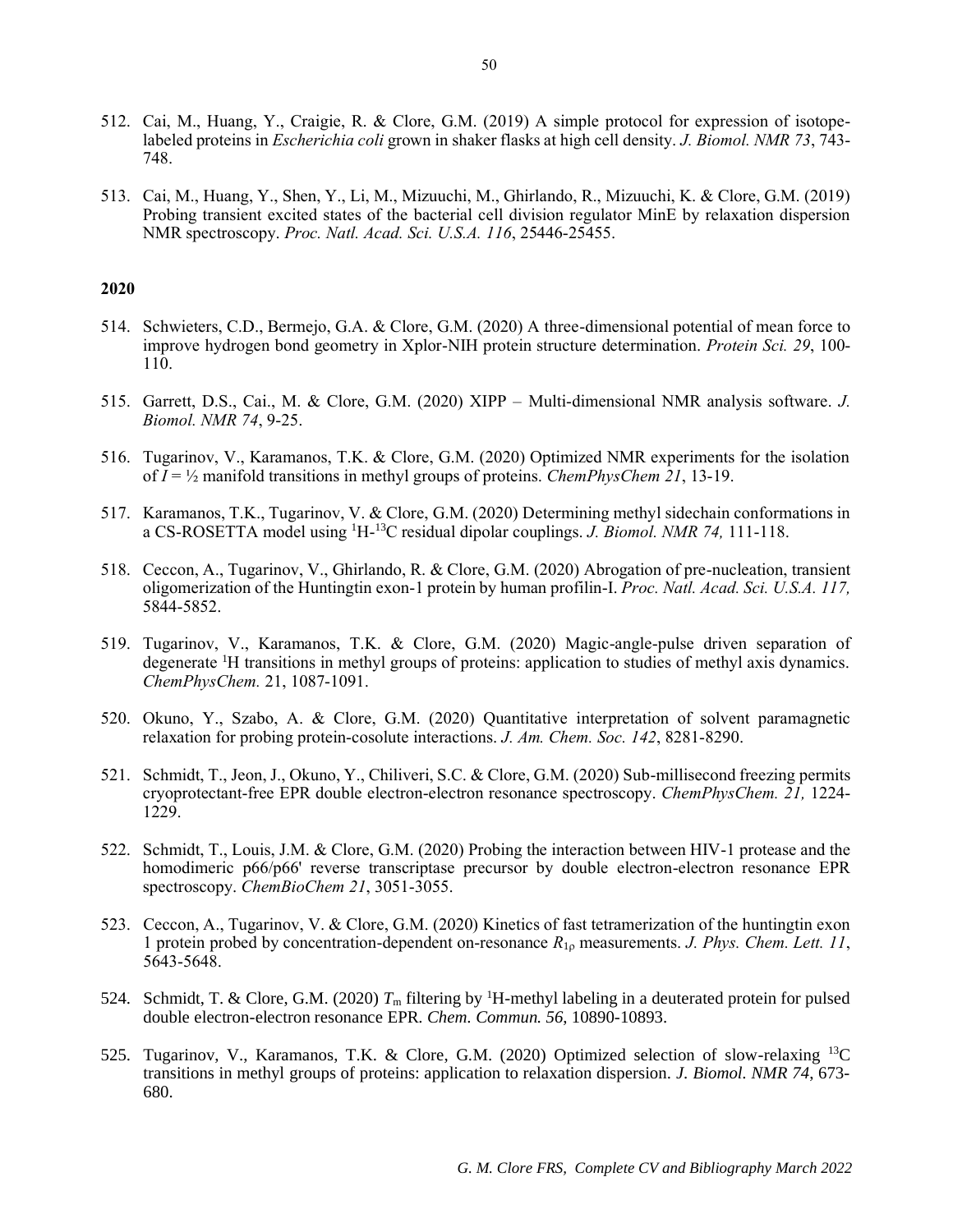512. Cai, M., Huang, Y., Craigie, R. & Clore, G.M. (2019) A simple protocol for expression of isotope-labeled proteins in *Escherichia coli* grown in shaker flasks at high cell density. *J. Biomol. NMR 73*, 743-748.

513. Cai, M., Huang, Y., Shen, Y., Li, M., Mizuuchi, M., Ghirlando, R., Mizuuchi, K. & Clore, G.M. (2019) Probing transient excited states of the bacterial cell division regulator MinE by relaxation dispersion NMR spectroscopy. *Proc. Natl. Acad. Sci. U.S.A. 116*, 25446-25455.

**2020**

514. Schwieters, C.D., Bermejo, G.A. & Clore, G.M. (2020) A three-dimensional potential of mean force to improve hydrogen bond geometry in Xplor-NIH protein structure determination. *Protein Sci. 29*, 100-110.

515. Garrett, D.S., Cai., M. & Clore, G.M. (2020) XIPP – Multi-dimensional NMR analysis software. *J. Biomol. NMR 74*, 9-25.

516. Tugarinov, V., Karamanos, T.K. & Clore, G.M. (2020) Optimized NMR experiments for the isolation of $I = ½$ manifold transitions in methyl groups of proteins. *ChemPhysChem 21*, 13-19.

517. Karamanos, T.K., Tugarinov, V. & Clore, G.M. (2020) Determining methyl sidechain conformations in a CS-ROSETTA model using $^{1}$H-$^{13}$C residual dipolar couplings. *J. Biomol. NMR 74,* 111-118.

518. Ceccon, A., Tugarinov, V., Ghirlando, R. & Clore, G.M. (2020) Abrogation of pre-nucleation, transient oligomerization of the Huntingtin exon-1 protein by human profilin-I. *Proc. Natl. Acad. Sci. U.S.A. 117,* 5844-5852.

519. Tugarinov, V., Karamanos, T.K. & Clore, G.M. (2020) Magic-angle-pulse driven separation of degenerate $^{1}$H transitions in methyl groups of proteins: application to studies of methyl axis dynamics. *ChemPhysChem.* 21, 1087-1091.

520. Okuno, Y., Szabo, A. & Clore, G.M. (2020) Quantitative interpretation of solvent paramagnetic relaxation for probing protein-cosolute interactions. *J. Am. Chem. Soc. 142*, 8281-8290.

521. Schmidt, T., Jeon, J., Okuno, Y., Chiliveri, S.C. & Clore, G.M. (2020) Sub-millisecond freezing permits cryoprotectant-free EPR double electron-electron resonance spectroscopy. *ChemPhysChem. 21,* 1224-1229.

522. Schmidt, T., Louis, J.M. & Clore, G.M. (2020) Probing the interaction between HIV-1 protease and the homodimeric p66/p66' reverse transcriptase precursor by double electron-electron resonance EPR spectroscopy. *ChemBioChem 21*, 3051-3055.

523. Ceccon, A., Tugarinov, V. & Clore, G.M. (2020) Kinetics of fast tetramerization of the huntingtin exon 1 protein probed by concentration-dependent on-resonance $R_{1\rho}$ measurements. *J. Phys. Chem. Lett. 11*, 5643-5648.

524. Schmidt, T. & Clore, G.M. (2020) $T_m$ filtering by $^{1}$H-methyl labeling in a deuterated protein for pulsed double electron-electron resonance EPR. *Chem. Commun. 56,* 10890-10893.

525. Tugarinov, V., Karamanos, T.K. & Clore, G.M. (2020) Optimized selection of slow-relaxing $^{13}$C transitions in methyl groups of proteins: application to relaxation dispersion. *J. Biomol. NMR 74*, 673-680.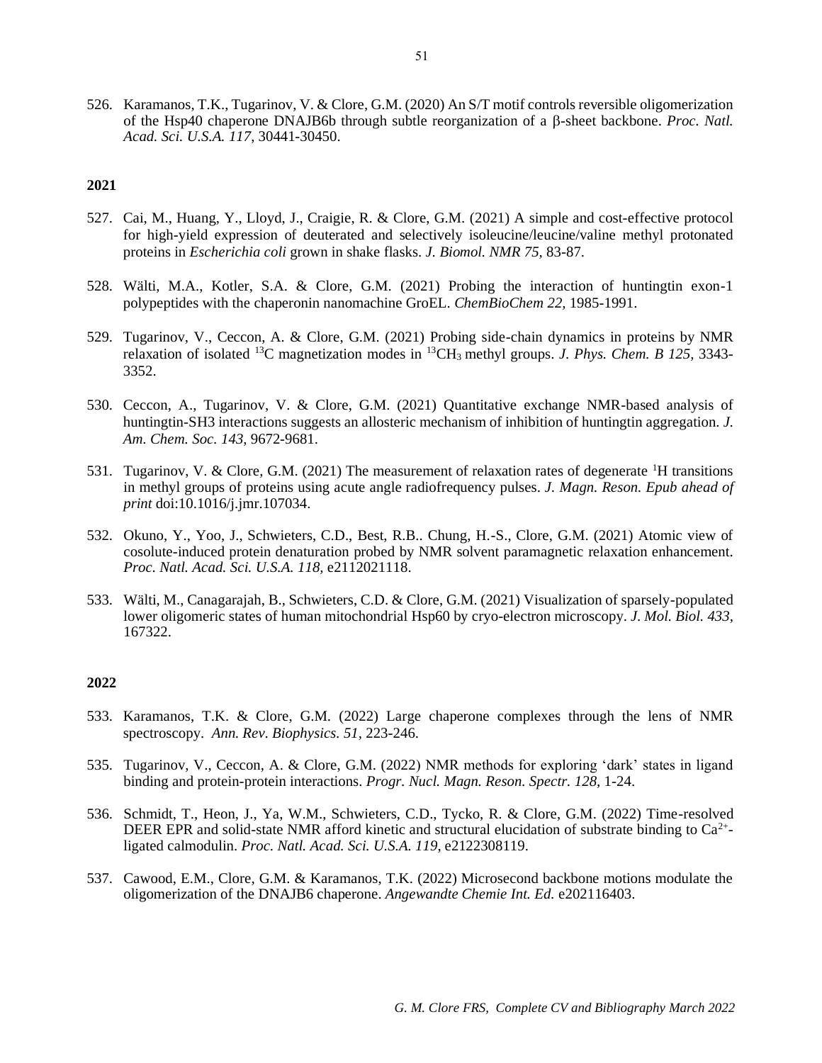526. Karamanos, T.K., Tugarinov, V. & Clore, G.M. (2020) An S/T motif controls reversible oligomerization of the Hsp40 chaperone DNAJB6b through subtle reorganization of a β-sheet backbone. *Proc. Natl. Acad. Sci. U.S.A. 117*, 30441-30450.

**2021**

527. Cai, M., Huang, Y., Lloyd, J., Craigie, R. & Clore, G.M. (2021) A simple and cost-effective protocol for high-yield expression of deuterated and selectively isoleucine/leucine/valine methyl protonated proteins in *Escherichia coli* grown in shake flasks. *J. Biomol. NMR 75*, 83-87.

528. Wälti, M.A., Kotler, S.A. & Clore, G.M. (2021) Probing the interaction of huntingtin exon-1 polypeptides with the chaperonin nanomachine GroEL. *ChemBioChem 22*, 1985-1991.

529. Tugarinov, V., Ceccon, A. & Clore, G.M. (2021) Probing side-chain dynamics in proteins by NMR relaxation of isolated $^{13}C$ magnetization modes in $^{13}CH_3$ methyl groups. *J. Phys. Chem. B 125*, 3343-3352.

530. Ceccon, A., Tugarinov, V. & Clore, G.M. (2021) Quantitative exchange NMR-based analysis of huntingtin-SH3 interactions suggests an allosteric mechanism of inhibition of huntingtin aggregation. *J. Am. Chem. Soc. 143*, 9672-9681.

531. Tugarinov, V. & Clore, G.M. (2021) The measurement of relaxation rates of degenerate $^{1}H$ transitions in methyl groups of proteins using acute angle radiofrequency pulses. *J. Magn. Reson. Epub ahead of print* doi:10.1016/j.jmr.107034.

532. Okuno, Y., Yoo, J., Schwieters, C.D., Best, R.B.. Chung, H.-S., Clore, G.M. (2021) Atomic view of cosolute-induced protein denaturation probed by NMR solvent paramagnetic relaxation enhancement. *Proc. Natl. Acad. Sci. U.S.A. 118*, e2112021118.

533. Wälti, M., Canagarajah, B., Schwieters, C.D. & Clore, G.M. (2021) Visualization of sparsely-populated lower oligomeric states of human mitochondrial Hsp60 by cryo-electron microscopy. *J. Mol. Biol. 433*, 167322.

**2022**

533. Karamanos, T.K. & Clore, G.M. (2022) Large chaperone complexes through the lens of NMR spectroscopy. *Ann. Rev. Biophysics. 51*, 223-246.

535. Tugarinov, V., Ceccon, A. & Clore, G.M. (2022) NMR methods for exploring 'dark' states in ligand binding and protein-protein interactions. *Progr. Nucl. Magn. Reson. Spectr. 128*, 1-24.

536. Schmidt, T., Heon, J., Ya, W.M., Schwieters, C.D., Tycko, R. & Clore, G.M. (2022) Time-resolved DEER EPR and solid-state NMR afford kinetic and structural elucidation of substrate binding to $Ca^{2+}$-ligated calmodulin. *Proc. Natl. Acad. Sci. U.S.A. 119*, e2122308119.

537. Cawood, E.M., Clore, G.M. & Karamanos, T.K. (2022) Microsecond backbone motions modulate the oligomerization of the DNAJB6 chaperone. *Angewandte Chemie Int. Ed.* e202116403.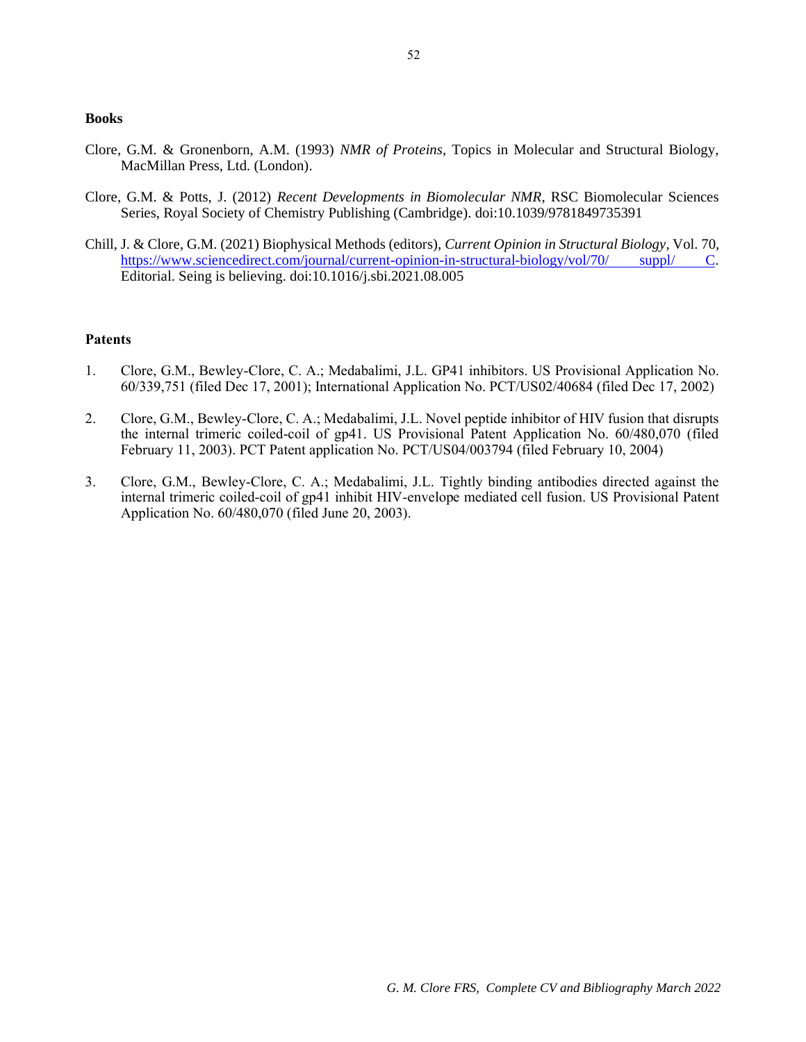## Books

Clore, G.M. & Gronenborn, A.M. (1993) *NMR of Proteins*, Topics in Molecular and Structural Biology, MacMillan Press, Ltd. (London).

Clore, G.M. & Potts, J. (2012) *Recent Developments in Biomolecular NMR*, RSC Biomolecular Sciences Series, Royal Society of Chemistry Publishing (Cambridge). doi:10.1039/9781849735391

Chill, J. & Clore, G.M. (2021) Biophysical Methods (editors), *Current Opinion in Structural Biology*, Vol. 70, https://www.sciencedirect.com/journal/current-opinion-in-structural-biology/vol/70/ suppl/ C. Editorial. Seing is believing. doi:10.1016/j.sbi.2021.08.005

## Patents

1. Clore, G.M., Bewley-Clore, C. A.; Medabalimi, J.L. GP41 inhibitors. US Provisional Application No. 60/339,751 (filed Dec 17, 2001); International Application No. PCT/US02/40684 (filed Dec 17, 2002)

2. Clore, G.M., Bewley-Clore, C. A.; Medabalimi, J.L. Novel peptide inhibitor of HIV fusion that disrupts the internal trimeric coiled-coil of gp41. US Provisional Patent Application No. 60/480,070 (filed February 11, 2003). PCT Patent application No. PCT/US04/003794 (filed February 10, 2004)

3. Clore, G.M., Bewley-Clore, C. A.; Medabalimi, J.L. Tightly binding antibodies directed against the internal trimeric coiled-coil of gp41 inhibit HIV-envelope mediated cell fusion. US Provisional Patent Application No. 60/480,070 (filed June 20, 2003).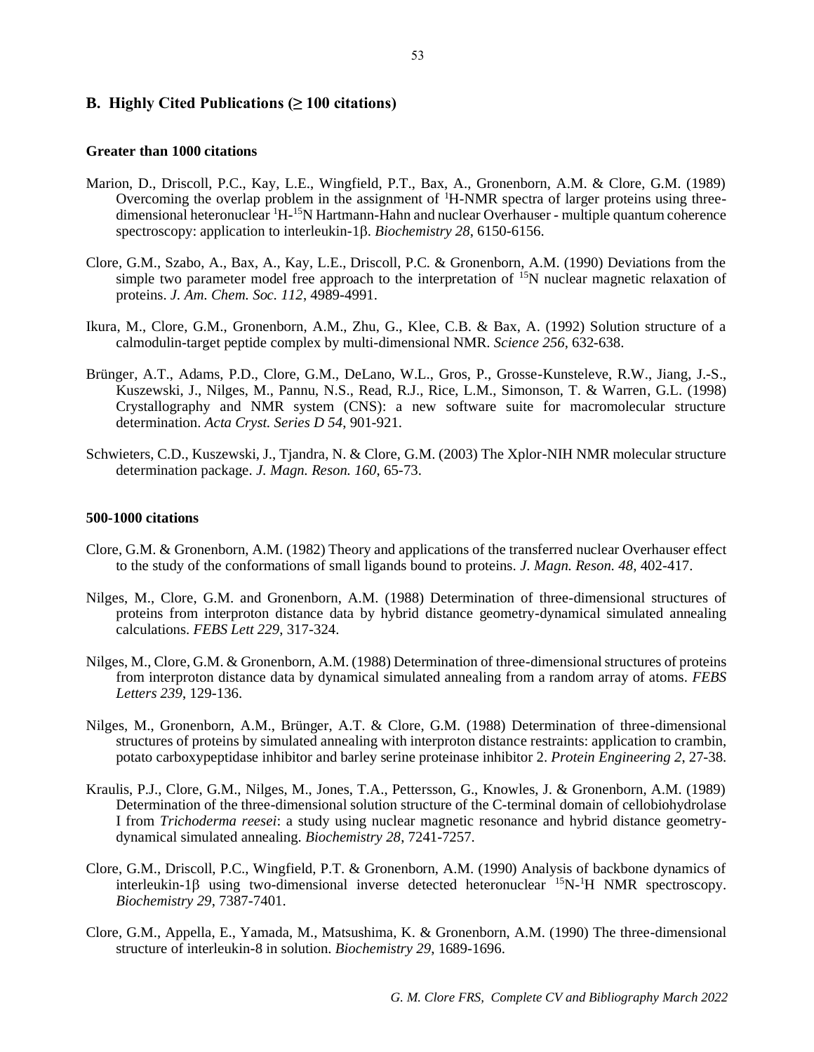## B. Highly Cited Publications (≥ 100 citations)

### Greater than 1000 citations

Marion, D., Driscoll, P.C., Kay, L.E., Wingfield, P.T., Bax, A., Gronenborn, A.M. & Clore, G.M. (1989) Overcoming the overlap problem in the assignment of $^{1}$H-NMR spectra of larger proteins using three-dimensional heteronuclear $^{1}$H-$^{15}$N Hartmann-Hahn and nuclear Overhauser - multiple quantum coherence spectroscopy: application to interleukin-1β. *Biochemistry 28*, 6150-6156.

Clore, G.M., Szabo, A., Bax, A., Kay, L.E., Driscoll, P.C. & Gronenborn, A.M. (1990) Deviations from the simple two parameter model free approach to the interpretation of $^{15}$N nuclear magnetic relaxation of proteins. *J. Am. Chem. Soc. 112*, 4989-4991.

Ikura, M., Clore, G.M., Gronenborn, A.M., Zhu, G., Klee, C.B. & Bax, A. (1992) Solution structure of a calmodulin-target peptide complex by multi-dimensional NMR. *Science 256*, 632-638.

Brünger, A.T., Adams, P.D., Clore, G.M., DeLano, W.L., Gros, P., Grosse-Kunsteleve, R.W., Jiang, J.-S., Kuszewski, J., Nilges, M., Pannu, N.S., Read, R.J., Rice, L.M., Simonson, T. & Warren, G.L. (1998) Crystallography and NMR system (CNS): a new software suite for macromolecular structure determination. *Acta Cryst. Series D 54*, 901-921.

Schwieters, C.D., Kuszewski, J., Tjandra, N. & Clore, G.M. (2003) The Xplor-NIH NMR molecular structure determination package. *J. Magn. Reson. 160*, 65-73.

### 500-1000 citations

Clore, G.M. & Gronenborn, A.M. (1982) Theory and applications of the transferred nuclear Overhauser effect to the study of the conformations of small ligands bound to proteins. *J. Magn. Reson. 48*, 402-417.

Nilges, M., Clore, G.M. and Gronenborn, A.M. (1988) Determination of three-dimensional structures of proteins from interproton distance data by hybrid distance geometry-dynamical simulated annealing calculations. *FEBS Lett 229*, 317-324.

Nilges, M., Clore, G.M. & Gronenborn, A.M. (1988) Determination of three-dimensional structures of proteins from interproton distance data by dynamical simulated annealing from a random array of atoms. *FEBS Letters 239*, 129-136.

Nilges, M., Gronenborn, A.M., Brünger, A.T. & Clore, G.M. (1988) Determination of three-dimensional structures of proteins by simulated annealing with interproton distance restraints: application to crambin, potato carboxypeptidase inhibitor and barley serine proteinase inhibitor 2. *Protein Engineering 2*, 27-38.

Kraulis, P.J., Clore, G.M., Nilges, M., Jones, T.A., Pettersson, G., Knowles, J. & Gronenborn, A.M. (1989) Determination of the three-dimensional solution structure of the C-terminal domain of cellobiohydrolase I from *Trichoderma reesei*: a study using nuclear magnetic resonance and hybrid distance geometry-dynamical simulated annealing. *Biochemistry 28*, 7241-7257.

Clore, G.M., Driscoll, P.C., Wingfield, P.T. & Gronenborn, A.M. (1990) Analysis of backbone dynamics of interleukin-1β using two-dimensional inverse detected heteronuclear $^{15}$N-$^{1}$H NMR spectroscopy. *Biochemistry 29*, 7387-7401.

Clore, G.M., Appella, E., Yamada, M., Matsushima, K. & Gronenborn, A.M. (1990) The three-dimensional structure of interleukin-8 in solution. *Biochemistry 29*, 1689-1696.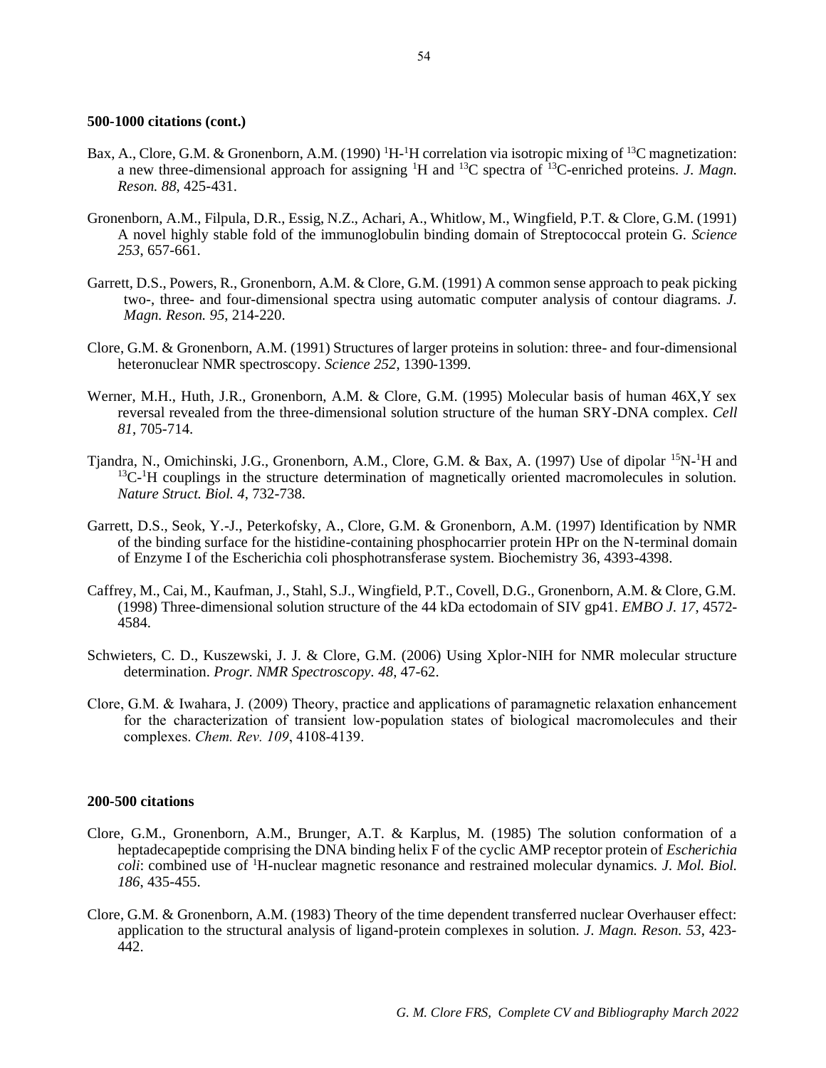**500-1000 citations (cont.)**

Bax, A., Clore, G.M. & Gronenborn, A.M. (1990) $^{1}$H-$^{1}$H correlation via isotropic mixing of $^{13}$C magnetization: a new three-dimensional approach for assigning $^{1}$H and $^{13}$C spectra of $^{13}$C-enriched proteins. *J. Magn. Reson. 88*, 425-431.

Gronenborn, A.M., Filpula, D.R., Essig, N.Z., Achari, A., Whitlow, M., Wingfield, P.T. & Clore, G.M. (1991) A novel highly stable fold of the immunoglobulin binding domain of Streptococcal protein G. *Science 253*, 657-661.

Garrett, D.S., Powers, R., Gronenborn, A.M. & Clore, G.M. (1991) A common sense approach to peak picking two-, three- and four-dimensional spectra using automatic computer analysis of contour diagrams. *J. Magn. Reson. 95*, 214-220.

Clore, G.M. & Gronenborn, A.M. (1991) Structures of larger proteins in solution: three- and four-dimensional heteronuclear NMR spectroscopy. *Science 252*, 1390-1399.

Werner, M.H., Huth, J.R., Gronenborn, A.M. & Clore, G.M. (1995) Molecular basis of human 46X,Y sex reversal revealed from the three-dimensional solution structure of the human SRY-DNA complex. *Cell 81*, 705-714.

Tjandra, N., Omichinski, J.G., Gronenborn, A.M., Clore, G.M. & Bax, A. (1997) Use of dipolar $^{15}$N-$^{1}$H and $^{13}$C-$^{1}$H couplings in the structure determination of magnetically oriented macromolecules in solution. *Nature Struct. Biol. 4*, 732-738.

Garrett, D.S., Seok, Y.-J., Peterkofsky, A., Clore, G.M. & Gronenborn, A.M. (1997) Identification by NMR of the binding surface for the histidine-containing phosphocarrier protein HPr on the N-terminal domain of Enzyme I of the Escherichia coli phosphotransferase system. Biochemistry 36, 4393-4398.

Caffrey, M., Cai, M., Kaufman, J., Stahl, S.J., Wingfield, P.T., Covell, D.G., Gronenborn, A.M. & Clore, G.M. (1998) Three-dimensional solution structure of the 44 kDa ectodomain of SIV gp41. *EMBO J. 17*, 4572-4584.

Schwieters, C. D., Kuszewski, J. J. & Clore, G.M. (2006) Using Xplor-NIH for NMR molecular structure determination. *Progr. NMR Spectroscopy. 48*, 47-62.

Clore, G.M. & Iwahara, J. (2009) Theory, practice and applications of paramagnetic relaxation enhancement for the characterization of transient low-population states of biological macromolecules and their complexes. *Chem. Rev. 109*, 4108-4139.

**200-500 citations**

Clore, G.M., Gronenborn, A.M., Brunger, A.T. & Karplus, M. (1985) The solution conformation of a heptadecapeptide comprising the DNA binding helix F of the cyclic AMP receptor protein of *Escherichia coli*: combined use of $^{1}$H-nuclear magnetic resonance and restrained molecular dynamics. *J. Mol. Biol. 186*, 435-455.

Clore, G.M. & Gronenborn, A.M. (1983) Theory of the time dependent transferred nuclear Overhauser effect: application to the structural analysis of ligand-protein complexes in solution. *J. Magn. Reson. 53*, 423-442.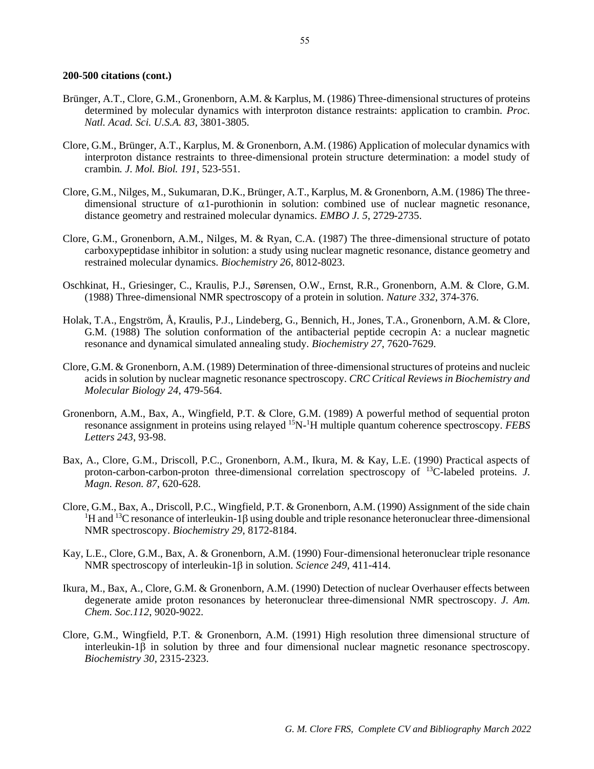**200-500 citations (cont.)**

Brünger, A.T., Clore, G.M., Gronenborn, A.M. & Karplus, M. (1986) Three-dimensional structures of proteins determined by molecular dynamics with interproton distance restraints: application to crambin. *Proc. Natl. Acad. Sci. U.S.A. 83*, 3801-3805.

Clore, G.M., Brünger, A.T., Karplus, M. & Gronenborn, A.M. (1986) Application of molecular dynamics with interproton distance restraints to three-dimensional protein structure determination: a model study of crambin*. J. Mol. Biol. 191*, 523-551.

Clore, G.M., Nilges, M., Sukumaran, D.K., Brünger, A.T., Karplus, M. & Gronenborn, A.M. (1986) The three-dimensional structure of $\alpha$1-purothionin in solution: combined use of nuclear magnetic resonance, distance geometry and restrained molecular dynamics. *EMBO J. 5*, 2729-2735.

Clore, G.M., Gronenborn, A.M., Nilges, M. & Ryan, C.A. (1987) The three-dimensional structure of potato carboxypeptidase inhibitor in solution: a study using nuclear magnetic resonance, distance geometry and restrained molecular dynamics. *Biochemistry 26*, 8012-8023.

Oschkinat, H., Griesinger, C., Kraulis, P.J., Sørensen, O.W., Ernst, R.R., Gronenborn, A.M. & Clore, G.M. (1988) Three-dimensional NMR spectroscopy of a protein in solution. *Nature 332*, 374-376.

Holak, T.A., Engström, Å, Kraulis, P.J., Lindeberg, G., Bennich, H., Jones, T.A., Gronenborn, A.M. & Clore, G.M. (1988) The solution conformation of the antibacterial peptide cecropin A: a nuclear magnetic resonance and dynamical simulated annealing study. *Biochemistry 27*, 7620-7629.

Clore, G.M. & Gronenborn, A.M. (1989) Determination of three-dimensional structures of proteins and nucleic acids in solution by nuclear magnetic resonance spectroscopy. *CRC Critical Reviews in Biochemistry and Molecular Biology 24*, 479-564.

Gronenborn, A.M., Bax, A., Wingfield, P.T. & Clore, G.M. (1989) A powerful method of sequential proton resonance assignment in proteins using relayed $^{15}$N-$^{1}$H multiple quantum coherence spectroscopy. *FEBS Letters 243*, 93-98.

Bax, A., Clore, G.M., Driscoll, P.C., Gronenborn, A.M., Ikura, M. & Kay, L.E. (1990) Practical aspects of proton-carbon-carbon-proton three-dimensional correlation spectroscopy of $^{13}$C-labeled proteins. *J. Magn. Reson. 87*, 620-628.

Clore, G.M., Bax, A., Driscoll, P.C., Wingfield, P.T. & Gronenborn, A.M. (1990) Assignment of the side chain $^{1}$H and $^{13}$C resonance of interleukin-1$\beta$ using double and triple resonance heteronuclear three-dimensional NMR spectroscopy. *Biochemistry 29*, 8172-8184.

Kay, L.E., Clore, G.M., Bax, A. & Gronenborn, A.M. (1990) Four-dimensional heteronuclear triple resonance NMR spectroscopy of interleukin-1$\beta$ in solution. *Science 249*, 411-414.

Ikura, M., Bax, A., Clore, G.M. & Gronenborn, A.M. (1990) Detection of nuclear Overhauser effects between degenerate amide proton resonances by heteronuclear three-dimensional NMR spectroscopy. *J. Am. Chem. Soc.112*, 9020-9022.

Clore, G.M., Wingfield, P.T. & Gronenborn, A.M. (1991) High resolution three dimensional structure of interleukin-1$\beta$ in solution by three and four dimensional nuclear magnetic resonance spectroscopy. *Biochemistry 30*, 2315-2323.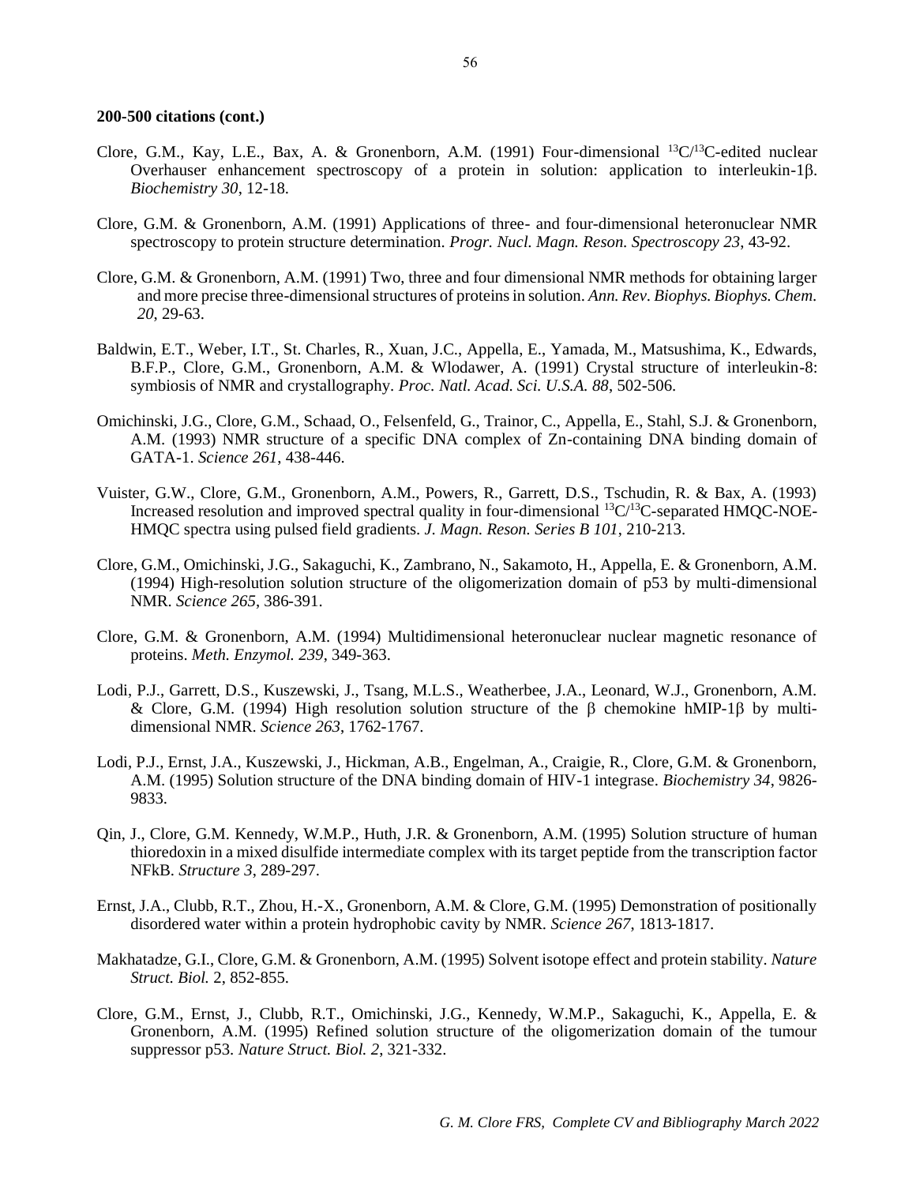**200-500 citations (cont.)**

Clore, G.M., Kay, L.E., Bax, A. & Gronenborn, A.M. (1991) Four-dimensional $^{13}C/^{13}C$-edited nuclear Overhauser enhancement spectroscopy of a protein in solution: application to interleukin-1β. *Biochemistry 30*, 12-18.

Clore, G.M. & Gronenborn, A.M. (1991) Applications of three- and four-dimensional heteronuclear NMR spectroscopy to protein structure determination. *Progr. Nucl. Magn. Reson. Spectroscopy 23*, 43-92.

Clore, G.M. & Gronenborn, A.M. (1991) Two, three and four dimensional NMR methods for obtaining larger and more precise three-dimensional structures of proteins in solution. *Ann. Rev. Biophys. Biophys. Chem. 20*, 29-63.

Baldwin, E.T., Weber, I.T., St. Charles, R., Xuan, J.C., Appella, E., Yamada, M., Matsushima, K., Edwards, B.F.P., Clore, G.M., Gronenborn, A.M. & Wlodawer, A. (1991) Crystal structure of interleukin-8: symbiosis of NMR and crystallography. *Proc. Natl. Acad. Sci. U.S.A. 88*, 502-506.

Omichinski, J.G., Clore, G.M., Schaad, O., Felsenfeld, G., Trainor, C., Appella, E., Stahl, S.J. & Gronenborn, A.M. (1993) NMR structure of a specific DNA complex of Zn-containing DNA binding domain of GATA-1. *Science 261*, 438-446.

Vuister, G.W., Clore, G.M., Gronenborn, A.M., Powers, R., Garrett, D.S., Tschudin, R. & Bax, A. (1993) Increased resolution and improved spectral quality in four-dimensional $^{13}C/^{13}C$-separated HMQC-NOE-HMQC spectra using pulsed field gradients. *J. Magn. Reson. Series B 101*, 210-213.

Clore, G.M., Omichinski, J.G., Sakaguchi, K., Zambrano, N., Sakamoto, H., Appella, E. & Gronenborn, A.M. (1994) High-resolution solution structure of the oligomerization domain of p53 by multi-dimensional NMR. *Science 265*, 386-391.

Clore, G.M. & Gronenborn, A.M. (1994) Multidimensional heteronuclear nuclear magnetic resonance of proteins. *Meth. Enzymol. 239*, 349-363.

Lodi, P.J., Garrett, D.S., Kuszewski, J., Tsang, M.L.S., Weatherbee, J.A., Leonard, W.J., Gronenborn, A.M. & Clore, G.M. (1994) High resolution solution structure of the β chemokine hMIP-1β by multi-dimensional NMR. *Science 263*, 1762-1767.

Lodi, P.J., Ernst, J.A., Kuszewski, J., Hickman, A.B., Engelman, A., Craigie, R., Clore, G.M. & Gronenborn, A.M. (1995) Solution structure of the DNA binding domain of HIV-1 integrase. *Biochemistry 34*, 9826-9833.

Qin, J., Clore, G.M. Kennedy, W.M.P., Huth, J.R. & Gronenborn, A.M. (1995) Solution structure of human thioredoxin in a mixed disulfide intermediate complex with its target peptide from the transcription factor NFkB. *Structure 3*, 289-297.

Ernst, J.A., Clubb, R.T., Zhou, H.-X., Gronenborn, A.M. & Clore, G.M. (1995) Demonstration of positionally disordered water within a protein hydrophobic cavity by NMR. *Science 267*, 1813-1817.

Makhatadze, G.I., Clore, G.M. & Gronenborn, A.M. (1995) Solvent isotope effect and protein stability. *Nature Struct. Biol.* 2, 852-855.

Clore, G.M., Ernst, J., Clubb, R.T., Omichinski, J.G., Kennedy, W.M.P., Sakaguchi, K., Appella, E. & Gronenborn, A.M. (1995) Refined solution structure of the oligomerization domain of the tumour suppressor p53. *Nature Struct. Biol. 2*, 321-332.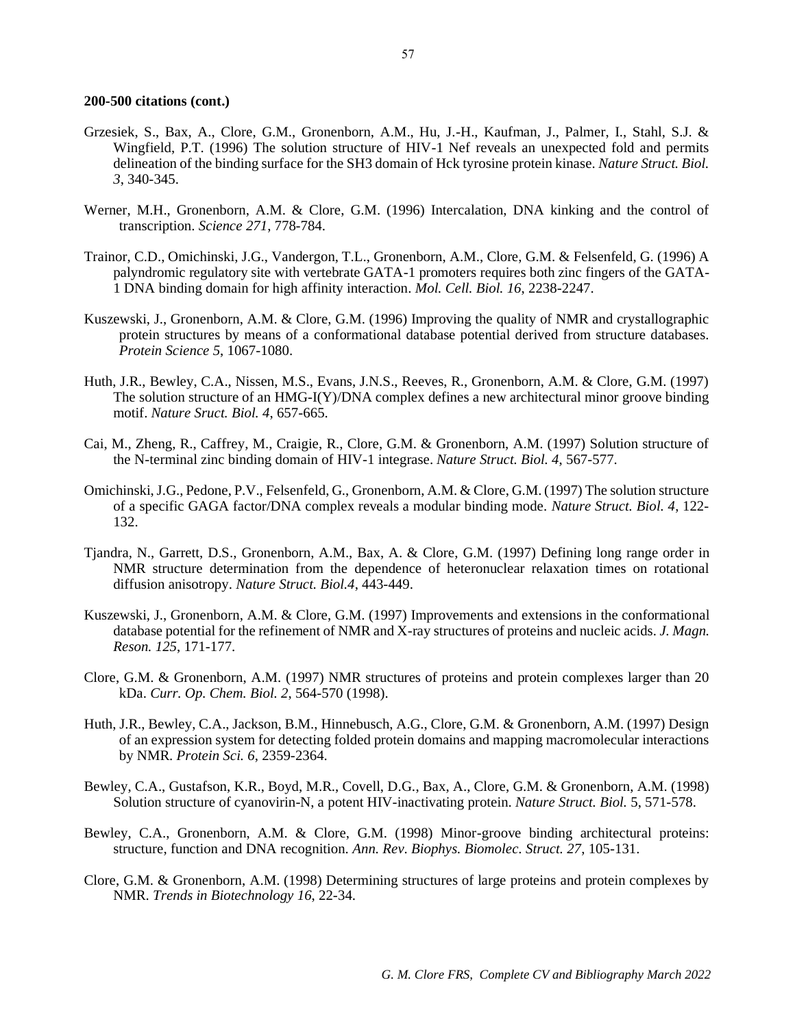**200-500 citations (cont.)**

Grzesiek, S., Bax, A., Clore, G.M., Gronenborn, A.M., Hu, J.-H., Kaufman, J., Palmer, I., Stahl, S.J. & Wingfield, P.T. (1996) The solution structure of HIV-1 Nef reveals an unexpected fold and permits delineation of the binding surface for the SH3 domain of Hck tyrosine protein kinase. *Nature Struct. Biol. 3*, 340-345.

Werner, M.H., Gronenborn, A.M. & Clore, G.M. (1996) Intercalation, DNA kinking and the control of transcription. *Science 271*, 778-784.

Trainor, C.D., Omichinski, J.G., Vandergon, T.L., Gronenborn, A.M., Clore, G.M. & Felsenfeld, G. (1996) A palyndromic regulatory site with vertebrate GATA-1 promoters requires both zinc fingers of the GATA-1 DNA binding domain for high affinity interaction. *Mol. Cell. Biol. 16*, 2238-2247.

Kuszewski, J., Gronenborn, A.M. & Clore, G.M. (1996) Improving the quality of NMR and crystallographic protein structures by means of a conformational database potential derived from structure databases. *Protein Science 5*, 1067-1080.

Huth, J.R., Bewley, C.A., Nissen, M.S., Evans, J.N.S., Reeves, R., Gronenborn, A.M. & Clore, G.M. (1997) The solution structure of an HMG-I(Y)/DNA complex defines a new architectural minor groove binding motif. *Nature Sruct. Biol. 4*, 657-665.

Cai, M., Zheng, R., Caffrey, M., Craigie, R., Clore, G.M. & Gronenborn, A.M. (1997) Solution structure of the N-terminal zinc binding domain of HIV-1 integrase. *Nature Struct. Biol. 4*, 567-577.

Omichinski, J.G., Pedone, P.V., Felsenfeld, G., Gronenborn, A.M. & Clore, G.M. (1997) The solution structure of a specific GAGA factor/DNA complex reveals a modular binding mode. *Nature Struct. Biol. 4*, 122-132.

Tjandra, N., Garrett, D.S., Gronenborn, A.M., Bax, A. & Clore, G.M. (1997) Defining long range order in NMR structure determination from the dependence of heteronuclear relaxation times on rotational diffusion anisotropy. *Nature Struct. Biol.4*, 443-449.

Kuszewski, J., Gronenborn, A.M. & Clore, G.M. (1997) Improvements and extensions in the conformational database potential for the refinement of NMR and X-ray structures of proteins and nucleic acids. *J. Magn. Reson. 125*, 171-177.

Clore, G.M. & Gronenborn, A.M. (1997) NMR structures of proteins and protein complexes larger than 20 kDa. *Curr. Op. Chem. Biol. 2*, 564-570 (1998).

Huth, J.R., Bewley, C.A., Jackson, B.M., Hinnebusch, A.G., Clore, G.M. & Gronenborn, A.M. (1997) Design of an expression system for detecting folded protein domains and mapping macromolecular interactions by NMR. *Protein Sci. 6*, 2359-2364.

Bewley, C.A., Gustafson, K.R., Boyd, M.R., Covell, D.G., Bax, A., Clore, G.M. & Gronenborn, A.M. (1998) Solution structure of cyanovirin-N, a potent HIV-inactivating protein. *Nature Struct. Biol.* 5, 571-578.

Bewley, C.A., Gronenborn, A.M. & Clore, G.M. (1998) Minor-groove binding architectural proteins: structure, function and DNA recognition. *Ann. Rev. Biophys. Biomolec. Struct. 27*, 105-131.

Clore, G.M. & Gronenborn, A.M. (1998) Determining structures of large proteins and protein complexes by NMR. *Trends in Biotechnology 16*, 22-34.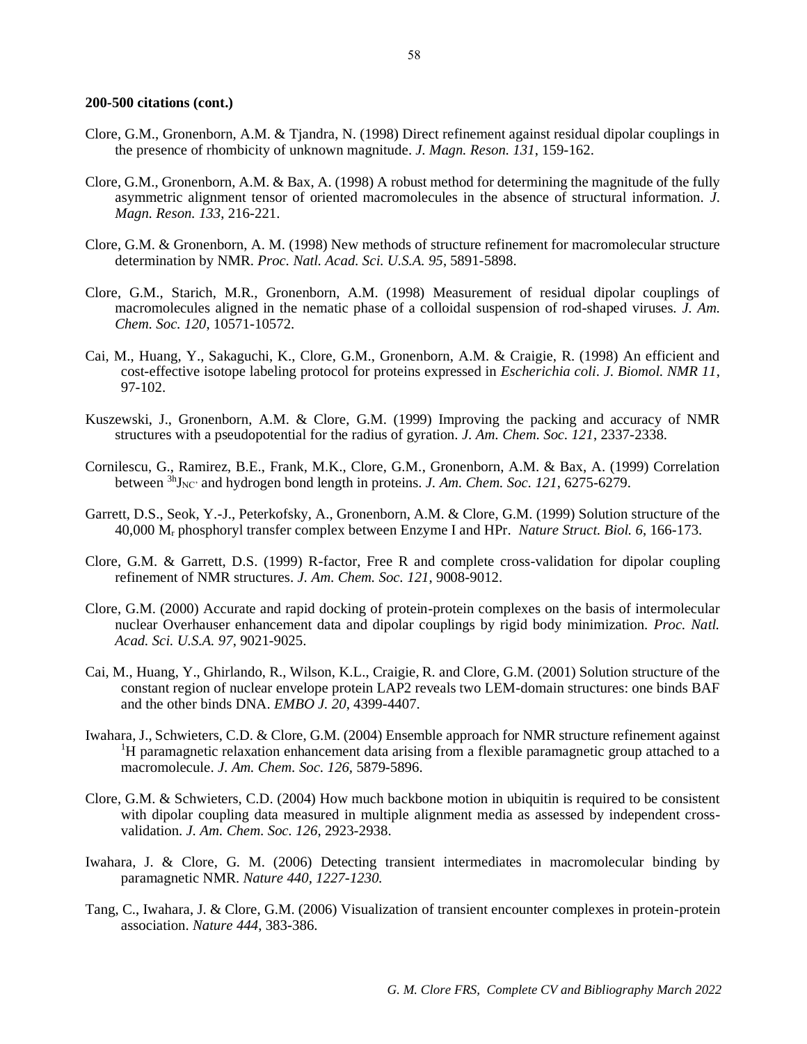**200-500 citations (cont.)**

Clore, G.M., Gronenborn, A.M. & Tjandra, N. (1998) Direct refinement against residual dipolar couplings in the presence of rhombicity of unknown magnitude. *J. Magn. Reson. 131*, 159-162.

Clore, G.M., Gronenborn, A.M. & Bax, A. (1998) A robust method for determining the magnitude of the fully asymmetric alignment tensor of oriented macromolecules in the absence of structural information. *J. Magn. Reson. 133*, 216-221.

Clore, G.M. & Gronenborn, A. M. (1998) New methods of structure refinement for macromolecular structure determination by NMR. *Proc. Natl. Acad. Sci. U.S.A. 95*, 5891-5898.

Clore, G.M., Starich, M.R., Gronenborn, A.M. (1998) Measurement of residual dipolar couplings of macromolecules aligned in the nematic phase of a colloidal suspension of rod-shaped viruses. *J. Am. Chem. Soc. 120*, 10571-10572.

Cai, M., Huang, Y., Sakaguchi, K., Clore, G.M., Gronenborn, A.M. & Craigie, R. (1998) An efficient and cost-effective isotope labeling protocol for proteins expressed in *Escherichia coli*. *J. Biomol. NMR 11*, 97-102.

Kuszewski, J., Gronenborn, A.M. & Clore, G.M. (1999) Improving the packing and accuracy of NMR structures with a pseudopotential for the radius of gyration. *J. Am. Chem. Soc. 121*, 2337-2338.

Cornilescu, G., Ramirez, B.E., Frank, M.K., Clore, G.M., Gronenborn, A.M. & Bax, A. (1999) Correlation between ${}^{3h}J_{NC'}$ and hydrogen bond length in proteins. *J. Am. Chem. Soc. 121*, 6275-6279.

Garrett, D.S., Seok, Y.-J., Peterkofsky, A., Gronenborn, A.M. & Clore, G.M. (1999) Solution structure of the 40,000 $M_r$ phosphoryl transfer complex between Enzyme I and HPr. *Nature Struct. Biol. 6*, 166-173.

Clore, G.M. & Garrett, D.S. (1999) R-factor, Free R and complete cross-validation for dipolar coupling refinement of NMR structures. *J. Am. Chem. Soc. 121*, 9008-9012.

Clore, G.M. (2000) Accurate and rapid docking of protein-protein complexes on the basis of intermolecular nuclear Overhauser enhancement data and dipolar couplings by rigid body minimization. *Proc. Natl. Acad. Sci. U.S.A. 97*, 9021-9025.

Cai, M., Huang, Y., Ghirlando, R., Wilson, K.L., Craigie, R. and Clore, G.M. (2001) Solution structure of the constant region of nuclear envelope protein LAP2 reveals two LEM-domain structures: one binds BAF and the other binds DNA. *EMBO J. 20*, 4399-4407.

Iwahara, J., Schwieters, C.D. & Clore, G.M. (2004) Ensemble approach for NMR structure refinement against ${}^{1}$H paramagnetic relaxation enhancement data arising from a flexible paramagnetic group attached to a macromolecule. *J. Am. Chem. Soc. 126*, 5879-5896.

Clore, G.M. & Schwieters, C.D. (2004) How much backbone motion in ubiquitin is required to be consistent with dipolar coupling data measured in multiple alignment media as assessed by independent cross-validation. *J. Am. Chem. Soc. 126*, 2923-2938.

Iwahara, J. & Clore, G. M. (2006) Detecting transient intermediates in macromolecular binding by paramagnetic NMR. *Nature 440, 1227-1230.*

Tang, C., Iwahara, J. & Clore, G.M. (2006) Visualization of transient encounter complexes in protein-protein association. *Nature 444*, 383-386.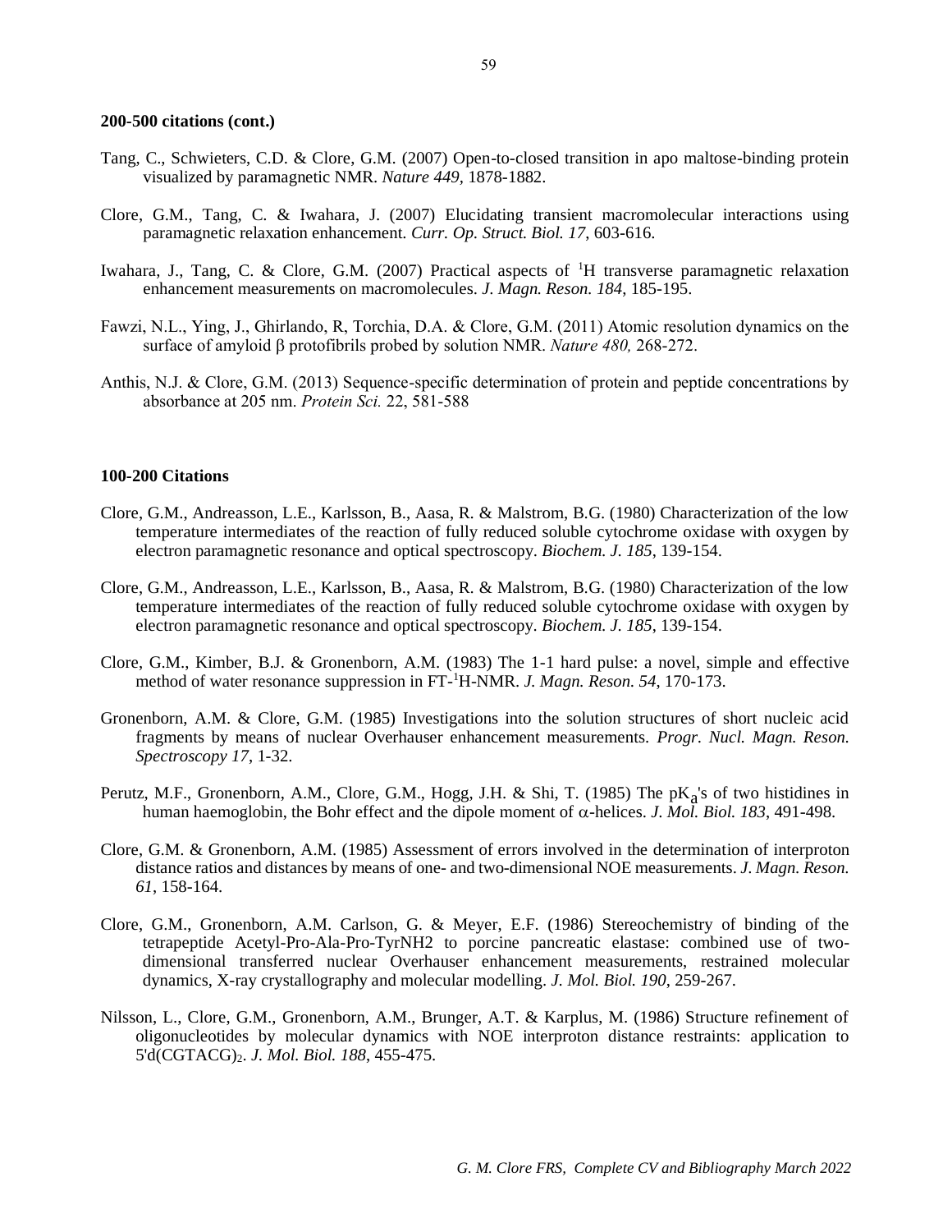**200-500 citations (cont.)**

Tang, C., Schwieters, C.D. & Clore, G.M. (2007) Open-to-closed transition in apo maltose-binding protein visualized by paramagnetic NMR. *Nature 449*, 1878-1882.

Clore, G.M., Tang, C. & Iwahara, J. (2007) Elucidating transient macromolecular interactions using paramagnetic relaxation enhancement. *Curr. Op. Struct. Biol. 17*, 603-616.

Iwahara, J., Tang, C. & Clore, G.M. (2007) Practical aspects of $^{1}$H transverse paramagnetic relaxation enhancement measurements on macromolecules. *J. Magn. Reson. 184*, 185-195.

Fawzi, N.L., Ying, J., Ghirlando, R, Torchia, D.A. & Clore, G.M. (2011) Atomic resolution dynamics on the surface of amyloid β protofibrils probed by solution NMR. *Nature 480,* 268-272.

Anthis, N.J. & Clore, G.M. (2013) Sequence-specific determination of protein and peptide concentrations by absorbance at 205 nm. *Protein Sci.* 22, 581-588

**100-200 Citations**

Clore, G.M., Andreasson, L.E., Karlsson, B., Aasa, R. & Malstrom, B.G. (1980) Characterization of the low temperature intermediates of the reaction of fully reduced soluble cytochrome oxidase with oxygen by electron paramagnetic resonance and optical spectroscopy. *Biochem. J. 185*, 139-154.

Clore, G.M., Andreasson, L.E., Karlsson, B., Aasa, R. & Malstrom, B.G. (1980) Characterization of the low temperature intermediates of the reaction of fully reduced soluble cytochrome oxidase with oxygen by electron paramagnetic resonance and optical spectroscopy. *Biochem. J. 185*, 139-154.

Clore, G.M., Kimber, B.J. & Gronenborn, A.M. (1983) The 1-1 hard pulse: a novel, simple and effective method of water resonance suppression in FT-$^{1}$H-NMR. *J. Magn. Reson. 54*, 170-173.

Gronenborn, A.M. & Clore, G.M. (1985) Investigations into the solution structures of short nucleic acid fragments by means of nuclear Overhauser enhancement measurements. *Progr. Nucl. Magn. Reson. Spectroscopy 17*, 1-32.

Perutz, M.F., Gronenborn, A.M., Clore, G.M., Hogg, J.H. & Shi, T. (1985) The $pK_a$'s of two histidines in human haemoglobin, the Bohr effect and the dipole moment of α-helices. *J. Mol. Biol. 183*, 491-498.

Clore, G.M. & Gronenborn, A.M. (1985) Assessment of errors involved in the determination of interproton distance ratios and distances by means of one- and two-dimensional NOE measurements. *J. Magn. Reson. 61*, 158-164.

Clore, G.M., Gronenborn, A.M. Carlson, G. & Meyer, E.F. (1986) Stereochemistry of binding of the tetrapeptide Acetyl-Pro-Ala-Pro-TyrNH2 to porcine pancreatic elastase: combined use of two-dimensional transferred nuclear Overhauser enhancement measurements, restrained molecular dynamics, X-ray crystallography and molecular modelling. *J. Mol. Biol. 190*, 259-267.

Nilsson, L., Clore, G.M., Gronenborn, A.M., Brunger, A.T. & Karplus, M. (1986) Structure refinement of oligonucleotides by molecular dynamics with NOE interproton distance restraints: application to 5'd$(CGTACG)_2$. *J. Mol. Biol. 188*, 455-475.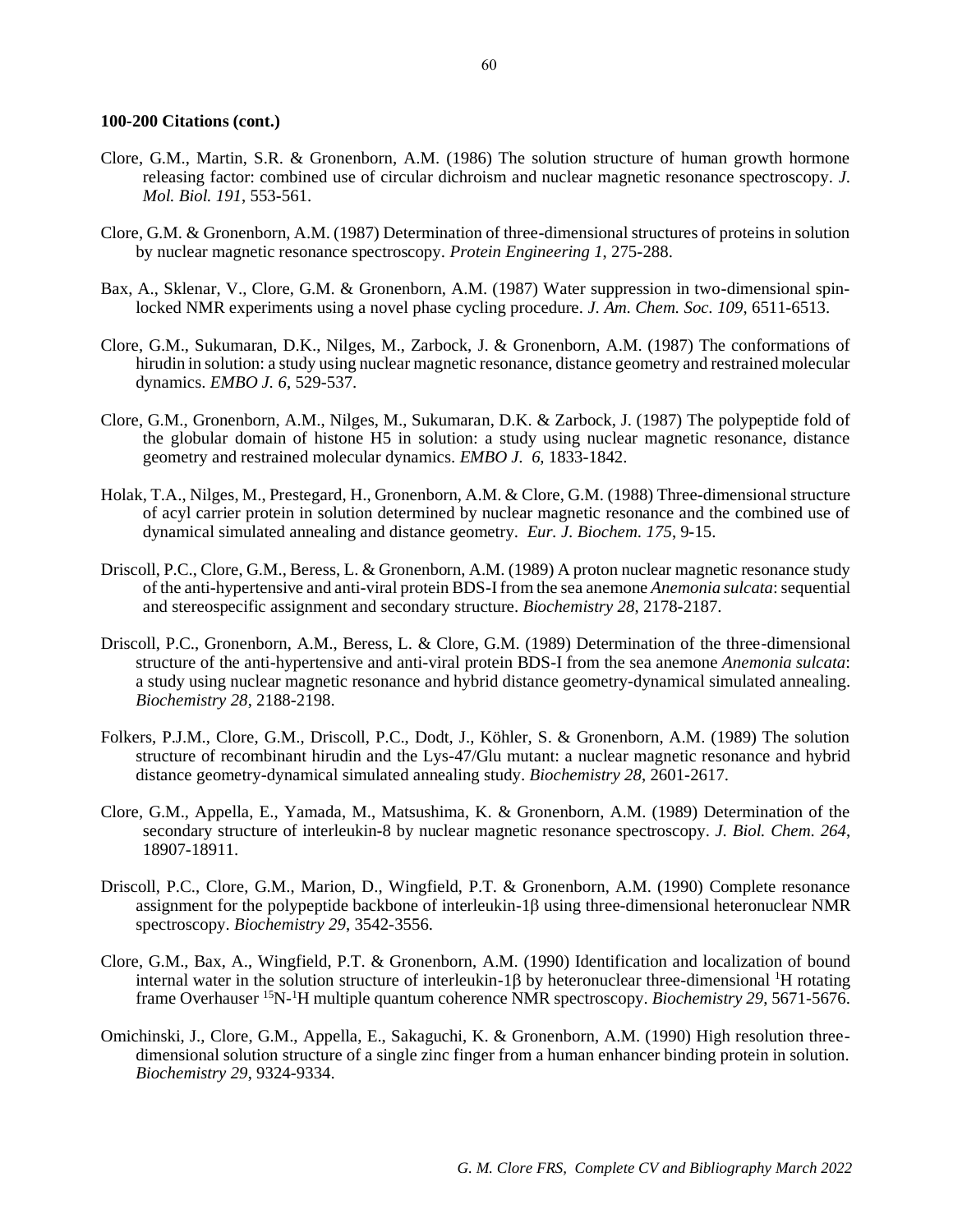**100-200 Citations (cont.)**

Clore, G.M., Martin, S.R. & Gronenborn, A.M. (1986) The solution structure of human growth hormone releasing factor: combined use of circular dichroism and nuclear magnetic resonance spectroscopy. *J. Mol. Biol. 191*, 553-561.

Clore, G.M. & Gronenborn, A.M. (1987) Determination of three-dimensional structures of proteins in solution by nuclear magnetic resonance spectroscopy. *Protein Engineering 1*, 275-288.

Bax, A., Sklenar, V., Clore, G.M. & Gronenborn, A.M. (1987) Water suppression in two-dimensional spin-locked NMR experiments using a novel phase cycling procedure. *J. Am. Chem. Soc. 109*, 6511-6513.

Clore, G.M., Sukumaran, D.K., Nilges, M., Zarbock, J. & Gronenborn, A.M. (1987) The conformations of hirudin in solution: a study using nuclear magnetic resonance, distance geometry and restrained molecular dynamics. *EMBO J. 6*, 529-537.

Clore, G.M., Gronenborn, A.M., Nilges, M., Sukumaran, D.K. & Zarbock, J. (1987) The polypeptide fold of the globular domain of histone H5 in solution: a study using nuclear magnetic resonance, distance geometry and restrained molecular dynamics. *EMBO J. 6*, 1833-1842.

Holak, T.A., Nilges, M., Prestegard, H., Gronenborn, A.M. & Clore, G.M. (1988) Three-dimensional structure of acyl carrier protein in solution determined by nuclear magnetic resonance and the combined use of dynamical simulated annealing and distance geometry. *Eur. J. Biochem. 175*, 9-15.

Driscoll, P.C., Clore, G.M., Beress, L. & Gronenborn, A.M. (1989) A proton nuclear magnetic resonance study of the anti-hypertensive and anti-viral protein BDS-I from the sea anemone *Anemonia sulcata*: sequential and stereospecific assignment and secondary structure. *Biochemistry 28*, 2178-2187.

Driscoll, P.C., Gronenborn, A.M., Beress, L. & Clore, G.M. (1989) Determination of the three-dimensional structure of the anti-hypertensive and anti-viral protein BDS-I from the sea anemone *Anemonia sulcata*: a study using nuclear magnetic resonance and hybrid distance geometry-dynamical simulated annealing. *Biochemistry 28*, 2188-2198.

Folkers, P.J.M., Clore, G.M., Driscoll, P.C., Dodt, J., Köhler, S. & Gronenborn, A.M. (1989) The solution structure of recombinant hirudin and the Lys-47/Glu mutant: a nuclear magnetic resonance and hybrid distance geometry-dynamical simulated annealing study. *Biochemistry 28*, 2601-2617.

Clore, G.M., Appella, E., Yamada, M., Matsushima, K. & Gronenborn, A.M. (1989) Determination of the secondary structure of interleukin-8 by nuclear magnetic resonance spectroscopy. *J. Biol. Chem. 264*, 18907-18911.

Driscoll, P.C., Clore, G.M., Marion, D., Wingfield, P.T. & Gronenborn, A.M. (1990) Complete resonance assignment for the polypeptide backbone of interleukin-1β using three-dimensional heteronuclear NMR spectroscopy. *Biochemistry 29*, 3542-3556.

Clore, G.M., Bax, A., Wingfield, P.T. & Gronenborn, A.M. (1990) Identification and localization of bound internal water in the solution structure of interleukin-1β by heteronuclear three-dimensional $^{1}H$ rotating frame Overhauser $^{15}N$-$^{1}H$ multiple quantum coherence NMR spectroscopy. *Biochemistry 29*, 5671-5676.

Omichinski, J., Clore, G.M., Appella, E., Sakaguchi, K. & Gronenborn, A.M. (1990) High resolution three-dimensional solution structure of a single zinc finger from a human enhancer binding protein in solution. *Biochemistry 29*, 9324-9334.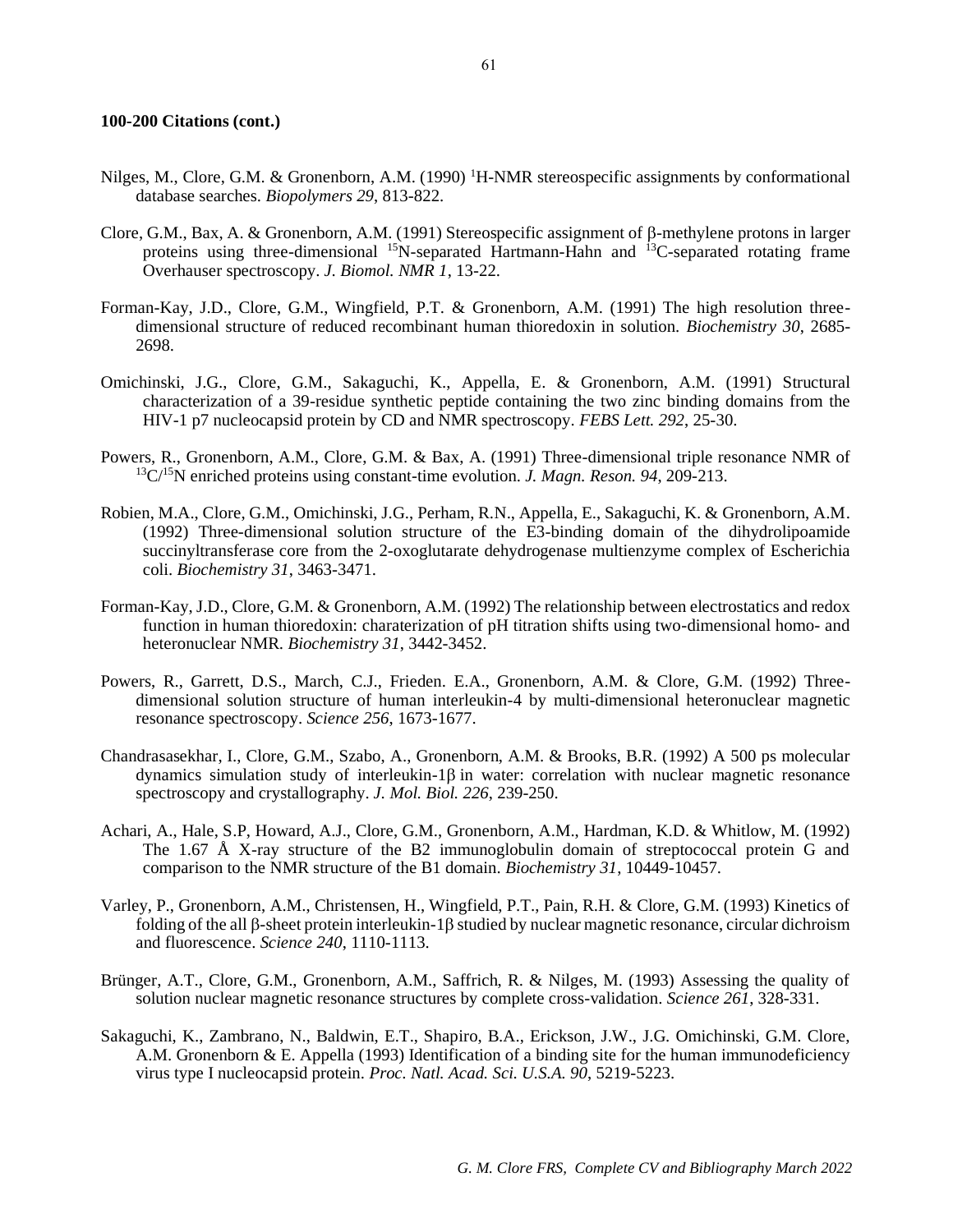**100-200 Citations (cont.)**

Nilges, M., Clore, G.M. & Gronenborn, A.M. (1990) $^1$H-NMR stereospecific assignments by conformational database searches. *Biopolymers 29*, 813-822.

Clore, G.M., Bax, A. & Gronenborn, A.M. (1991) Stereospecific assignment of β-methylene protons in larger proteins using three-dimensional $^{15}$N-separated Hartmann-Hahn and $^{13}$C-separated rotating frame Overhauser spectroscopy. *J. Biomol. NMR 1*, 13-22.

Forman-Kay, J.D., Clore, G.M., Wingfield, P.T. & Gronenborn, A.M. (1991) The high resolution three-dimensional structure of reduced recombinant human thioredoxin in solution. *Biochemistry 30*, 2685-2698.

Omichinski, J.G., Clore, G.M., Sakaguchi, K., Appella, E. & Gronenborn, A.M. (1991) Structural characterization of a 39-residue synthetic peptide containing the two zinc binding domains from the HIV-1 p7 nucleocapsid protein by CD and NMR spectroscopy. *FEBS Lett. 292*, 25-30.

Powers, R., Gronenborn, A.M., Clore, G.M. & Bax, A. (1991) Three-dimensional triple resonance NMR of $^{13}$C/$^{15}$N enriched proteins using constant-time evolution. *J. Magn. Reson. 94*, 209-213.

Robien, M.A., Clore, G.M., Omichinski, J.G., Perham, R.N., Appella, E., Sakaguchi, K. & Gronenborn, A.M. (1992) Three-dimensional solution structure of the E3-binding domain of the dihydrolipoamide succinyltransferase core from the 2-oxoglutarate dehydrogenase multienzyme complex of Escherichia coli. *Biochemistry 31*, 3463-3471.

Forman-Kay, J.D., Clore, G.M. & Gronenborn, A.M. (1992) The relationship between electrostatics and redox function in human thioredoxin: charaterization of pH titration shifts using two-dimensional homo- and heteronuclear NMR. *Biochemistry 31*, 3442-3452.

Powers, R., Garrett, D.S., March, C.J., Frieden. E.A., Gronenborn, A.M. & Clore, G.M. (1992) Three-dimensional solution structure of human interleukin-4 by multi-dimensional heteronuclear magnetic resonance spectroscopy. *Science 256*, 1673-1677.

Chandrasasekhar, I., Clore, G.M., Szabo, A., Gronenborn, A.M. & Brooks, B.R. (1992) A 500 ps molecular dynamics simulation study of interleukin-1β in water: correlation with nuclear magnetic resonance spectroscopy and crystallography. *J. Mol. Biol. 226*, 239-250.

Achari, A., Hale, S.P, Howard, A.J., Clore, G.M., Gronenborn, A.M., Hardman, K.D. & Whitlow, M. (1992) The 1.67 Å X-ray structure of the B2 immunoglobulin domain of streptococcal protein G and comparison to the NMR structure of the B1 domain. *Biochemistry 31*, 10449-10457.

Varley, P., Gronenborn, A.M., Christensen, H., Wingfield, P.T., Pain, R.H. & Clore, G.M. (1993) Kinetics of folding of the all β-sheet protein interleukin-1β studied by nuclear magnetic resonance, circular dichroism and fluorescence. *Science 240*, 1110-1113.

Brünger, A.T., Clore, G.M., Gronenborn, A.M., Saffrich, R. & Nilges, M. (1993) Assessing the quality of solution nuclear magnetic resonance structures by complete cross-validation. *Science 261*, 328-331.

Sakaguchi, K., Zambrano, N., Baldwin, E.T., Shapiro, B.A., Erickson, J.W., J.G. Omichinski, G.M. Clore, A.M. Gronenborn & E. Appella (1993) Identification of a binding site for the human immunodeficiency virus type I nucleocapsid protein. *Proc. Natl. Acad. Sci. U.S.A. 90*, 5219-5223.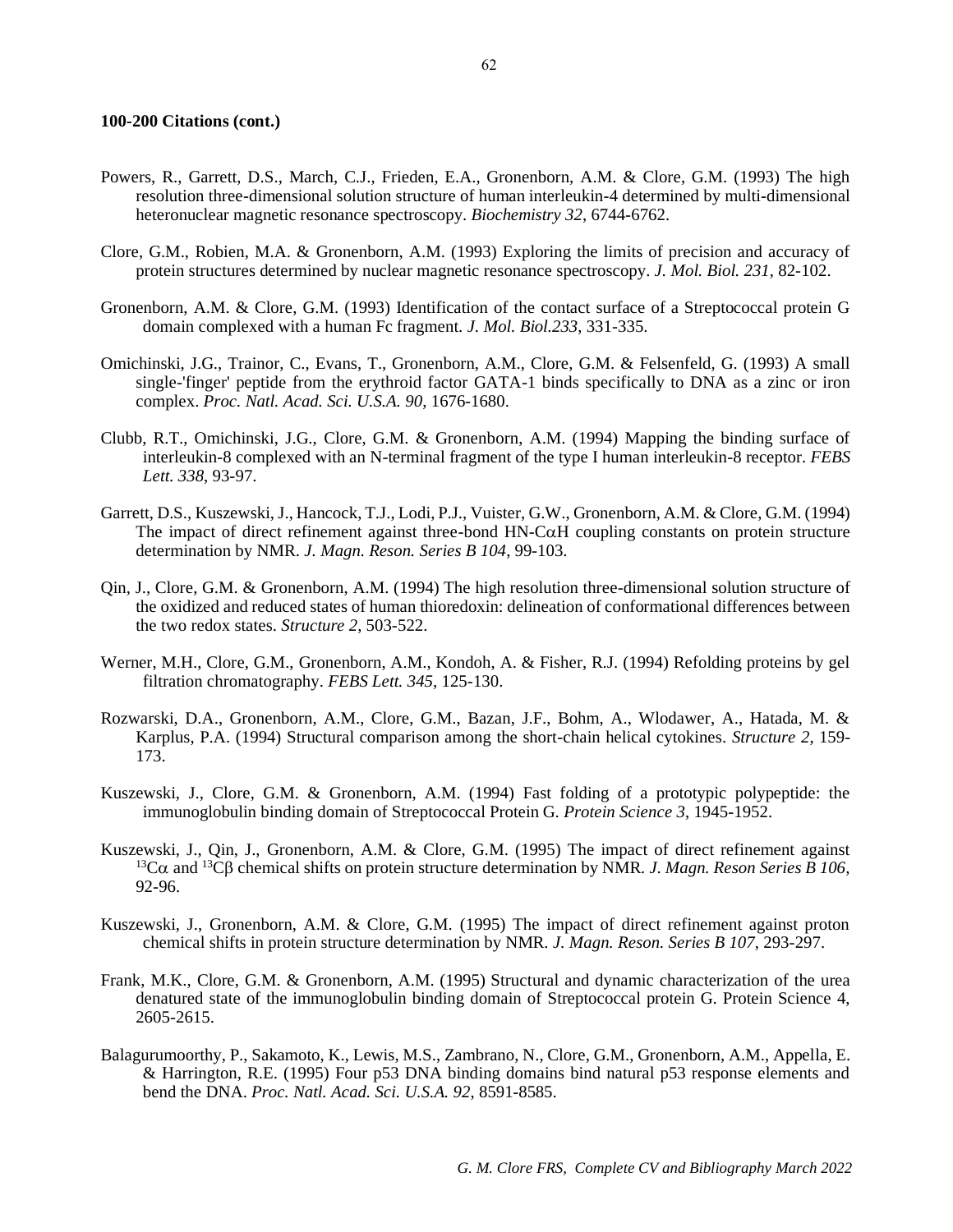**100-200 Citations (cont.)**

Powers, R., Garrett, D.S., March, C.J., Frieden, E.A., Gronenborn, A.M. & Clore, G.M. (1993) The high resolution three-dimensional solution structure of human interleukin-4 determined by multi-dimensional heteronuclear magnetic resonance spectroscopy. *Biochemistry 32*, 6744-6762.

Clore, G.M., Robien, M.A. & Gronenborn, A.M. (1993) Exploring the limits of precision and accuracy of protein structures determined by nuclear magnetic resonance spectroscopy. *J. Mol. Biol. 231*, 82-102.

Gronenborn, A.M. & Clore, G.M. (1993) Identification of the contact surface of a Streptococcal protein G domain complexed with a human Fc fragment. *J. Mol. Biol.233*, 331-335.

Omichinski, J.G., Trainor, C., Evans, T., Gronenborn, A.M., Clore, G.M. & Felsenfeld, G. (1993) A small single-'finger' peptide from the erythroid factor GATA-1 binds specifically to DNA as a zinc or iron complex. *Proc. Natl. Acad. Sci. U.S.A. 90*, 1676-1680.

Clubb, R.T., Omichinski, J.G., Clore, G.M. & Gronenborn, A.M. (1994) Mapping the binding surface of interleukin-8 complexed with an N-terminal fragment of the type I human interleukin-8 receptor. *FEBS Lett. 338*, 93-97.

Garrett, D.S., Kuszewski, J., Hancock, T.J., Lodi, P.J., Vuister, G.W., Gronenborn, A.M. & Clore, G.M. (1994) The impact of direct refinement against three-bond HN-C$\alpha$H coupling constants on protein structure determination by NMR. *J. Magn. Reson. Series B 104*, 99-103.

Qin, J., Clore, G.M. & Gronenborn, A.M. (1994) The high resolution three-dimensional solution structure of the oxidized and reduced states of human thioredoxin: delineation of conformational differences between the two redox states. *Structure 2*, 503-522.

Werner, M.H., Clore, G.M., Gronenborn, A.M., Kondoh, A. & Fisher, R.J. (1994) Refolding proteins by gel filtration chromatography. *FEBS Lett. 345*, 125-130.

Rozwarski, D.A., Gronenborn, A.M., Clore, G.M., Bazan, J.F., Bohm, A., Wlodawer, A., Hatada, M. & Karplus, P.A. (1994) Structural comparison among the short-chain helical cytokines. *Structure 2*, 159-173.

Kuszewski, J., Clore, G.M. & Gronenborn, A.M. (1994) Fast folding of a prototypic polypeptide: the immunoglobulin binding domain of Streptococcal Protein G. *Protein Science 3*, 1945-1952.

Kuszewski, J., Qin, J., Gronenborn, A.M. & Clore, G.M. (1995) The impact of direct refinement against $^{13}C\alpha$ and $^{13}C\beta$ chemical shifts on protein structure determination by NMR. *J. Magn. Reson Series B 106*, 92-96.

Kuszewski, J., Gronenborn, A.M. & Clore, G.M. (1995) The impact of direct refinement against proton chemical shifts in protein structure determination by NMR. *J. Magn. Reson. Series B 107*, 293-297.

Frank, M.K., Clore, G.M. & Gronenborn, A.M. (1995) Structural and dynamic characterization of the urea denatured state of the immunoglobulin binding domain of Streptococcal protein G. Protein Science 4, 2605-2615.

Balagurumoorthy, P., Sakamoto, K., Lewis, M.S., Zambrano, N., Clore, G.M., Gronenborn, A.M., Appella, E. & Harrington, R.E. (1995) Four p53 DNA binding domains bind natural p53 response elements and bend the DNA. *Proc. Natl. Acad. Sci. U.S.A. 92*, 8591-8585.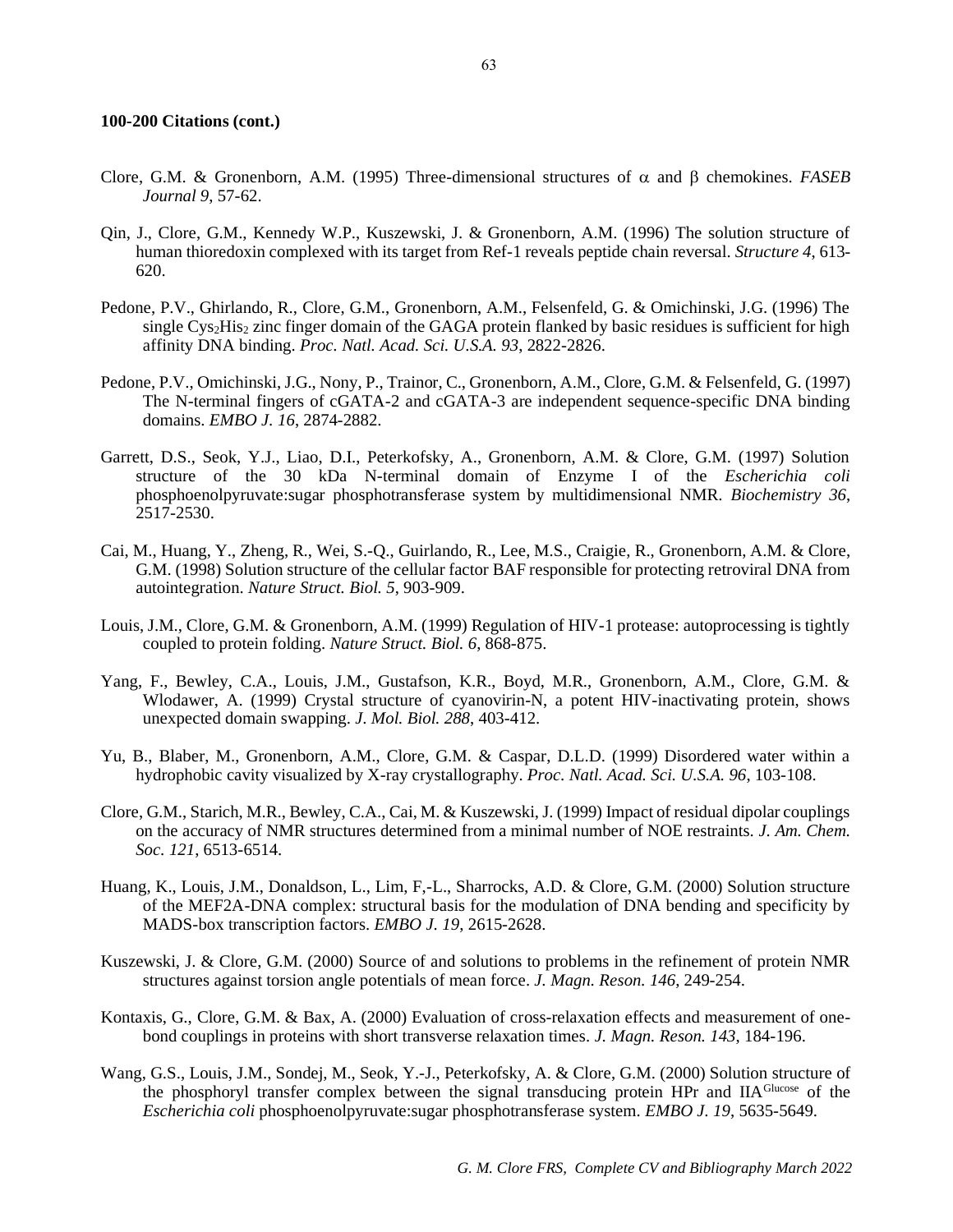**100-200 Citations (cont.)**

Clore, G.M. & Gronenborn, A.M. (1995) Three-dimensional structures of $\alpha$ and $\beta$ chemokines. *FASEB Journal 9*, 57-62.

Qin, J., Clore, G.M., Kennedy W.P., Kuszewski, J. & Gronenborn, A.M. (1996) The solution structure of human thioredoxin complexed with its target from Ref-1 reveals peptide chain reversal. *Structure 4*, 613-620.

Pedone, P.V., Ghirlando, R., Clore, G.M., Gronenborn, A.M., Felsenfeld, G. & Omichinski, J.G. (1996) The single $Cys_2His_2$ zinc finger domain of the GAGA protein flanked by basic residues is sufficient for high affinity DNA binding. *Proc. Natl. Acad. Sci. U.S.A. 93*, 2822-2826.

Pedone, P.V., Omichinski, J.G., Nony, P., Trainor, C., Gronenborn, A.M., Clore, G.M. & Felsenfeld, G. (1997) The N-terminal fingers of cGATA-2 and cGATA-3 are independent sequence-specific DNA binding domains. *EMBO J. 16*, 2874-2882.

Garrett, D.S., Seok, Y.J., Liao, D.I., Peterkofsky, A., Gronenborn, A.M. & Clore, G.M. (1997) Solution structure of the 30 kDa N-terminal domain of Enzyme I of the *Escherichia coli* phosphoenolpyruvate:sugar phosphotransferase system by multidimensional NMR. *Biochemistry 36*, 2517-2530.

Cai, M., Huang, Y., Zheng, R., Wei, S.-Q., Guirlando, R., Lee, M.S., Craigie, R., Gronenborn, A.M. & Clore, G.M. (1998) Solution structure of the cellular factor BAF responsible for protecting retroviral DNA from autointegration. *Nature Struct. Biol. 5*, 903-909.

Louis, J.M., Clore, G.M. & Gronenborn, A.M. (1999) Regulation of HIV-1 protease: autoprocessing is tightly coupled to protein folding. *Nature Struct. Biol. 6*, 868-875.

Yang, F., Bewley, C.A., Louis, J.M., Gustafson, K.R., Boyd, M.R., Gronenborn, A.M., Clore, G.M. & Wlodawer, A. (1999) Crystal structure of cyanovirin-N, a potent HIV-inactivating protein, shows unexpected domain swapping. *J. Mol. Biol. 288*, 403-412.

Yu, B., Blaber, M., Gronenborn, A.M., Clore, G.M. & Caspar, D.L.D. (1999) Disordered water within a hydrophobic cavity visualized by X-ray crystallography. *Proc. Natl. Acad. Sci. U.S.A. 96*, 103-108.

Clore, G.M., Starich, M.R., Bewley, C.A., Cai, M. & Kuszewski, J. (1999) Impact of residual dipolar couplings on the accuracy of NMR structures determined from a minimal number of NOE restraints. *J. Am. Chem. Soc. 121*, 6513-6514.

Huang, K., Louis, J.M., Donaldson, L., Lim, F,-L., Sharrocks, A.D. & Clore, G.M. (2000) Solution structure of the MEF2A-DNA complex: structural basis for the modulation of DNA bending and specificity by MADS-box transcription factors. *EMBO J. 19*, 2615-2628.

Kuszewski, J. & Clore, G.M. (2000) Source of and solutions to problems in the refinement of protein NMR structures against torsion angle potentials of mean force. *J. Magn. Reson. 146*, 249-254.

Kontaxis, G., Clore, G.M. & Bax, A. (2000) Evaluation of cross-relaxation effects and measurement of one-bond couplings in proteins with short transverse relaxation times. *J. Magn. Reson. 143*, 184-196.

Wang, G.S., Louis, J.M., Sondej, M., Seok, Y.-J., Peterkofsky, A. & Clore, G.M. (2000) Solution structure of the phosphoryl transfer complex between the signal transducing protein HPr and $IIA^{Glucose}$ of the *Escherichia coli* phosphoenolpyruvate:sugar phosphotransferase system. *EMBO J. 19*, 5635-5649.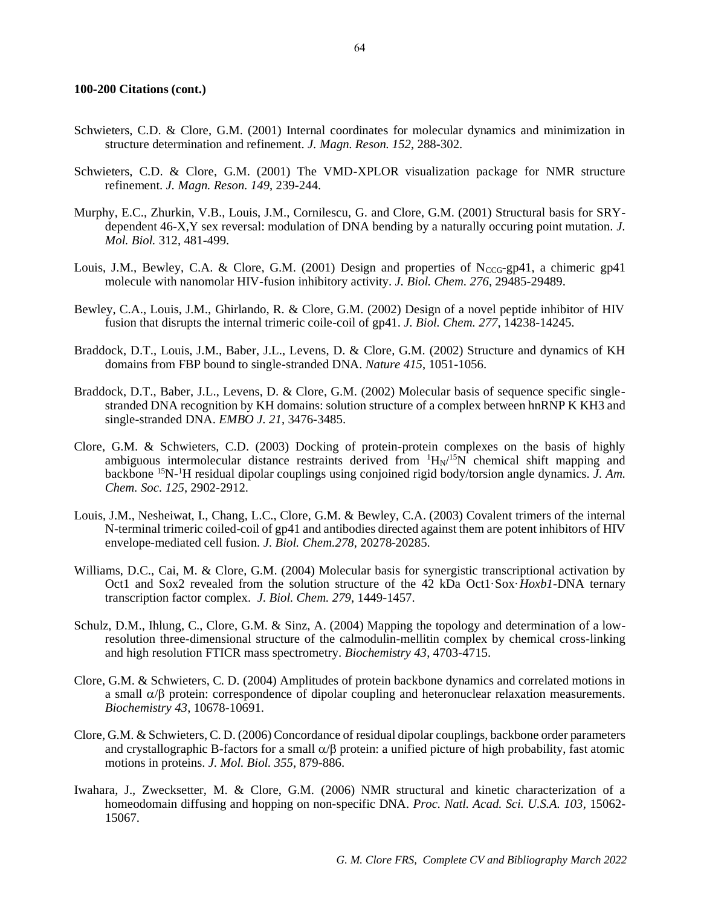**100-200 Citations (cont.)**

Schwieters, C.D. & Clore, G.M. (2001) Internal coordinates for molecular dynamics and minimization in structure determination and refinement. *J. Magn. Reson. 152*, 288-302.

Schwieters, C.D. & Clore, G.M. (2001) The VMD-XPLOR visualization package for NMR structure refinement. *J. Magn. Reson. 149*, 239-244.

Murphy, E.C., Zhurkin, V.B., Louis, J.M., Cornilescu, G. and Clore, G.M. (2001) Structural basis for SRY-dependent 46-X,Y sex reversal: modulation of DNA bending by a naturally occuring point mutation. *J. Mol. Biol.* 312, 481-499.

Louis, J.M., Bewley, C.A. & Clore, G.M. (2001) Design and properties of $N_{CCG}$-gp41, a chimeric gp41 molecule with nanomolar HIV-fusion inhibitory activity. *J. Biol. Chem. 276*, 29485-29489.

Bewley, C.A., Louis, J.M., Ghirlando, R. & Clore, G.M. (2002) Design of a novel peptide inhibitor of HIV fusion that disrupts the internal trimeric coile-coil of gp41. *J. Biol. Chem. 277*, 14238-14245.

Braddock, D.T., Louis, J.M., Baber, J.L., Levens, D. & Clore, G.M. (2002) Structure and dynamics of KH domains from FBP bound to single-stranded DNA. *Nature 415*, 1051-1056.

Braddock, D.T., Baber, J.L., Levens, D. & Clore, G.M. (2002) Molecular basis of sequence specific single-stranded DNA recognition by KH domains: solution structure of a complex between hnRNP K KH3 and single-stranded DNA. *EMBO J. 21*, 3476-3485.

Clore, G.M. & Schwieters, C.D. (2003) Docking of protein-protein complexes on the basis of highly ambiguous intermolecular distance restraints derived from $^{1}H_{N}/^{15}N$ chemical shift mapping and backbone $^{15}N$-$^{1}H$ residual dipolar couplings using conjoined rigid body/torsion angle dynamics. *J. Am. Chem. Soc. 125*, 2902-2912.

Louis, J.M., Nesheiwat, I., Chang, L.C., Clore, G.M. & Bewley, C.A. (2003) Covalent trimers of the internal N-terminal trimeric coiled-coil of gp41 and antibodies directed against them are potent inhibitors of HIV envelope-mediated cell fusion. *J. Biol. Chem.278*, 20278-20285.

Williams, D.C., Cai, M. & Clore, G.M. (2004) Molecular basis for synergistic transcriptional activation by Oct1 and Sox2 revealed from the solution structure of the 42 kDa Oct1·Sox·*Hoxb1*-DNA ternary transcription factor complex. *J. Biol. Chem. 279*, 1449-1457.

Schulz, D.M., Ihlung, C., Clore, G.M. & Sinz, A. (2004) Mapping the topology and determination of a low-resolution three-dimensional structure of the calmodulin-mellitin complex by chemical cross-linking and high resolution FTICR mass spectrometry. *Biochemistry 43*, 4703-4715.

Clore, G.M. & Schwieters, C. D. (2004) Amplitudes of protein backbone dynamics and correlated motions in a small $\alpha/\beta$ protein: correspondence of dipolar coupling and heteronuclear relaxation measurements. *Biochemistry 43*, 10678-10691.

Clore, G.M. & Schwieters, C. D. (2006) Concordance of residual dipolar couplings, backbone order parameters and crystallographic B-factors for a small $\alpha/\beta$ protein: a unified picture of high probability, fast atomic motions in proteins. *J. Mol. Biol. 355*, 879-886.

Iwahara, J., Zwecksetter, M. & Clore, G.M. (2006) NMR structural and kinetic characterization of a homeodomain diffusing and hopping on non-specific DNA. *Proc. Natl. Acad. Sci. U.S.A. 103*, 15062-15067.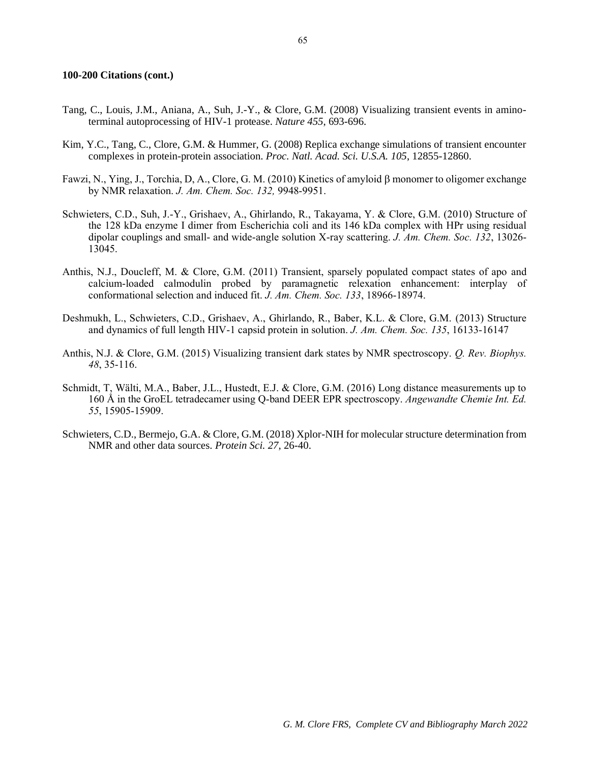**100-200 Citations (cont.)**

Tang, C., Louis, J.M., Aniana, A., Suh, J.-Y., & Clore, G.M. (2008) Visualizing transient events in amino-terminal autoprocessing of HIV-1 protease. *Nature 455*, 693-696.

Kim, Y.C., Tang, C., Clore, G.M. & Hummer, G. (2008) Replica exchange simulations of transient encounter complexes in protein-protein association. *Proc. Natl. Acad. Sci. U.S.A. 105*, 12855-12860.

Fawzi, N., Ying, J., Torchia, D, A., Clore, G. M. (2010) Kinetics of amyloid β monomer to oligomer exchange by NMR relaxation. *J. Am. Chem. Soc. 132,* 9948-9951.

Schwieters, C.D., Suh, J.-Y., Grishaev, A., Ghirlando, R., Takayama, Y. & Clore, G.M. (2010) Structure of the 128 kDa enzyme I dimer from Escherichia coli and its 146 kDa complex with HPr using residual dipolar couplings and small- and wide-angle solution X-ray scattering. *J. Am. Chem. Soc. 132*, 13026-13045.

Anthis, N.J., Doucleff, M. & Clore, G.M. (2011) Transient, sparsely populated compact states of apo and calcium-loaded calmodulin probed by paramagnetic relexation enhancement: interplay of conformational selection and induced fit. *J. Am. Chem. Soc. 133*, 18966-18974.

Deshmukh, L., Schwieters, C.D., Grishaev, A., Ghirlando, R., Baber, K.L. & Clore, G.M. (2013) Structure and dynamics of full length HIV-1 capsid protein in solution. *J. Am. Chem. Soc. 135*, 16133-16147

Anthis, N.J. & Clore, G.M. (2015) Visualizing transient dark states by NMR spectroscopy. *Q. Rev. Biophys. 48*, 35-116.

Schmidt, T, Wälti, M.A., Baber, J.L., Hustedt, E.J. & Clore, G.M. (2016) Long distance measurements up to 160 Å in the GroEL tetradecamer using Q-band DEER EPR spectroscopy. *Angewandte Chemie Int. Ed. 55*, 15905-15909.

Schwieters, C.D., Bermejo, G.A. & Clore, G.M. (2018) Xplor-NIH for molecular structure determination from NMR and other data sources. *Protein Sci. 27,* 26-40.